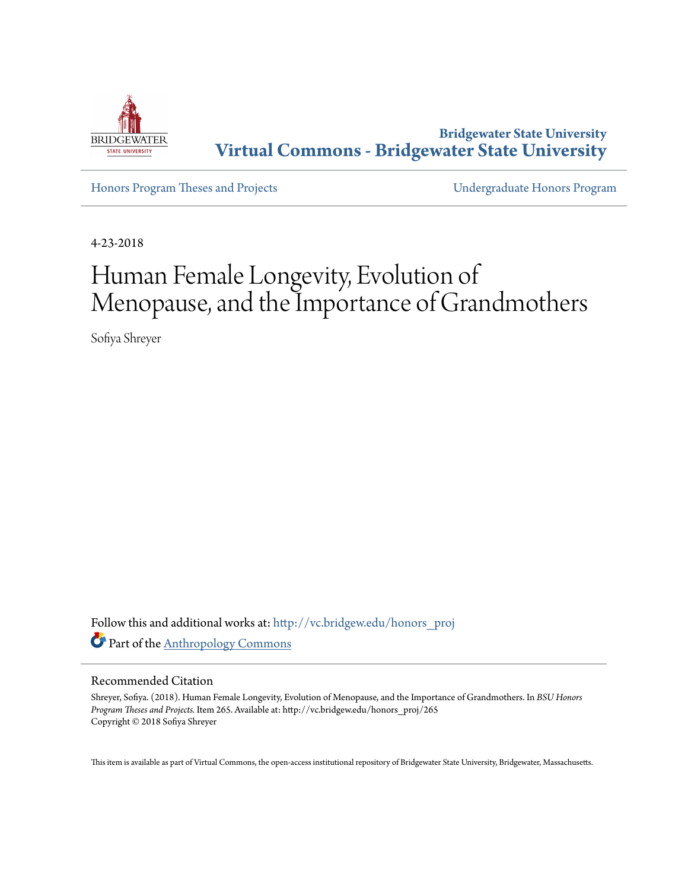Bridgewater State University

**Virtual Commons - Bridgewater State University**

Honors Program Theses and Projects

Undergraduate Honors Program

4-23-2018

# Human Female Longevity, Evolution of Menopause, and the Importance of Grandmothers

Sofiya Shreyer

Follow this and additional works at: http://vc.bridgew.edu/honors_proj

Part of the Anthropology Commons

## Recommended Citation

Shreyer, Sofiya. (2018). Human Female Longevity, Evolution of Menopause, and the Importance of Grandmothers. In *BSU Honors Program Theses and Projects.* Item 265. Available at: http://vc.bridgew.edu/honors_proj/265
Copyright © 2018 Sofiya Shreyer

This item is available as part of Virtual Commons, the open-access institutional repository of Bridgewater State University, Bridgewater, Massachusetts.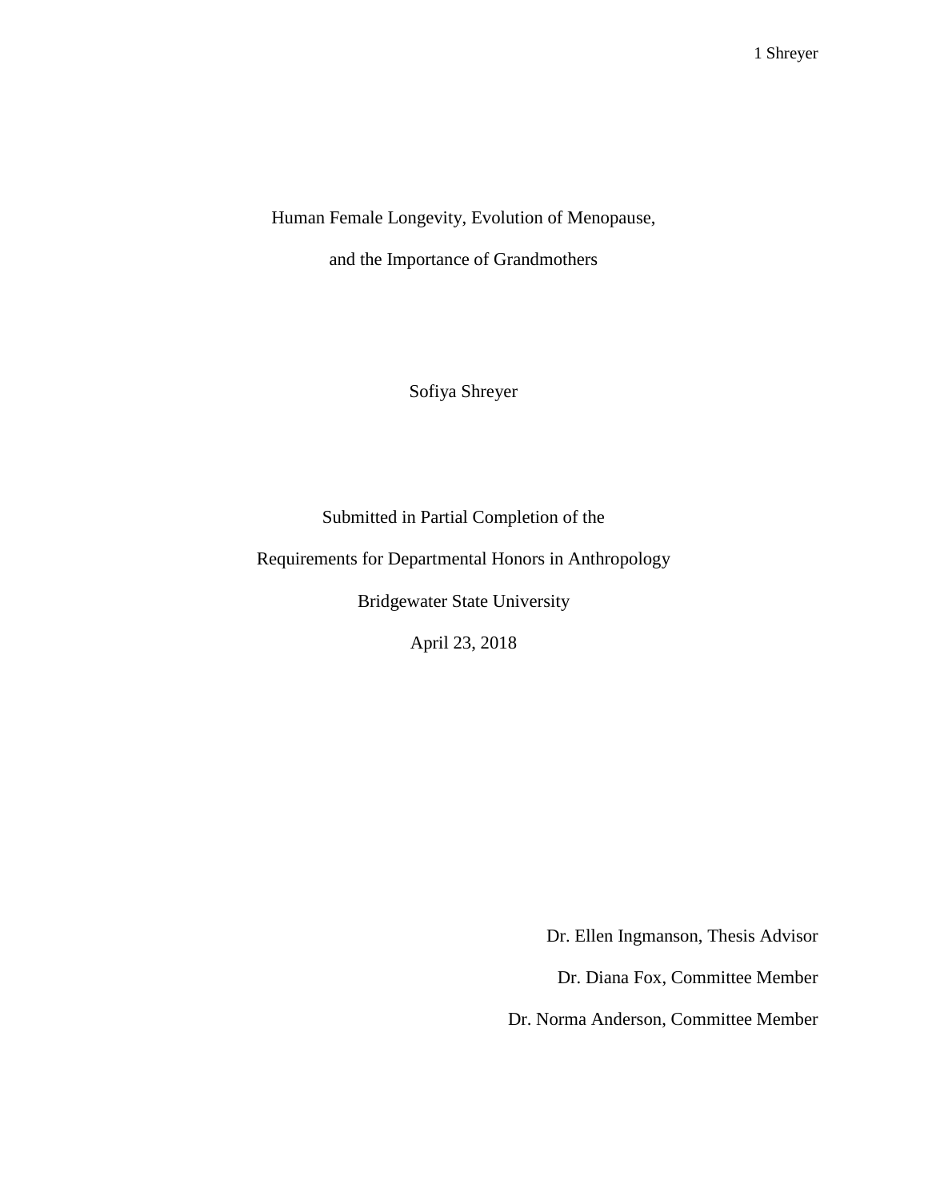# Human Female Longevity, Evolution of Menopause, and the Importance of Grandmothers

Sofiya Shreyer

Submitted in Partial Completion of the

Requirements for Departmental Honors in Anthropology

Bridgewater State University

April 23, 2018

Dr. Ellen Ingmanson, Thesis Advisor

Dr. Diana Fox, Committee Member

Dr. Norma Anderson, Committee Member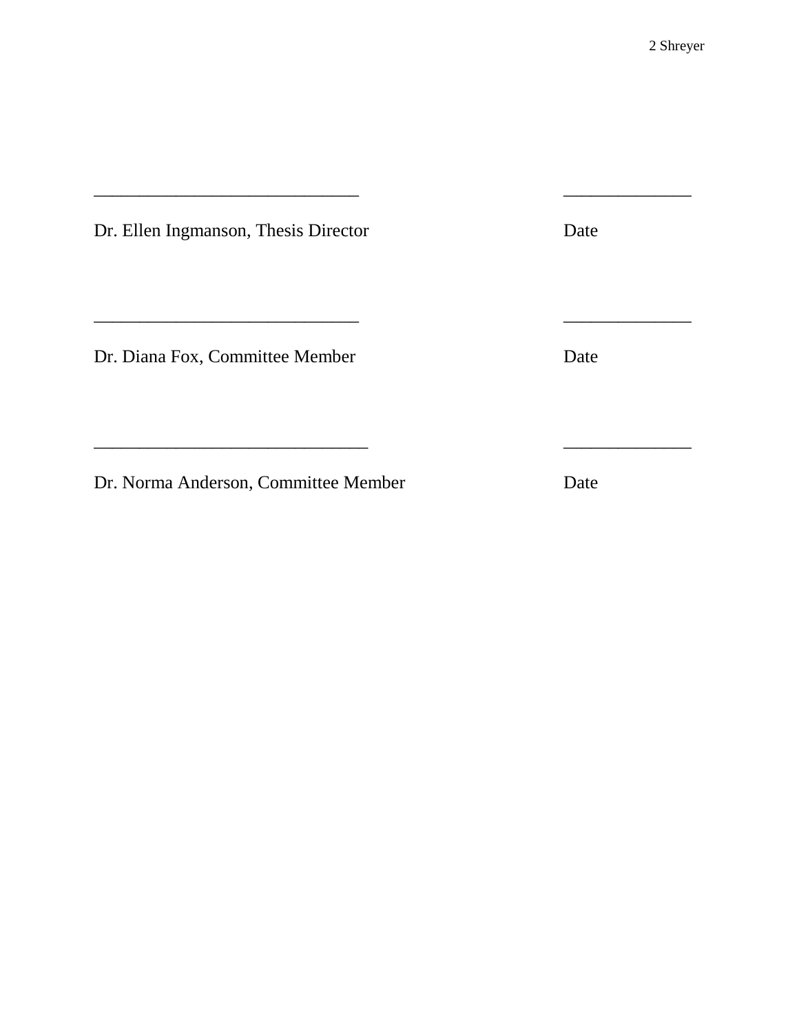______________________________ ______________

Dr. Ellen Ingmanson, Thesis Director Date

______________________________ ______________

Dr. Diana Fox, Committee Member Date

______________________________ ______________

Dr. Norma Anderson, Committee Member Date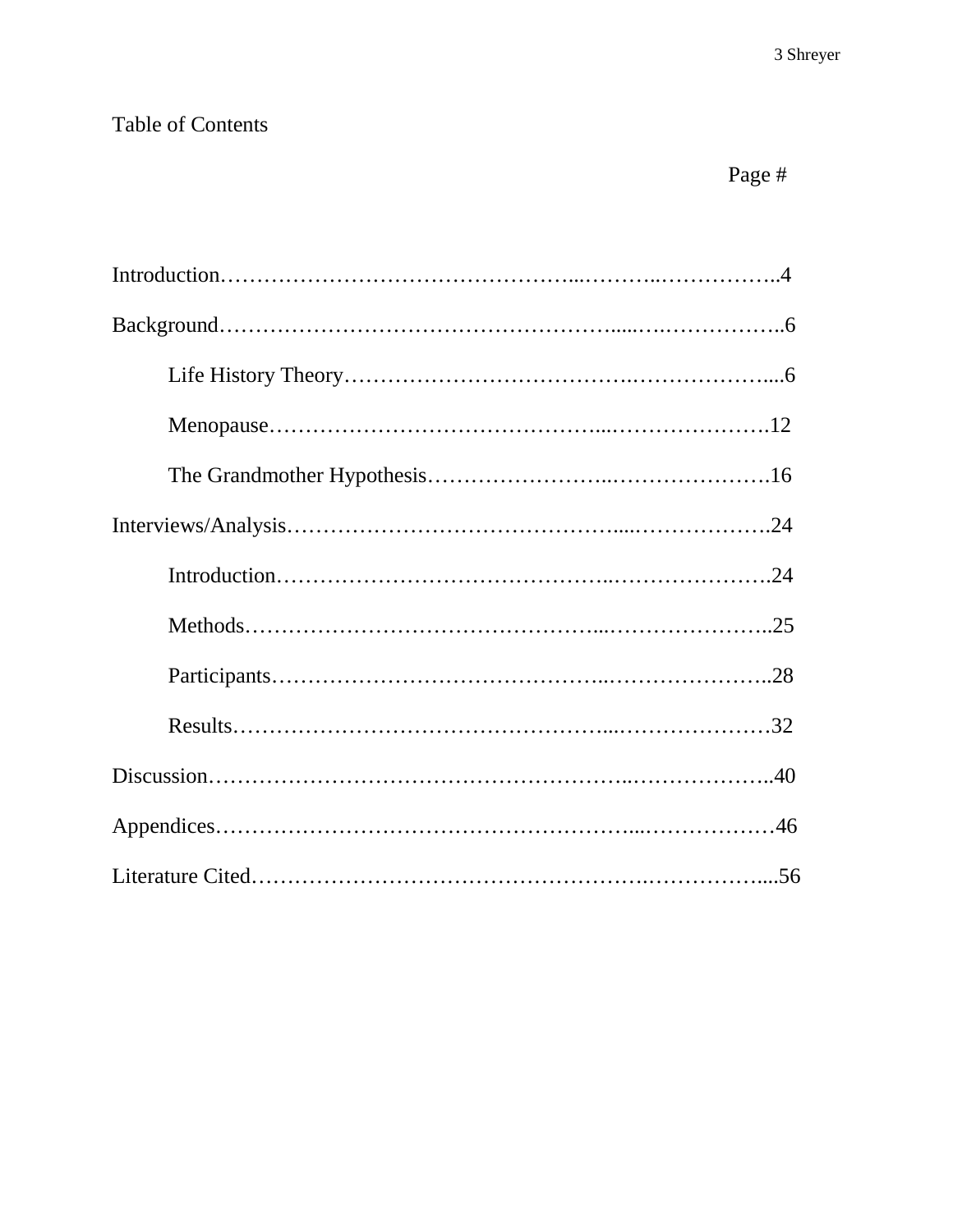# Table of Contents

Page #

Introduction……………………………………………………………….4

Background……………………………………………………………….6

Life History Theory……………………………………………………....6

Menopause……………………………………………………………….12

The Grandmother Hypothesis…………………………………………….16

Interviews/Analysis……………………………………………………….24

Introduction……………………………………………………………….24

Methods…………………………………………………………………..25

Participants………………………………………………………………..28

Results…………………………………………………………………….32

Discussion………………………………………………………………….40

Appendices…………………………………………………………………46

Literature Cited……………………………………………………………....56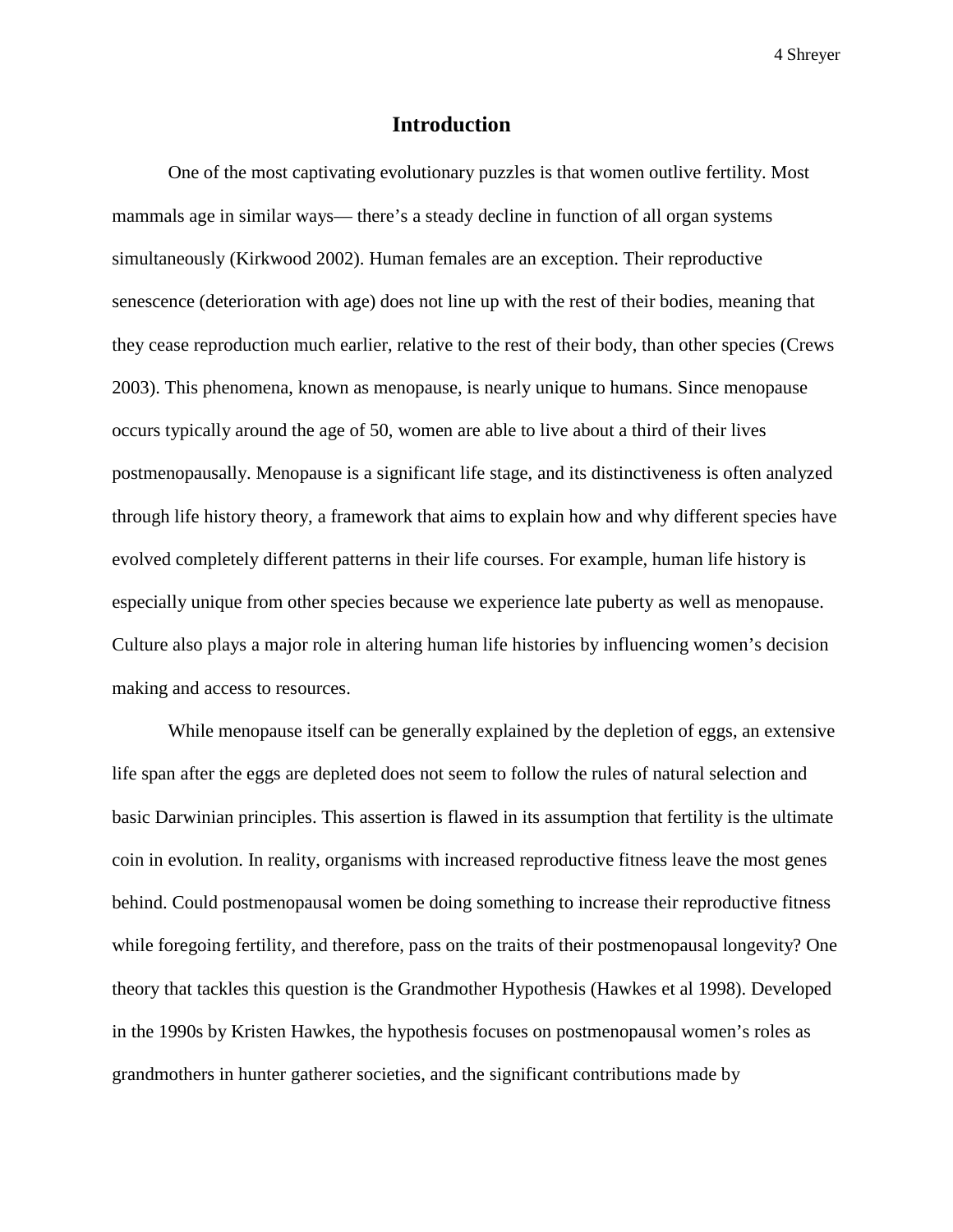## Introduction

One of the most captivating evolutionary puzzles is that women outlive fertility. Most mammals age in similar ways— there's a steady decline in function of all organ systems simultaneously (Kirkwood 2002). Human females are an exception. Their reproductive senescence (deterioration with age) does not line up with the rest of their bodies, meaning that they cease reproduction much earlier, relative to the rest of their body, than other species (Crews 2003). This phenomena, known as menopause, is nearly unique to humans. Since menopause occurs typically around the age of 50, women are able to live about a third of their lives postmenopausally. Menopause is a significant life stage, and its distinctiveness is often analyzed through life history theory, a framework that aims to explain how and why different species have evolved completely different patterns in their life courses. For example, human life history is especially unique from other species because we experience late puberty as well as menopause. Culture also plays a major role in altering human life histories by influencing women's decision making and access to resources.

While menopause itself can be generally explained by the depletion of eggs, an extensive life span after the eggs are depleted does not seem to follow the rules of natural selection and basic Darwinian principles. This assertion is flawed in its assumption that fertility is the ultimate coin in evolution. In reality, organisms with increased reproductive fitness leave the most genes behind. Could postmenopausal women be doing something to increase their reproductive fitness while foregoing fertility, and therefore, pass on the traits of their postmenopausal longevity? One theory that tackles this question is the Grandmother Hypothesis (Hawkes et al 1998). Developed in the 1990s by Kristen Hawkes, the hypothesis focuses on postmenopausal women's roles as grandmothers in hunter gatherer societies, and the significant contributions made by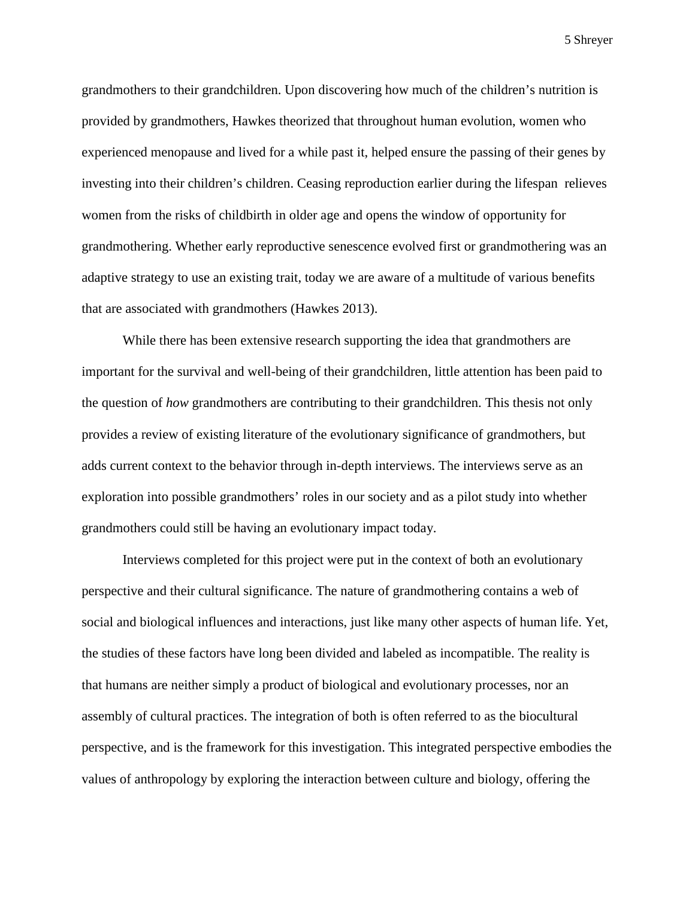grandmothers to their grandchildren. Upon discovering how much of the children's nutrition is provided by grandmothers, Hawkes theorized that throughout human evolution, women who experienced menopause and lived for a while past it, helped ensure the passing of their genes by investing into their children's children. Ceasing reproduction earlier during the lifespan relieves women from the risks of childbirth in older age and opens the window of opportunity for grandmothering. Whether early reproductive senescence evolved first or grandmothering was an adaptive strategy to use an existing trait, today we are aware of a multitude of various benefits that are associated with grandmothers (Hawkes 2013).

While there has been extensive research supporting the idea that grandmothers are important for the survival and well-being of their grandchildren, little attention has been paid to the question of *how* grandmothers are contributing to their grandchildren. This thesis not only provides a review of existing literature of the evolutionary significance of grandmothers, but adds current context to the behavior through in-depth interviews. The interviews serve as an exploration into possible grandmothers' roles in our society and as a pilot study into whether grandmothers could still be having an evolutionary impact today.

Interviews completed for this project were put in the context of both an evolutionary perspective and their cultural significance. The nature of grandmothering contains a web of social and biological influences and interactions, just like many other aspects of human life. Yet, the studies of these factors have long been divided and labeled as incompatible. The reality is that humans are neither simply a product of biological and evolutionary processes, nor an assembly of cultural practices. The integration of both is often referred to as the biocultural perspective, and is the framework for this investigation. This integrated perspective embodies the values of anthropology by exploring the interaction between culture and biology, offering the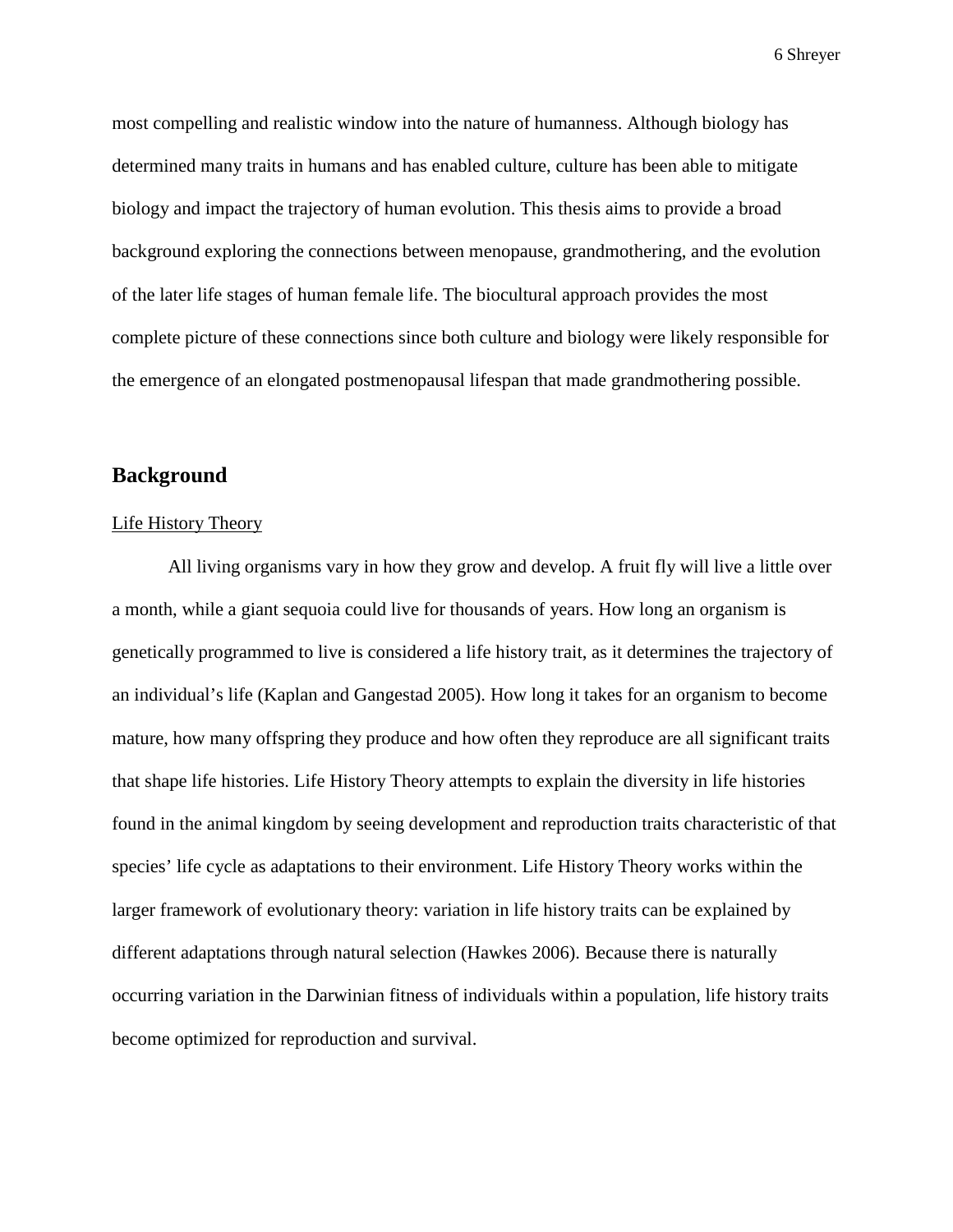most compelling and realistic window into the nature of humanness. Although biology has determined many traits in humans and has enabled culture, culture has been able to mitigate biology and impact the trajectory of human evolution. This thesis aims to provide a broad background exploring the connections between menopause, grandmothering, and the evolution of the later life stages of human female life. The biocultural approach provides the most complete picture of these connections since both culture and biology were likely responsible for the emergence of an elongated postmenopausal lifespan that made grandmothering possible.

## Background

### Life History Theory

All living organisms vary in how they grow and develop. A fruit fly will live a little over a month, while a giant sequoia could live for thousands of years. How long an organism is genetically programmed to live is considered a life history trait, as it determines the trajectory of an individual's life (Kaplan and Gangestad 2005). How long it takes for an organism to become mature, how many offspring they produce and how often they reproduce are all significant traits that shape life histories. Life History Theory attempts to explain the diversity in life histories found in the animal kingdom by seeing development and reproduction traits characteristic of that species' life cycle as adaptations to their environment. Life History Theory works within the larger framework of evolutionary theory: variation in life history traits can be explained by different adaptations through natural selection (Hawkes 2006). Because there is naturally occurring variation in the Darwinian fitness of individuals within a population, life history traits become optimized for reproduction and survival.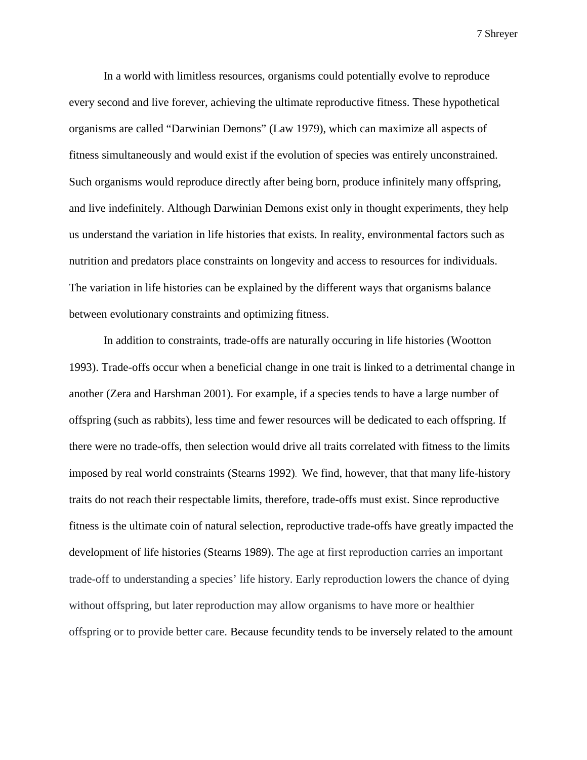In a world with limitless resources, organisms could potentially evolve to reproduce every second and live forever, achieving the ultimate reproductive fitness. These hypothetical organisms are called "Darwinian Demons" (Law 1979), which can maximize all aspects of fitness simultaneously and would exist if the evolution of species was entirely unconstrained. Such organisms would reproduce directly after being born, produce infinitely many offspring, and live indefinitely. Although Darwinian Demons exist only in thought experiments, they help us understand the variation in life histories that exists. In reality, environmental factors such as nutrition and predators place constraints on longevity and access to resources for individuals. The variation in life histories can be explained by the different ways that organisms balance between evolutionary constraints and optimizing fitness.

In addition to constraints, trade-offs are naturally occuring in life histories (Wootton 1993). Trade-offs occur when a beneficial change in one trait is linked to a detrimental change in another (Zera and Harshman 2001). For example, if a species tends to have a large number of offspring (such as rabbits), less time and fewer resources will be dedicated to each offspring. If there were no trade-offs, then selection would drive all traits correlated with fitness to the limits imposed by real world constraints (Stearns 1992). We find, however, that that many life-history traits do not reach their respectable limits, therefore, trade-offs must exist. Since reproductive fitness is the ultimate coin of natural selection, reproductive trade-offs have greatly impacted the development of life histories (Stearns 1989). The age at first reproduction carries an important trade-off to understanding a species' life history. Early reproduction lowers the chance of dying without offspring, but later reproduction may allow organisms to have more or healthier offspring or to provide better care. Because fecundity tends to be inversely related to the amount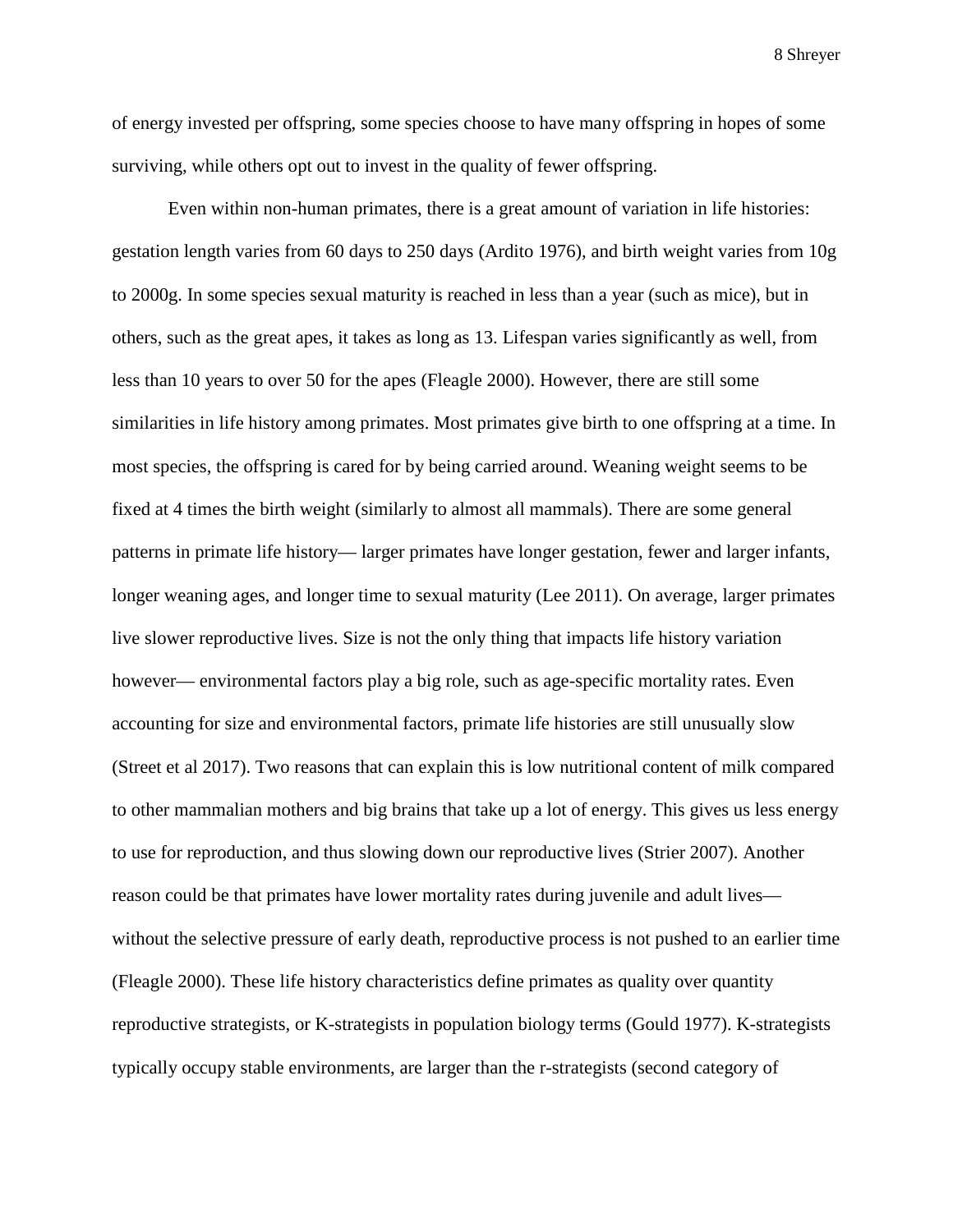of energy invested per offspring, some species choose to have many offspring in hopes of some surviving, while others opt out to invest in the quality of fewer offspring.

Even within non-human primates, there is a great amount of variation in life histories: gestation length varies from 60 days to 250 days (Ardito 1976), and birth weight varies from 10g to 2000g. In some species sexual maturity is reached in less than a year (such as mice), but in others, such as the great apes, it takes as long as 13. Lifespan varies significantly as well, from less than 10 years to over 50 for the apes (Fleagle 2000). However, there are still some similarities in life history among primates. Most primates give birth to one offspring at a time. In most species, the offspring is cared for by being carried around. Weaning weight seems to be fixed at 4 times the birth weight (similarly to almost all mammals). There are some general patterns in primate life history— larger primates have longer gestation, fewer and larger infants, longer weaning ages, and longer time to sexual maturity (Lee 2011). On average, larger primates live slower reproductive lives. Size is not the only thing that impacts life history variation however— environmental factors play a big role, such as age-specific mortality rates. Even accounting for size and environmental factors, primate life histories are still unusually slow (Street et al 2017). Two reasons that can explain this is low nutritional content of milk compared to other mammalian mothers and big brains that take up a lot of energy. This gives us less energy to use for reproduction, and thus slowing down our reproductive lives (Strier 2007). Another reason could be that primates have lower mortality rates during juvenile and adult lives— without the selective pressure of early death, reproductive process is not pushed to an earlier time (Fleagle 2000). These life history characteristics define primates as quality over quantity reproductive strategists, or K-strategists in population biology terms (Gould 1977). K-strategists typically occupy stable environments, are larger than the r-strategists (second category of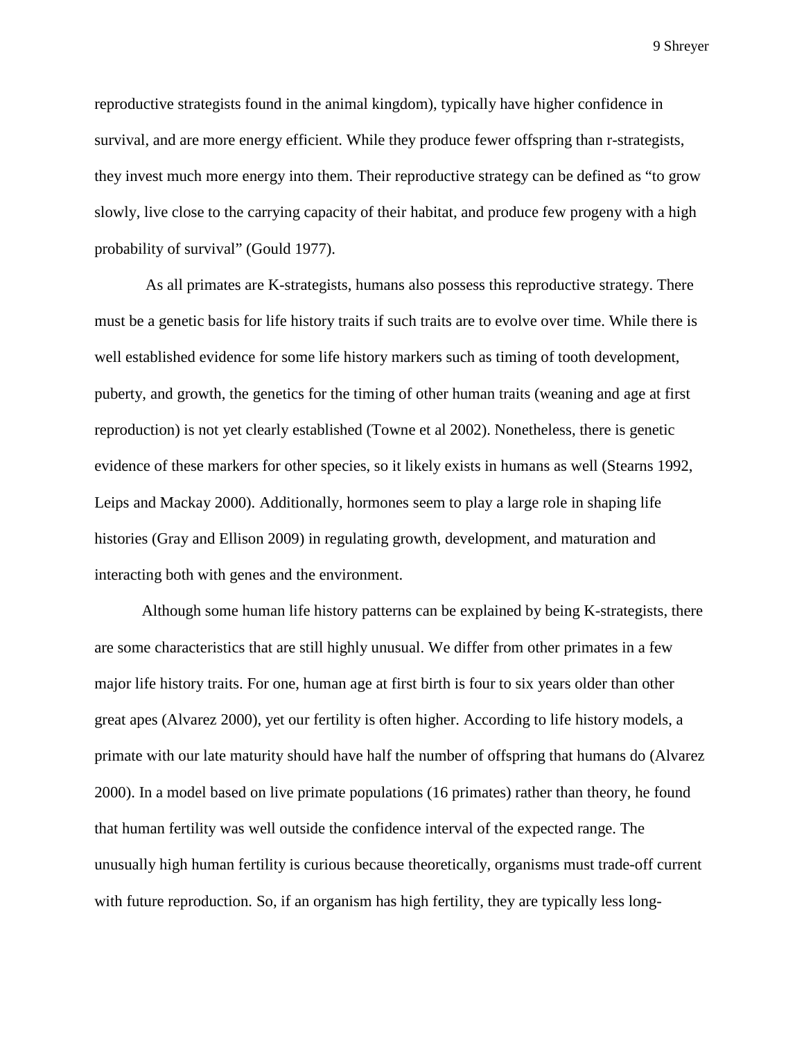reproductive strategists found in the animal kingdom), typically have higher confidence in survival, and are more energy efficient. While they produce fewer offspring than r-strategists, they invest much more energy into them. Their reproductive strategy can be defined as "to grow slowly, live close to the carrying capacity of their habitat, and produce few progeny with a high probability of survival" (Gould 1977).

As all primates are K-strategists, humans also possess this reproductive strategy. There must be a genetic basis for life history traits if such traits are to evolve over time. While there is well established evidence for some life history markers such as timing of tooth development, puberty, and growth, the genetics for the timing of other human traits (weaning and age at first reproduction) is not yet clearly established (Towne et al 2002). Nonetheless, there is genetic evidence of these markers for other species, so it likely exists in humans as well (Stearns 1992, Leips and Mackay 2000). Additionally, hormones seem to play a large role in shaping life histories (Gray and Ellison 2009) in regulating growth, development, and maturation and interacting both with genes and the environment.

Although some human life history patterns can be explained by being K-strategists, there are some characteristics that are still highly unusual. We differ from other primates in a few major life history traits. For one, human age at first birth is four to six years older than other great apes (Alvarez 2000), yet our fertility is often higher. According to life history models, a primate with our late maturity should have half the number of offspring that humans do (Alvarez 2000). In a model based on live primate populations (16 primates) rather than theory, he found that human fertility was well outside the confidence interval of the expected range. The unusually high human fertility is curious because theoretically, organisms must trade-off current with future reproduction. So, if an organism has high fertility, they are typically less long-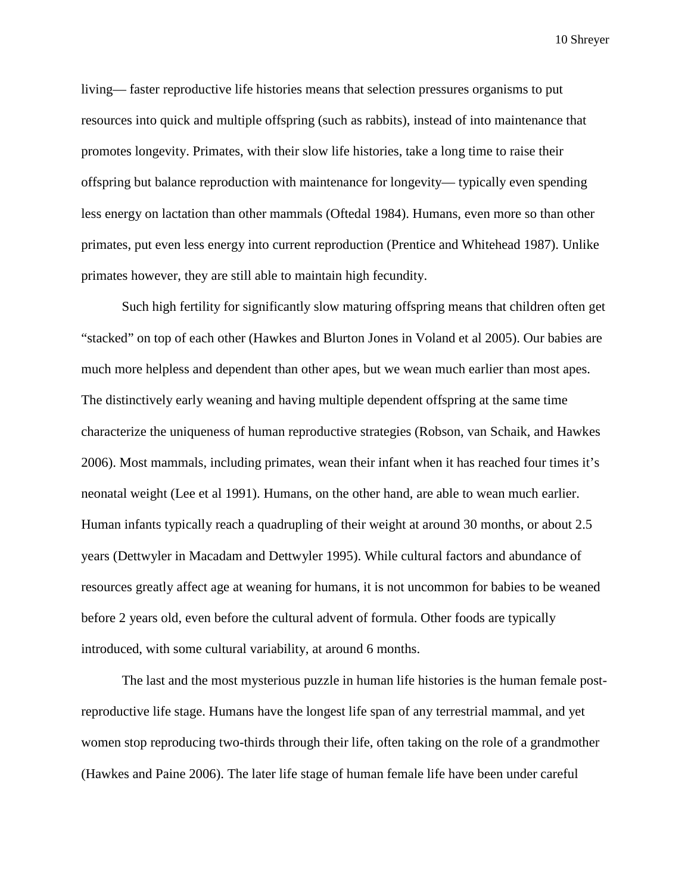living— faster reproductive life histories means that selection pressures organisms to put resources into quick and multiple offspring (such as rabbits), instead of into maintenance that promotes longevity. Primates, with their slow life histories, take a long time to raise their offspring but balance reproduction with maintenance for longevity— typically even spending less energy on lactation than other mammals (Oftedal 1984). Humans, even more so than other primates, put even less energy into current reproduction (Prentice and Whitehead 1987). Unlike primates however, they are still able to maintain high fecundity.

Such high fertility for significantly slow maturing offspring means that children often get "stacked" on top of each other (Hawkes and Blurton Jones in Voland et al 2005). Our babies are much more helpless and dependent than other apes, but we wean much earlier than most apes. The distinctively early weaning and having multiple dependent offspring at the same time characterize the uniqueness of human reproductive strategies (Robson, van Schaik, and Hawkes 2006). Most mammals, including primates, wean their infant when it has reached four times it's neonatal weight (Lee et al 1991). Humans, on the other hand, are able to wean much earlier. Human infants typically reach a quadrupling of their weight at around 30 months, or about 2.5 years (Dettwyler in Macadam and Dettwyler 1995). While cultural factors and abundance of resources greatly affect age at weaning for humans, it is not uncommon for babies to be weaned before 2 years old, even before the cultural advent of formula. Other foods are typically introduced, with some cultural variability, at around 6 months.

The last and the most mysterious puzzle in human life histories is the human female post-reproductive life stage. Humans have the longest life span of any terrestrial mammal, and yet women stop reproducing two-thirds through their life, often taking on the role of a grandmother (Hawkes and Paine 2006). The later life stage of human female life have been under careful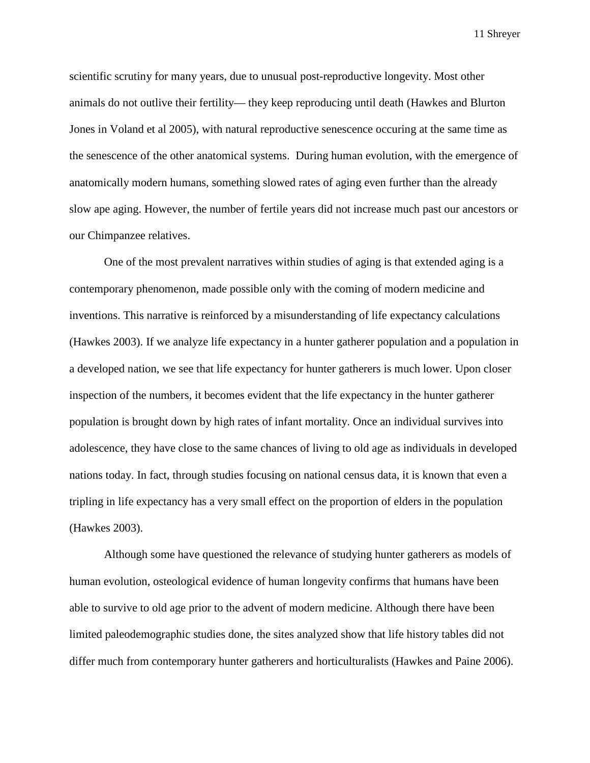scientific scrutiny for many years, due to unusual post-reproductive longevity. Most other animals do not outlive their fertility— they keep reproducing until death (Hawkes and Blurton Jones in Voland et al 2005), with natural reproductive senescence occuring at the same time as the senescence of the other anatomical systems. During human evolution, with the emergence of anatomically modern humans, something slowed rates of aging even further than the already slow ape aging. However, the number of fertile years did not increase much past our ancestors or our Chimpanzee relatives.

One of the most prevalent narratives within studies of aging is that extended aging is a contemporary phenomenon, made possible only with the coming of modern medicine and inventions. This narrative is reinforced by a misunderstanding of life expectancy calculations (Hawkes 2003). If we analyze life expectancy in a hunter gatherer population and a population in a developed nation, we see that life expectancy for hunter gatherers is much lower. Upon closer inspection of the numbers, it becomes evident that the life expectancy in the hunter gatherer population is brought down by high rates of infant mortality. Once an individual survives into adolescence, they have close to the same chances of living to old age as individuals in developed nations today. In fact, through studies focusing on national census data, it is known that even a tripling in life expectancy has a very small effect on the proportion of elders in the population (Hawkes 2003).

Although some have questioned the relevance of studying hunter gatherers as models of human evolution, osteological evidence of human longevity confirms that humans have been able to survive to old age prior to the advent of modern medicine. Although there have been limited paleodemographic studies done, the sites analyzed show that life history tables did not differ much from contemporary hunter gatherers and horticulturalists (Hawkes and Paine 2006).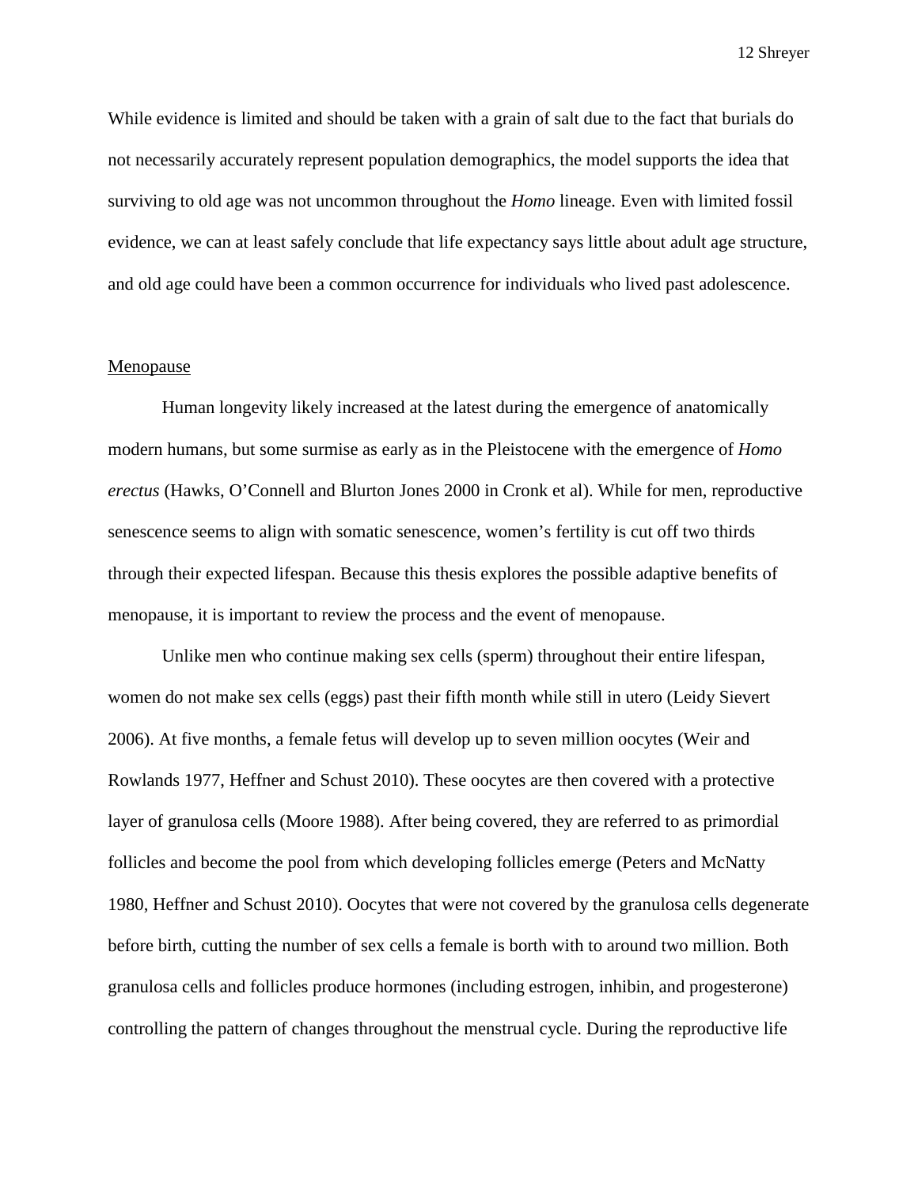While evidence is limited and should be taken with a grain of salt due to the fact that burials do not necessarily accurately represent population demographics, the model supports the idea that surviving to old age was not uncommon throughout the *Homo* lineage. Even with limited fossil evidence, we can at least safely conclude that life expectancy says little about adult age structure, and old age could have been a common occurrence for individuals who lived past adolescence.

<u>Menopause</u>

Human longevity likely increased at the latest during the emergence of anatomically modern humans, but some surmise as early as in the Pleistocene with the emergence of *Homo erectus* (Hawks, O'Connell and Blurton Jones 2000 in Cronk et al). While for men, reproductive senescence seems to align with somatic senescence, women's fertility is cut off two thirds through their expected lifespan. Because this thesis explores the possible adaptive benefits of menopause, it is important to review the process and the event of menopause.

Unlike men who continue making sex cells (sperm) throughout their entire lifespan, women do not make sex cells (eggs) past their fifth month while still in utero (Leidy Sievert 2006). At five months, a female fetus will develop up to seven million oocytes (Weir and Rowlands 1977, Heffner and Schust 2010). These oocytes are then covered with a protective layer of granulosa cells (Moore 1988). After being covered, they are referred to as primordial follicles and become the pool from which developing follicles emerge (Peters and McNatty 1980, Heffner and Schust 2010). Oocytes that were not covered by the granulosa cells degenerate before birth, cutting the number of sex cells a female is borth with to around two million. Both granulosa cells and follicles produce hormones (including estrogen, inhibin, and progesterone) controlling the pattern of changes throughout the menstrual cycle. During the reproductive life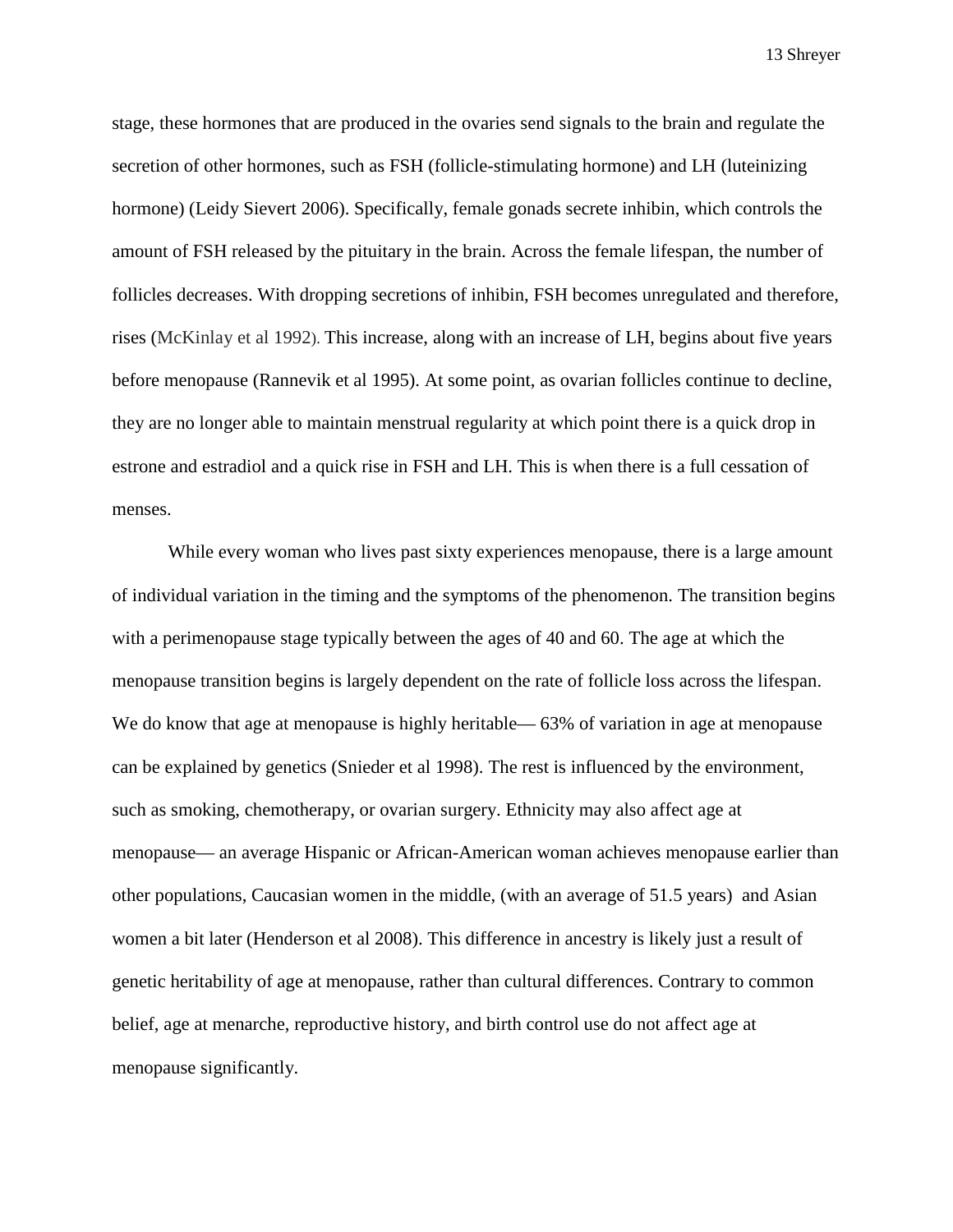stage, these hormones that are produced in the ovaries send signals to the brain and regulate the secretion of other hormones, such as FSH (follicle-stimulating hormone) and LH (luteinizing hormone) (Leidy Sievert 2006). Specifically, female gonads secrete inhibin, which controls the amount of FSH released by the pituitary in the brain. Across the female lifespan, the number of follicles decreases. With dropping secretions of inhibin, FSH becomes unregulated and therefore, rises (McKinlay et al 1992). This increase, along with an increase of LH, begins about five years before menopause (Rannevik et al 1995). At some point, as ovarian follicles continue to decline, they are no longer able to maintain menstrual regularity at which point there is a quick drop in estrone and estradiol and a quick rise in FSH and LH. This is when there is a full cessation of menses.

While every woman who lives past sixty experiences menopause, there is a large amount of individual variation in the timing and the symptoms of the phenomenon. The transition begins with a perimenopause stage typically between the ages of 40 and 60. The age at which the menopause transition begins is largely dependent on the rate of follicle loss across the lifespan. We do know that age at menopause is highly heritable— 63% of variation in age at menopause can be explained by genetics (Snieder et al 1998). The rest is influenced by the environment, such as smoking, chemotherapy, or ovarian surgery. Ethnicity may also affect age at menopause— an average Hispanic or African-American woman achieves menopause earlier than other populations, Caucasian women in the middle, (with an average of 51.5 years) and Asian women a bit later (Henderson et al 2008). This difference in ancestry is likely just a result of genetic heritability of age at menopause, rather than cultural differences. Contrary to common belief, age at menarche, reproductive history, and birth control use do not affect age at menopause significantly.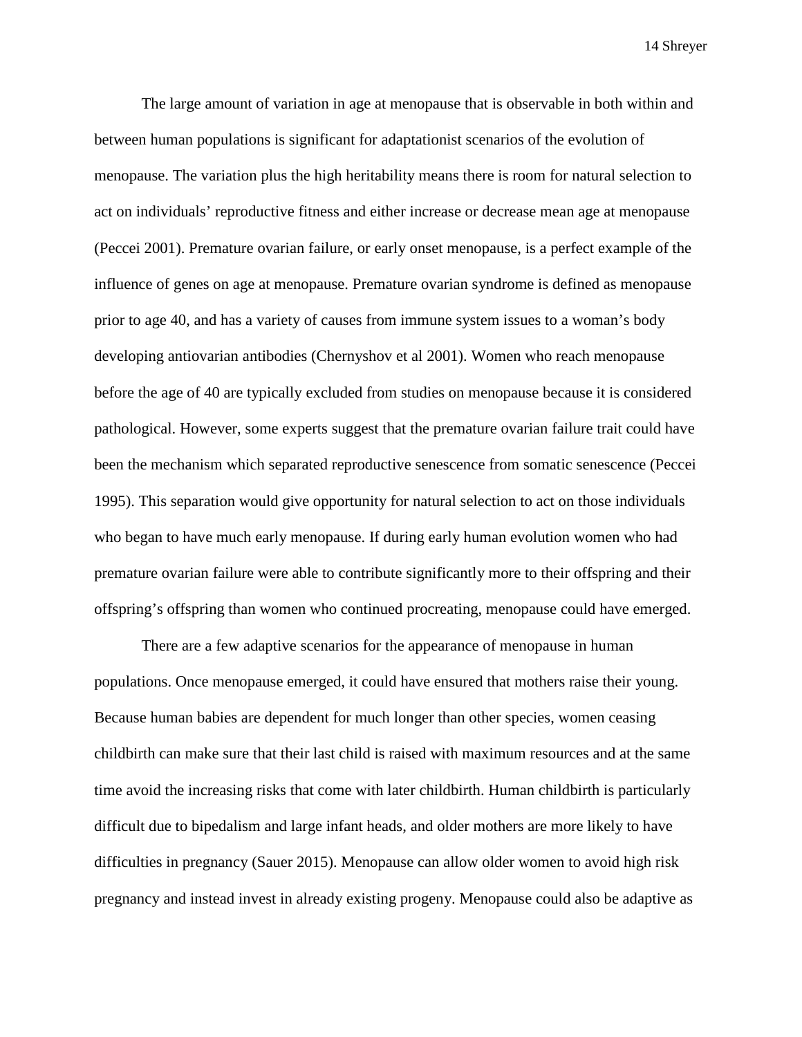The large amount of variation in age at menopause that is observable in both within and between human populations is significant for adaptationist scenarios of the evolution of menopause. The variation plus the high heritability means there is room for natural selection to act on individuals' reproductive fitness and either increase or decrease mean age at menopause (Peccei 2001). Premature ovarian failure, or early onset menopause, is a perfect example of the influence of genes on age at menopause. Premature ovarian syndrome is defined as menopause prior to age 40, and has a variety of causes from immune system issues to a woman's body developing antiovarian antibodies (Chernyshov et al 2001). Women who reach menopause before the age of 40 are typically excluded from studies on menopause because it is considered pathological. However, some experts suggest that the premature ovarian failure trait could have been the mechanism which separated reproductive senescence from somatic senescence (Peccei 1995). This separation would give opportunity for natural selection to act on those individuals who began to have much early menopause. If during early human evolution women who had premature ovarian failure were able to contribute significantly more to their offspring and their offspring's offspring than women who continued procreating, menopause could have emerged.

There are a few adaptive scenarios for the appearance of menopause in human populations. Once menopause emerged, it could have ensured that mothers raise their young. Because human babies are dependent for much longer than other species, women ceasing childbirth can make sure that their last child is raised with maximum resources and at the same time avoid the increasing risks that come with later childbirth. Human childbirth is particularly difficult due to bipedalism and large infant heads, and older mothers are more likely to have difficulties in pregnancy (Sauer 2015). Menopause can allow older women to avoid high risk pregnancy and instead invest in already existing progeny. Menopause could also be adaptive as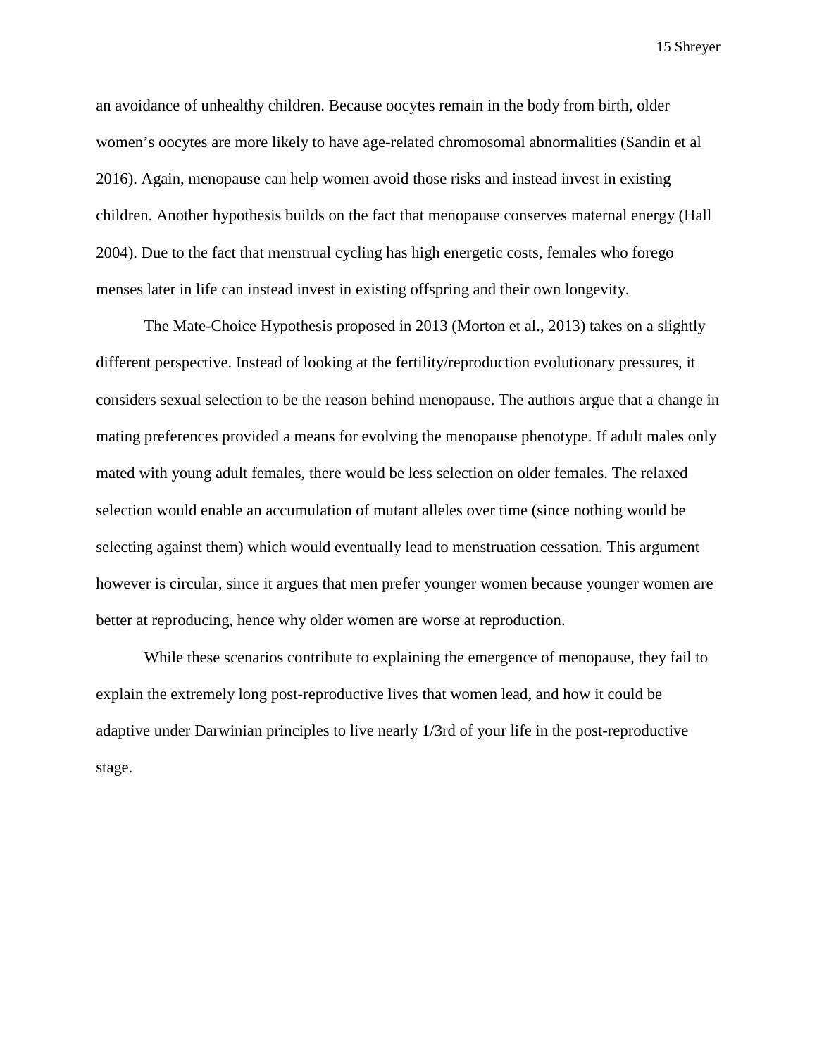an avoidance of unhealthy children. Because oocytes remain in the body from birth, older women's oocytes are more likely to have age-related chromosomal abnormalities (Sandin et al 2016). Again, menopause can help women avoid those risks and instead invest in existing children. Another hypothesis builds on the fact that menopause conserves maternal energy (Hall 2004). Due to the fact that menstrual cycling has high energetic costs, females who forego menses later in life can instead invest in existing offspring and their own longevity.

The Mate-Choice Hypothesis proposed in 2013 (Morton et al., 2013) takes on a slightly different perspective. Instead of looking at the fertility/reproduction evolutionary pressures, it considers sexual selection to be the reason behind menopause. The authors argue that a change in mating preferences provided a means for evolving the menopause phenotype. If adult males only mated with young adult females, there would be less selection on older females. The relaxed selection would enable an accumulation of mutant alleles over time (since nothing would be selecting against them) which would eventually lead to menstruation cessation. This argument however is circular, since it argues that men prefer younger women because younger women are better at reproducing, hence why older women are worse at reproduction.

While these scenarios contribute to explaining the emergence of menopause, they fail to explain the extremely long post-reproductive lives that women lead, and how it could be adaptive under Darwinian principles to live nearly 1/3rd of your life in the post-reproductive stage.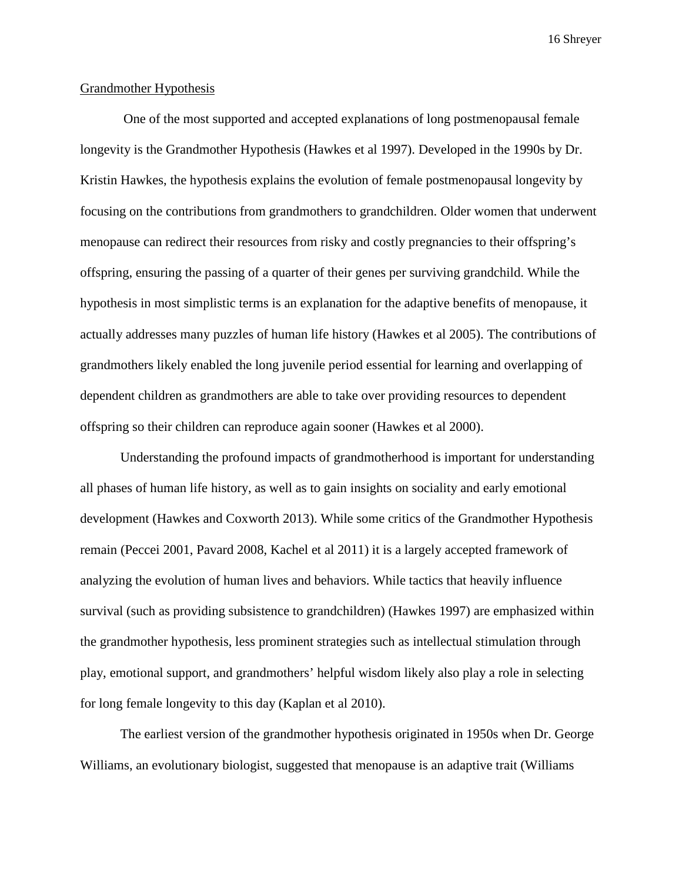Grandmother Hypothesis

One of the most supported and accepted explanations of long postmenopausal female longevity is the Grandmother Hypothesis (Hawkes et al 1997). Developed in the 1990s by Dr. Kristin Hawkes, the hypothesis explains the evolution of female postmenopausal longevity by focusing on the contributions from grandmothers to grandchildren. Older women that underwent menopause can redirect their resources from risky and costly pregnancies to their offspring's offspring, ensuring the passing of a quarter of their genes per surviving grandchild. While the hypothesis in most simplistic terms is an explanation for the adaptive benefits of menopause, it actually addresses many puzzles of human life history (Hawkes et al 2005). The contributions of grandmothers likely enabled the long juvenile period essential for learning and overlapping of dependent children as grandmothers are able to take over providing resources to dependent offspring so their children can reproduce again sooner (Hawkes et al 2000).

Understanding the profound impacts of grandmotherhood is important for understanding all phases of human life history, as well as to gain insights on sociality and early emotional development (Hawkes and Coxworth 2013). While some critics of the Grandmother Hypothesis remain (Peccei 2001, Pavard 2008, Kachel et al 2011) it is a largely accepted framework of analyzing the evolution of human lives and behaviors. While tactics that heavily influence survival (such as providing subsistence to grandchildren) (Hawkes 1997) are emphasized within the grandmother hypothesis, less prominent strategies such as intellectual stimulation through play, emotional support, and grandmothers' helpful wisdom likely also play a role in selecting for long female longevity to this day (Kaplan et al 2010).

The earliest version of the grandmother hypothesis originated in 1950s when Dr. George Williams, an evolutionary biologist, suggested that menopause is an adaptive trait (Williams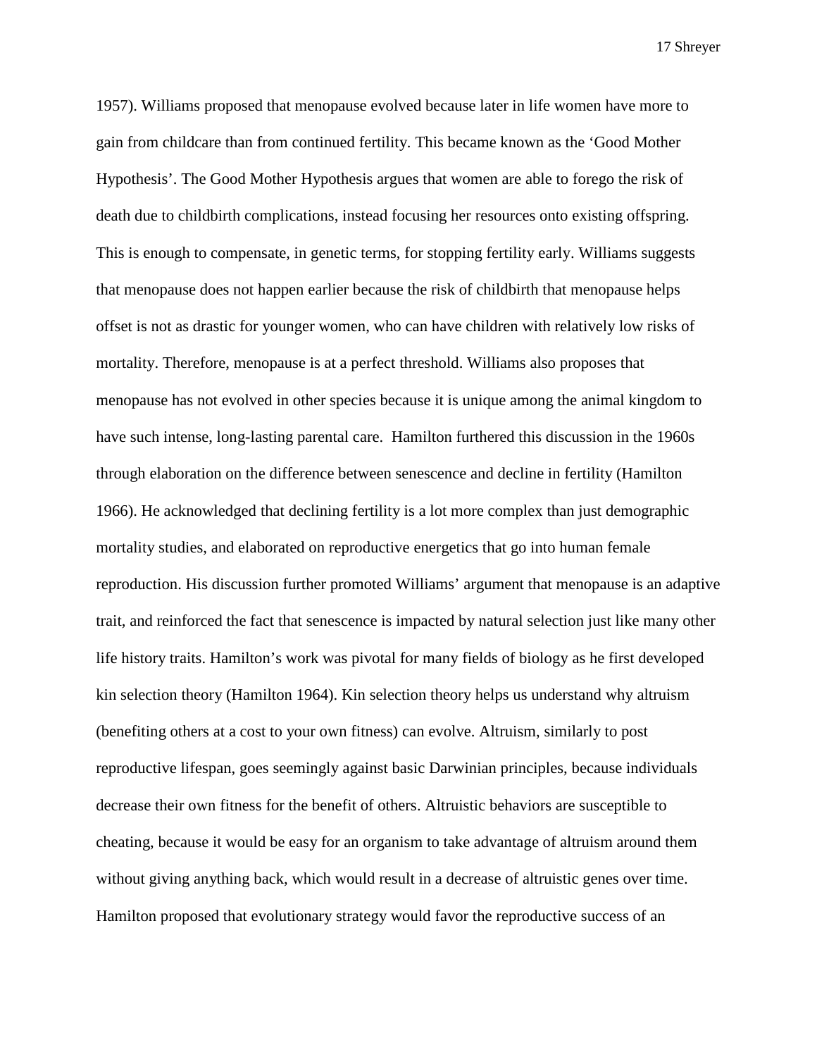1957). Williams proposed that menopause evolved because later in life women have more to gain from childcare than from continued fertility. This became known as the 'Good Mother Hypothesis'. The Good Mother Hypothesis argues that women are able to forego the risk of death due to childbirth complications, instead focusing her resources onto existing offspring. This is enough to compensate, in genetic terms, for stopping fertility early. Williams suggests that menopause does not happen earlier because the risk of childbirth that menopause helps offset is not as drastic for younger women, who can have children with relatively low risks of mortality. Therefore, menopause is at a perfect threshold. Williams also proposes that menopause has not evolved in other species because it is unique among the animal kingdom to have such intense, long-lasting parental care. Hamilton furthered this discussion in the 1960s through elaboration on the difference between senescence and decline in fertility (Hamilton 1966). He acknowledged that declining fertility is a lot more complex than just demographic mortality studies, and elaborated on reproductive energetics that go into human female reproduction. His discussion further promoted Williams' argument that menopause is an adaptive trait, and reinforced the fact that senescence is impacted by natural selection just like many other life history traits. Hamilton's work was pivotal for many fields of biology as he first developed kin selection theory (Hamilton 1964). Kin selection theory helps us understand why altruism (benefiting others at a cost to your own fitness) can evolve. Altruism, similarly to post reproductive lifespan, goes seemingly against basic Darwinian principles, because individuals decrease their own fitness for the benefit of others. Altruistic behaviors are susceptible to cheating, because it would be easy for an organism to take advantage of altruism around them without giving anything back, which would result in a decrease of altruistic genes over time. Hamilton proposed that evolutionary strategy would favor the reproductive success of an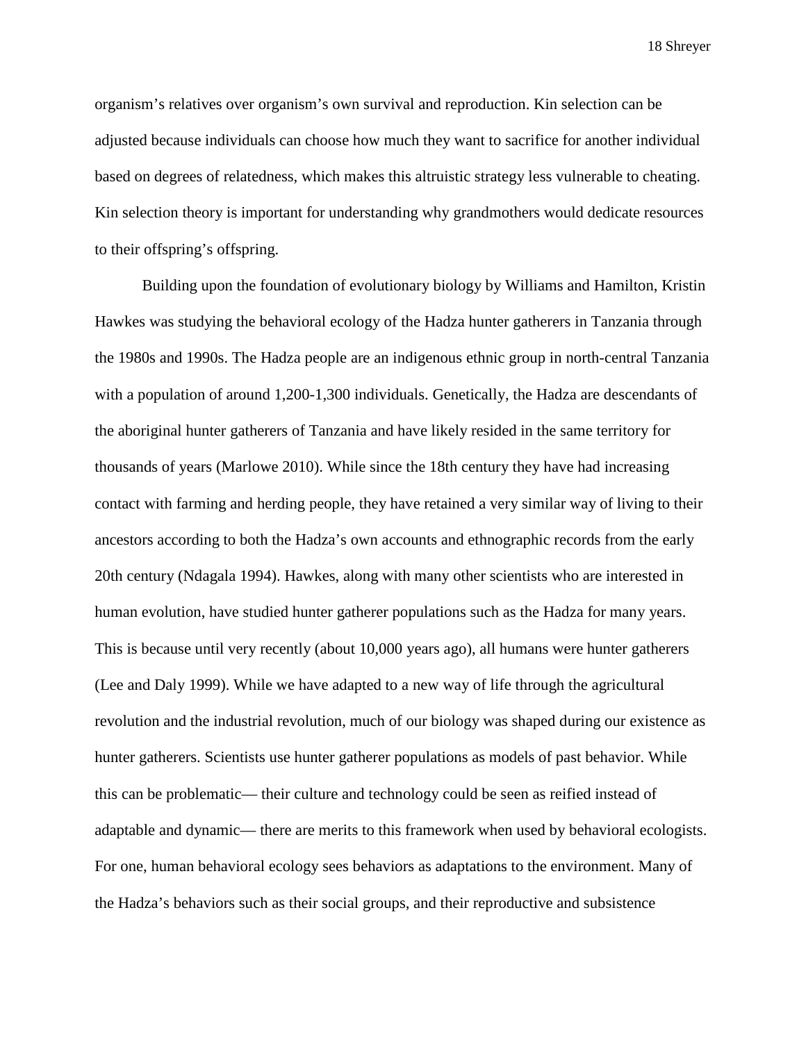organism's relatives over organism's own survival and reproduction. Kin selection can be adjusted because individuals can choose how much they want to sacrifice for another individual based on degrees of relatedness, which makes this altruistic strategy less vulnerable to cheating. Kin selection theory is important for understanding why grandmothers would dedicate resources to their offspring's offspring.

Building upon the foundation of evolutionary biology by Williams and Hamilton, Kristin Hawkes was studying the behavioral ecology of the Hadza hunter gatherers in Tanzania through the 1980s and 1990s. The Hadza people are an indigenous ethnic group in north-central Tanzania with a population of around 1,200-1,300 individuals. Genetically, the Hadza are descendants of the aboriginal hunter gatherers of Tanzania and have likely resided in the same territory for thousands of years (Marlowe 2010). While since the 18th century they have had increasing contact with farming and herding people, they have retained a very similar way of living to their ancestors according to both the Hadza's own accounts and ethnographic records from the early 20th century (Ndagala 1994). Hawkes, along with many other scientists who are interested in human evolution, have studied hunter gatherer populations such as the Hadza for many years. This is because until very recently (about 10,000 years ago), all humans were hunter gatherers (Lee and Daly 1999). While we have adapted to a new way of life through the agricultural revolution and the industrial revolution, much of our biology was shaped during our existence as hunter gatherers. Scientists use hunter gatherer populations as models of past behavior. While this can be problematic— their culture and technology could be seen as reified instead of adaptable and dynamic— there are merits to this framework when used by behavioral ecologists. For one, human behavioral ecology sees behaviors as adaptations to the environment. Many of the Hadza's behaviors such as their social groups, and their reproductive and subsistence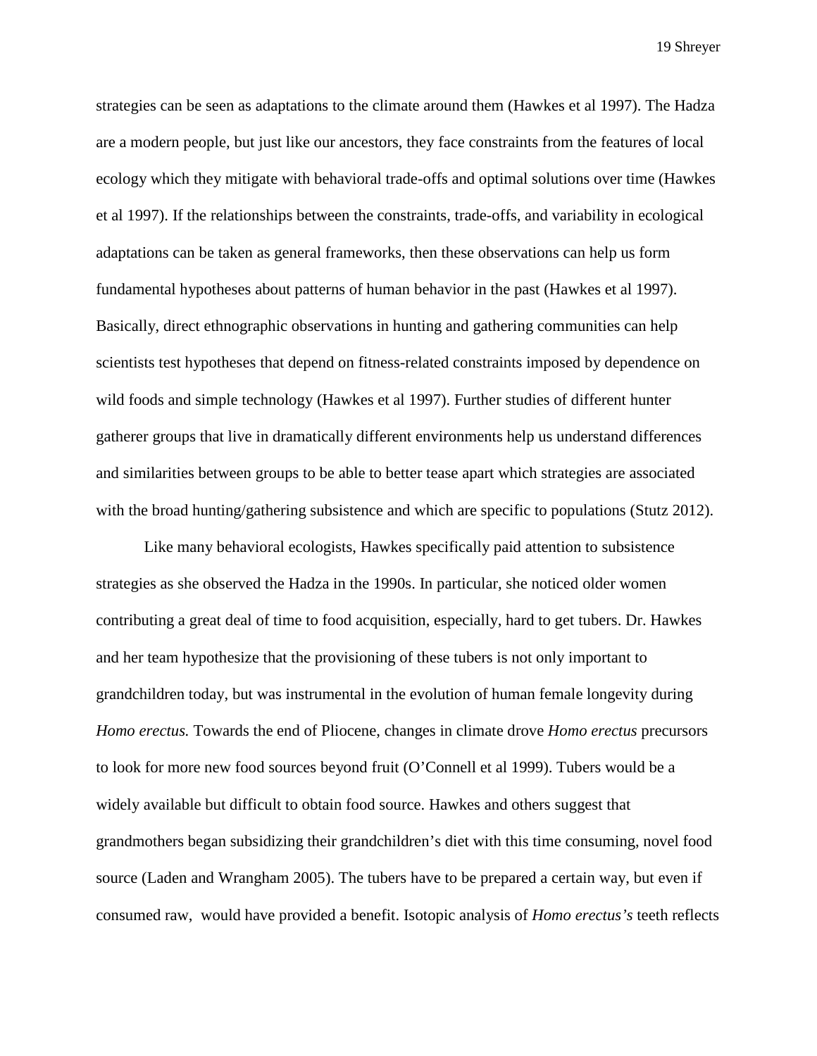strategies can be seen as adaptations to the climate around them (Hawkes et al 1997). The Hadza are a modern people, but just like our ancestors, they face constraints from the features of local ecology which they mitigate with behavioral trade-offs and optimal solutions over time (Hawkes et al 1997). If the relationships between the constraints, trade-offs, and variability in ecological adaptations can be taken as general frameworks, then these observations can help us form fundamental hypotheses about patterns of human behavior in the past (Hawkes et al 1997). Basically, direct ethnographic observations in hunting and gathering communities can help scientists test hypotheses that depend on fitness-related constraints imposed by dependence on wild foods and simple technology (Hawkes et al 1997). Further studies of different hunter gatherer groups that live in dramatically different environments help us understand differences and similarities between groups to be able to better tease apart which strategies are associated with the broad hunting/gathering subsistence and which are specific to populations (Stutz 2012).

Like many behavioral ecologists, Hawkes specifically paid attention to subsistence strategies as she observed the Hadza in the 1990s. In particular, she noticed older women contributing a great deal of time to food acquisition, especially, hard to get tubers. Dr. Hawkes and her team hypothesize that the provisioning of these tubers is not only important to grandchildren today, but was instrumental in the evolution of human female longevity during *Homo erectus.* Towards the end of Pliocene, changes in climate drove *Homo erectus* precursors to look for more new food sources beyond fruit (O'Connell et al 1999). Tubers would be a widely available but difficult to obtain food source. Hawkes and others suggest that grandmothers began subsidizing their grandchildren's diet with this time consuming, novel food source (Laden and Wrangham 2005). The tubers have to be prepared a certain way, but even if consumed raw, would have provided a benefit. Isotopic analysis of *Homo erectus's* teeth reflects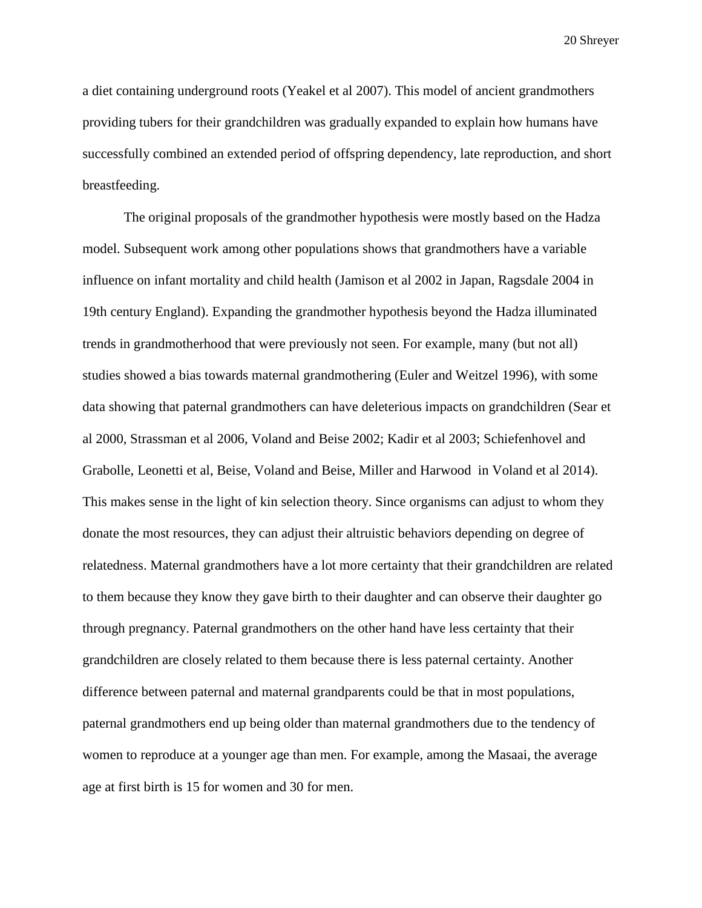a diet containing underground roots (Yeakel et al 2007). This model of ancient grandmothers providing tubers for their grandchildren was gradually expanded to explain how humans have successfully combined an extended period of offspring dependency, late reproduction, and short breastfeeding.

The original proposals of the grandmother hypothesis were mostly based on the Hadza model. Subsequent work among other populations shows that grandmothers have a variable influence on infant mortality and child health (Jamison et al 2002 in Japan, Ragsdale 2004 in 19th century England). Expanding the grandmother hypothesis beyond the Hadza illuminated trends in grandmotherhood that were previously not seen. For example, many (but not all) studies showed a bias towards maternal grandmothering (Euler and Weitzel 1996), with some data showing that paternal grandmothers can have deleterious impacts on grandchildren (Sear et al 2000, Strassman et al 2006, Voland and Beise 2002; Kadir et al 2003; Schiefenhovel and Grabolle, Leonetti et al, Beise, Voland and Beise, Miller and Harwood in Voland et al 2014). This makes sense in the light of kin selection theory. Since organisms can adjust to whom they donate the most resources, they can adjust their altruistic behaviors depending on degree of relatedness. Maternal grandmothers have a lot more certainty that their grandchildren are related to them because they know they gave birth to their daughter and can observe their daughter go through pregnancy. Paternal grandmothers on the other hand have less certainty that their grandchildren are closely related to them because there is less paternal certainty. Another difference between paternal and maternal grandparents could be that in most populations, paternal grandmothers end up being older than maternal grandmothers due to the tendency of women to reproduce at a younger age than men. For example, among the Masaai, the average age at first birth is 15 for women and 30 for men.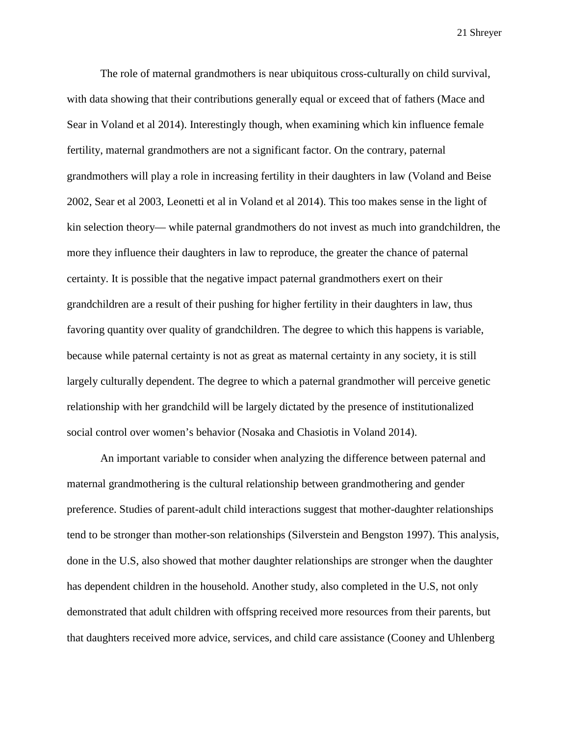The role of maternal grandmothers is near ubiquitous cross-culturally on child survival, with data showing that their contributions generally equal or exceed that of fathers (Mace and Sear in Voland et al 2014). Interestingly though, when examining which kin influence female fertility, maternal grandmothers are not a significant factor. On the contrary, paternal grandmothers will play a role in increasing fertility in their daughters in law (Voland and Beise 2002, Sear et al 2003, Leonetti et al in Voland et al 2014). This too makes sense in the light of kin selection theory— while paternal grandmothers do not invest as much into grandchildren, the more they influence their daughters in law to reproduce, the greater the chance of paternal certainty. It is possible that the negative impact paternal grandmothers exert on their grandchildren are a result of their pushing for higher fertility in their daughters in law, thus favoring quantity over quality of grandchildren. The degree to which this happens is variable, because while paternal certainty is not as great as maternal certainty in any society, it is still largely culturally dependent. The degree to which a paternal grandmother will perceive genetic relationship with her grandchild will be largely dictated by the presence of institutionalized social control over women's behavior (Nosaka and Chasiotis in Voland 2014).

An important variable to consider when analyzing the difference between paternal and maternal grandmothering is the cultural relationship between grandmothering and gender preference. Studies of parent-adult child interactions suggest that mother-daughter relationships tend to be stronger than mother-son relationships (Silverstein and Bengston 1997). This analysis, done in the U.S, also showed that mother daughter relationships are stronger when the daughter has dependent children in the household. Another study, also completed in the U.S, not only demonstrated that adult children with offspring received more resources from their parents, but that daughters received more advice, services, and child care assistance (Cooney and Uhlenberg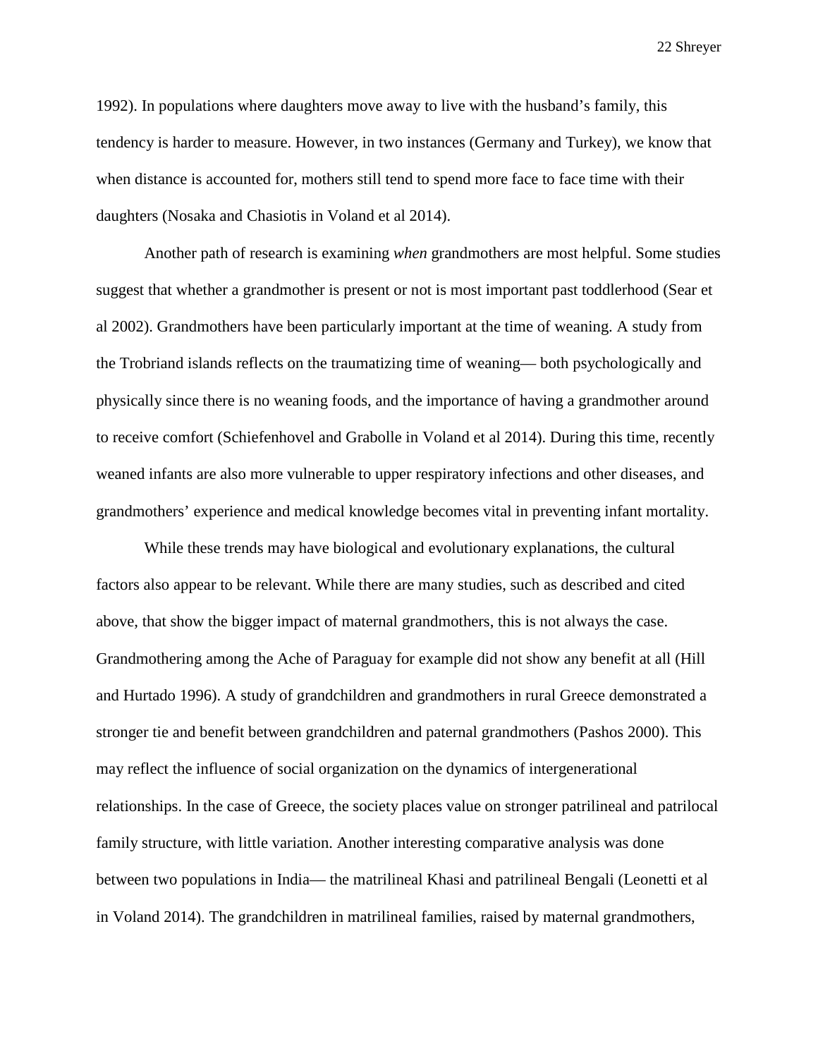1992). In populations where daughters move away to live with the husband's family, this tendency is harder to measure. However, in two instances (Germany and Turkey), we know that when distance is accounted for, mothers still tend to spend more face to face time with their daughters (Nosaka and Chasiotis in Voland et al 2014).

Another path of research is examining *when* grandmothers are most helpful. Some studies suggest that whether a grandmother is present or not is most important past toddlerhood (Sear et al 2002). Grandmothers have been particularly important at the time of weaning. A study from the Trobriand islands reflects on the traumatizing time of weaning— both psychologically and physically since there is no weaning foods, and the importance of having a grandmother around to receive comfort (Schiefenhovel and Grabolle in Voland et al 2014). During this time, recently weaned infants are also more vulnerable to upper respiratory infections and other diseases, and grandmothers' experience and medical knowledge becomes vital in preventing infant mortality.

While these trends may have biological and evolutionary explanations, the cultural factors also appear to be relevant. While there are many studies, such as described and cited above, that show the bigger impact of maternal grandmothers, this is not always the case. Grandmothering among the Ache of Paraguay for example did not show any benefit at all (Hill and Hurtado 1996). A study of grandchildren and grandmothers in rural Greece demonstrated a stronger tie and benefit between grandchildren and paternal grandmothers (Pashos 2000). This may reflect the influence of social organization on the dynamics of intergenerational relationships. In the case of Greece, the society places value on stronger patrilineal and patrilocal family structure, with little variation. Another interesting comparative analysis was done between two populations in India— the matrilineal Khasi and patrilineal Bengali (Leonetti et al in Voland 2014). The grandchildren in matrilineal families, raised by maternal grandmothers,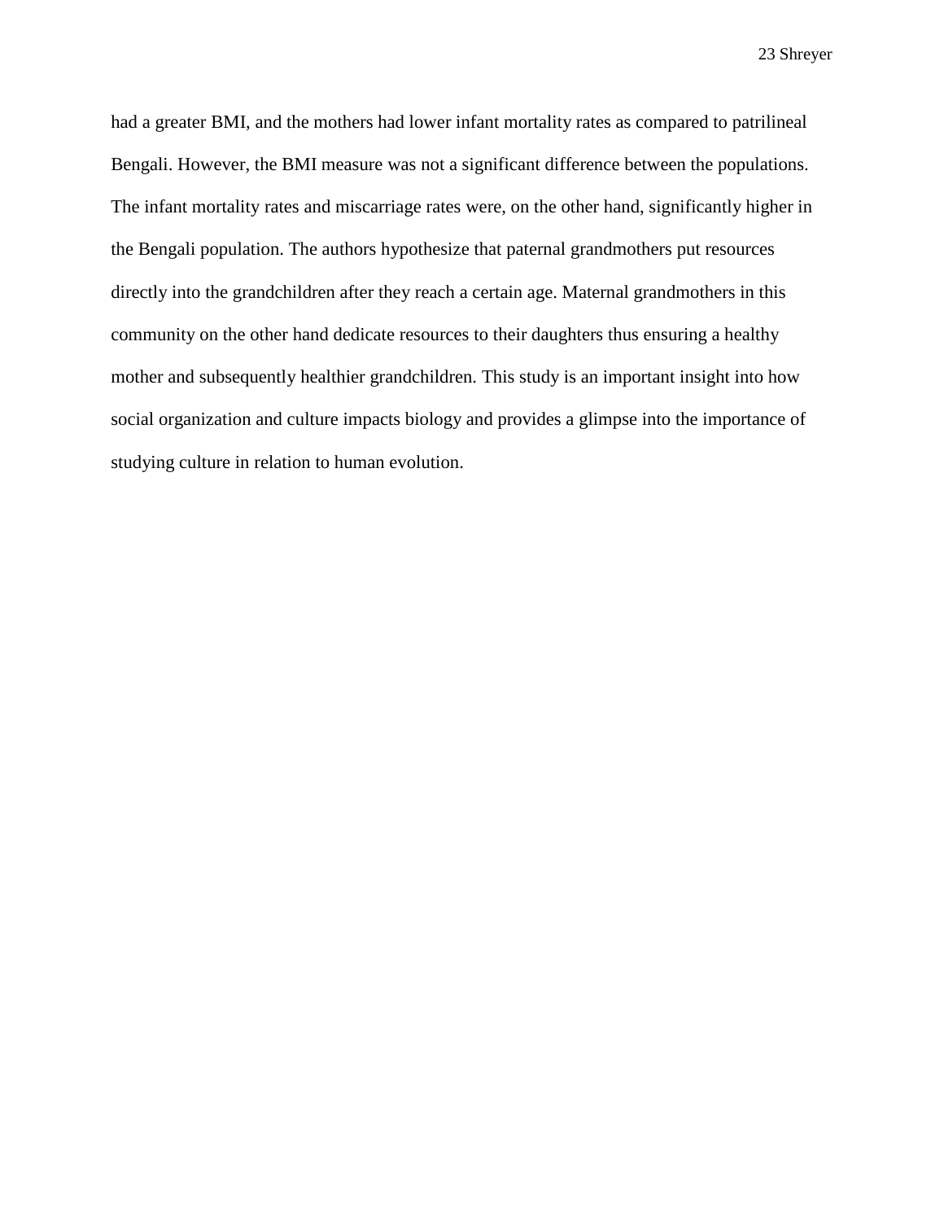had a greater BMI, and the mothers had lower infant mortality rates as compared to patrilineal Bengali. However, the BMI measure was not a significant difference between the populations. The infant mortality rates and miscarriage rates were, on the other hand, significantly higher in the Bengali population. The authors hypothesize that paternal grandmothers put resources directly into the grandchildren after they reach a certain age. Maternal grandmothers in this community on the other hand dedicate resources to their daughters thus ensuring a healthy mother and subsequently healthier grandchildren. This study is an important insight into how social organization and culture impacts biology and provides a glimpse into the importance of studying culture in relation to human evolution.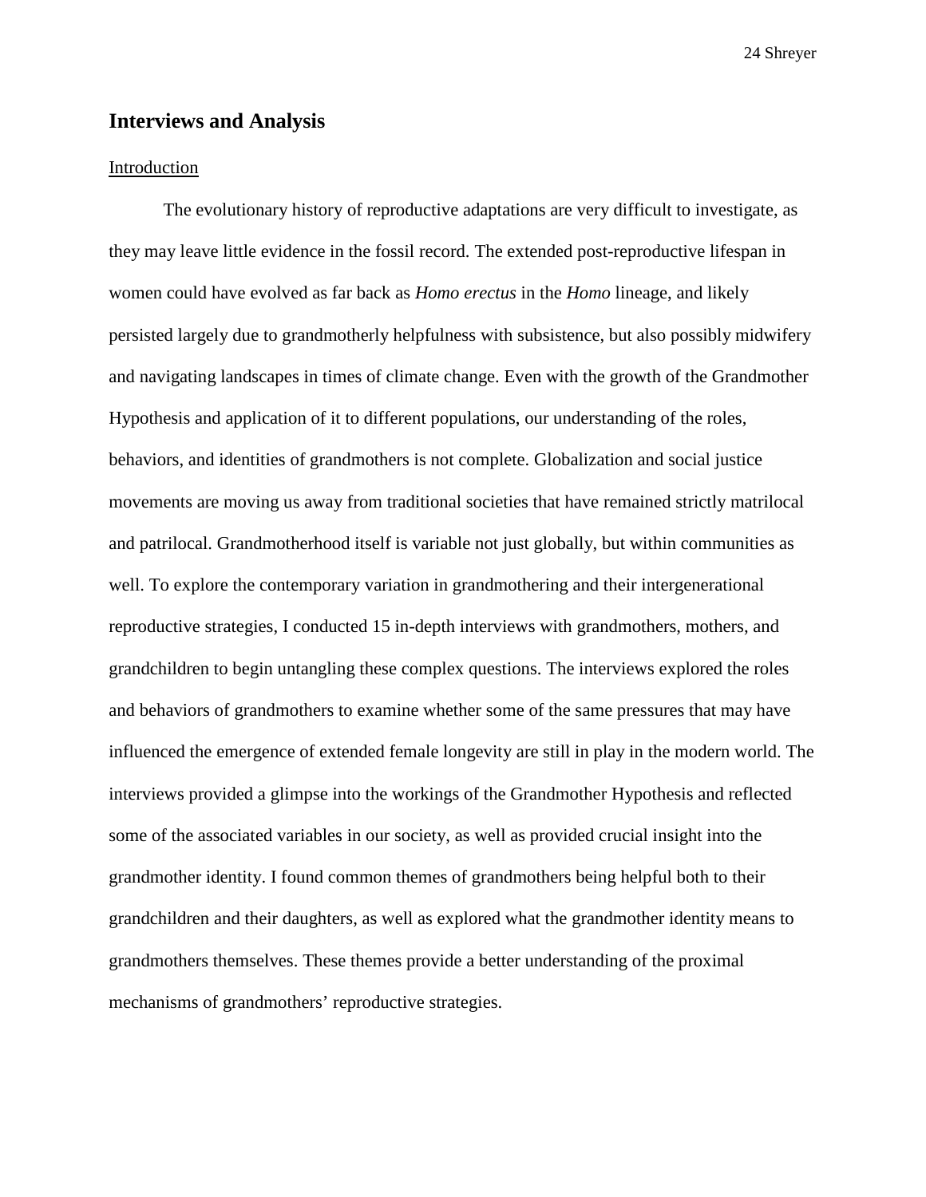## Interviews and Analysis

### Introduction

The evolutionary history of reproductive adaptations are very difficult to investigate, as they may leave little evidence in the fossil record. The extended post-reproductive lifespan in women could have evolved as far back as *Homo erectus* in the *Homo* lineage, and likely persisted largely due to grandmotherly helpfulness with subsistence, but also possibly midwifery and navigating landscapes in times of climate change. Even with the growth of the Grandmother Hypothesis and application of it to different populations, our understanding of the roles, behaviors, and identities of grandmothers is not complete. Globalization and social justice movements are moving us away from traditional societies that have remained strictly matrilocal and patrilocal. Grandmotherhood itself is variable not just globally, but within communities as well. To explore the contemporary variation in grandmothering and their intergenerational reproductive strategies, I conducted 15 in-depth interviews with grandmothers, mothers, and grandchildren to begin untangling these complex questions. The interviews explored the roles and behaviors of grandmothers to examine whether some of the same pressures that may have influenced the emergence of extended female longevity are still in play in the modern world. The interviews provided a glimpse into the workings of the Grandmother Hypothesis and reflected some of the associated variables in our society, as well as provided crucial insight into the grandmother identity. I found common themes of grandmothers being helpful both to their grandchildren and their daughters, as well as explored what the grandmother identity means to grandmothers themselves. These themes provide a better understanding of the proximal mechanisms of grandmothers' reproductive strategies.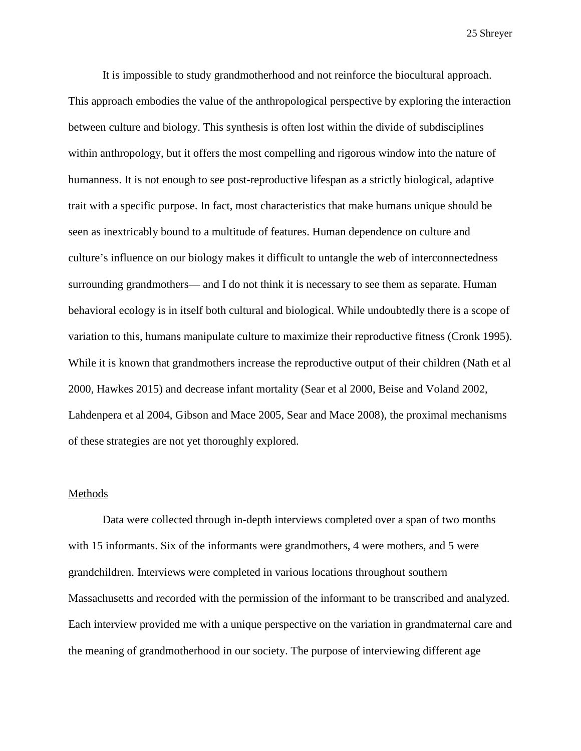It is impossible to study grandmotherhood and not reinforce the biocultural approach. This approach embodies the value of the anthropological perspective by exploring the interaction between culture and biology. This synthesis is often lost within the divide of subdisciplines within anthropology, but it offers the most compelling and rigorous window into the nature of humanness. It is not enough to see post-reproductive lifespan as a strictly biological, adaptive trait with a specific purpose. In fact, most characteristics that make humans unique should be seen as inextricably bound to a multitude of features. Human dependence on culture and culture's influence on our biology makes it difficult to untangle the web of interconnectedness surrounding grandmothers— and I do not think it is necessary to see them as separate. Human behavioral ecology is in itself both cultural and biological. While undoubtedly there is a scope of variation to this, humans manipulate culture to maximize their reproductive fitness (Cronk 1995). While it is known that grandmothers increase the reproductive output of their children (Nath et al 2000, Hawkes 2015) and decrease infant mortality (Sear et al 2000, Beise and Voland 2002, Lahdenpera et al 2004, Gibson and Mace 2005, Sear and Mace 2008), the proximal mechanisms of these strategies are not yet thoroughly explored.

## Methods

Data were collected through in-depth interviews completed over a span of two months with 15 informants. Six of the informants were grandmothers, 4 were mothers, and 5 were grandchildren. Interviews were completed in various locations throughout southern Massachusetts and recorded with the permission of the informant to be transcribed and analyzed. Each interview provided me with a unique perspective on the variation in grandmaternal care and the meaning of grandmotherhood in our society. The purpose of interviewing different age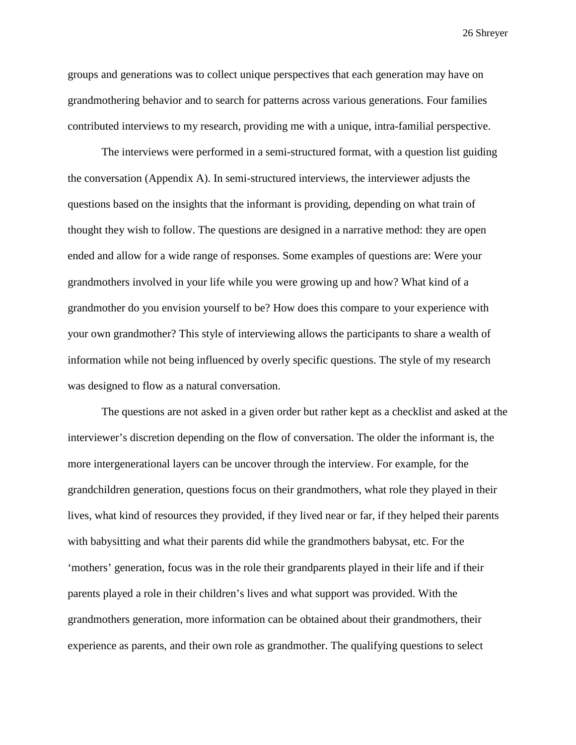groups and generations was to collect unique perspectives that each generation may have on grandmothering behavior and to search for patterns across various generations. Four families contributed interviews to my research, providing me with a unique, intra-familial perspective.

The interviews were performed in a semi-structured format, with a question list guiding the conversation (Appendix A). In semi-structured interviews, the interviewer adjusts the questions based on the insights that the informant is providing, depending on what train of thought they wish to follow. The questions are designed in a narrative method: they are open ended and allow for a wide range of responses. Some examples of questions are: Were your grandmothers involved in your life while you were growing up and how? What kind of a grandmother do you envision yourself to be? How does this compare to your experience with your own grandmother? This style of interviewing allows the participants to share a wealth of information while not being influenced by overly specific questions. The style of my research was designed to flow as a natural conversation.

The questions are not asked in a given order but rather kept as a checklist and asked at the interviewer's discretion depending on the flow of conversation. The older the informant is, the more intergenerational layers can be uncover through the interview. For example, for the grandchildren generation, questions focus on their grandmothers, what role they played in their lives, what kind of resources they provided, if they lived near or far, if they helped their parents with babysitting and what their parents did while the grandmothers babysat, etc. For the 'mothers' generation, focus was in the role their grandparents played in their life and if their parents played a role in their children's lives and what support was provided. With the grandmothers generation, more information can be obtained about their grandmothers, their experience as parents, and their own role as grandmother. The qualifying questions to select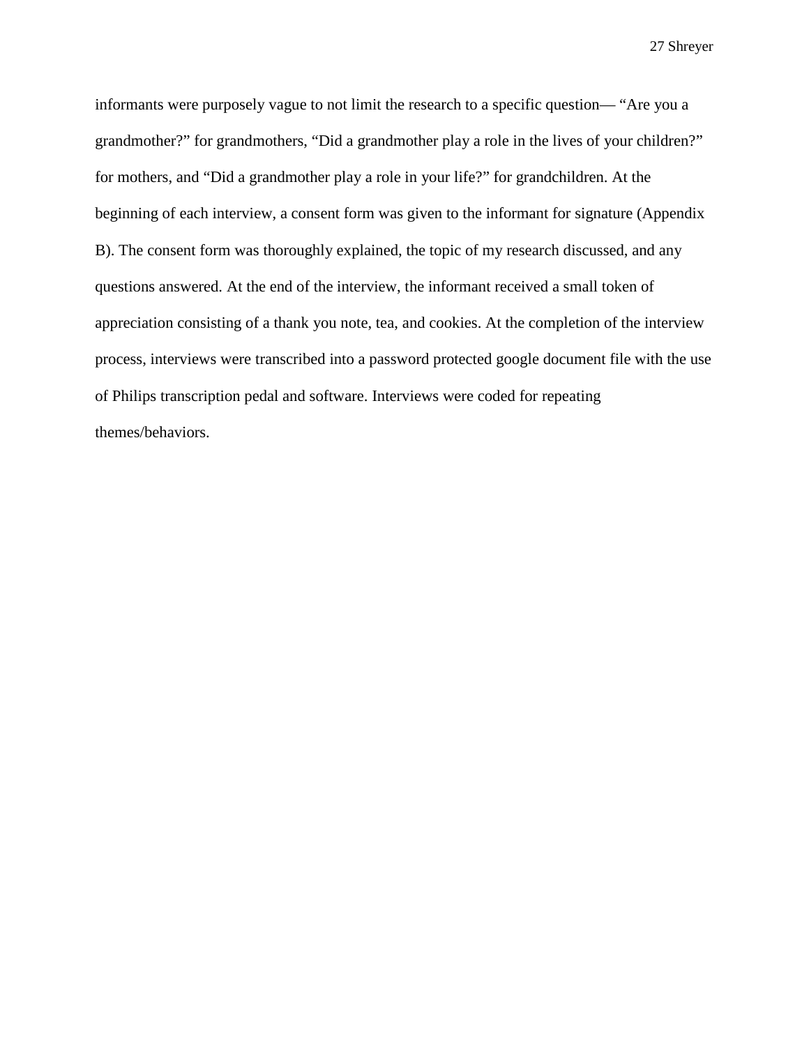informants were purposely vague to not limit the research to a specific question— “Are you a grandmother?” for grandmothers, “Did a grandmother play a role in the lives of your children?” for mothers, and “Did a grandmother play a role in your life?” for grandchildren. At the beginning of each interview, a consent form was given to the informant for signature (Appendix B). The consent form was thoroughly explained, the topic of my research discussed, and any questions answered. At the end of the interview, the informant received a small token of appreciation consisting of a thank you note, tea, and cookies. At the completion of the interview process, interviews were transcribed into a password protected google document file with the use of Philips transcription pedal and software. Interviews were coded for repeating themes/behaviors.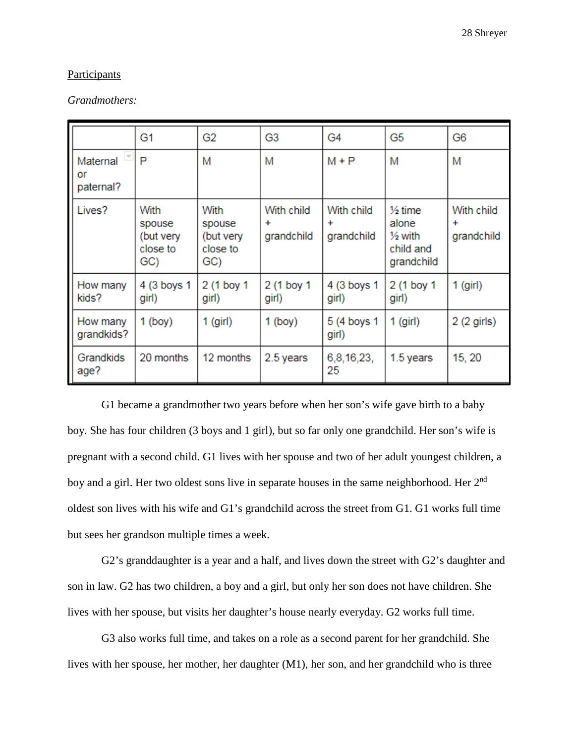Participants

*Grandmothers:*

| | G1 | G2 | G3 | G4 | G5 | G6 |
|---|---|---|---|---|---|---|
| Maternal or paternal? | P | M | M | M + P | M | M |
| Lives? | With spouse (but very close to GC) | With spouse (but very close to GC) | With child + grandchild | With child + grandchild | ½ time alone ½ with child and grandchild | With child + grandchild |
| How many kids? | 4 (3 boys 1 girl) | 2 (1 boy 1 girl) | 2 (1 boy 1 girl) | 4 (3 boys 1 girl) | 2 (1 boy 1 girl) | 1 (girl) |
| How many grandkids? | 1 (boy) | 1 (girl) | 1 (boy) | 5 (4 boys 1 girl) | 1 (girl) | 2 (2 girls) |
| Grandkids age? | 20 months | 12 months | 2.5 years | 6,8,16,23, 25 | 1.5 years | 15, 20 |

G1 became a grandmother two years before when her son's wife gave birth to a baby boy. She has four children (3 boys and 1 girl), but so far only one grandchild. Her son's wife is pregnant with a second child. G1 lives with her spouse and two of her adult youngest children, a boy and a girl. Her two oldest sons live in separate houses in the same neighborhood. Her 2nd oldest son lives with his wife and G1's grandchild across the street from G1. G1 works full time but sees her grandson multiple times a week.

G2's granddaughter is a year and a half, and lives down the street with G2's daughter and son in law. G2 has two children, a boy and a girl, but only her son does not have children. She lives with her spouse, but visits her daughter's house nearly everyday. G2 works full time.

G3 also works full time, and takes on a role as a second parent for her grandchild. She lives with her spouse, her mother, her daughter (M1), her son, and her grandchild who is three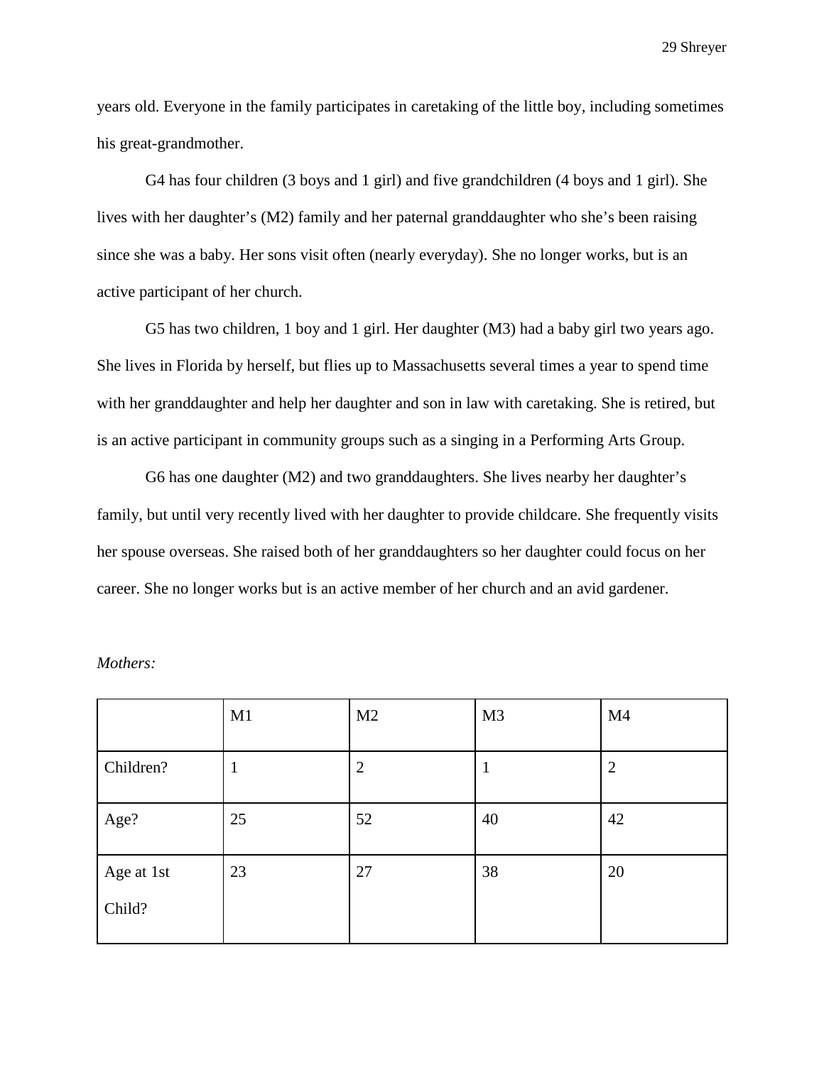years old. Everyone in the family participates in caretaking of the little boy, including sometimes his great-grandmother.

G4 has four children (3 boys and 1 girl) and five grandchildren (4 boys and 1 girl). She lives with her daughter's (M2) family and her paternal granddaughter who she's been raising since she was a baby. Her sons visit often (nearly everyday). She no longer works, but is an active participant of her church.

G5 has two children, 1 boy and 1 girl. Her daughter (M3) had a baby girl two years ago. She lives in Florida by herself, but flies up to Massachusetts several times a year to spend time with her granddaughter and help her daughter and son in law with caretaking. She is retired, but is an active participant in community groups such as a singing in a Performing Arts Group.

G6 has one daughter (M2) and two granddaughters. She lives nearby her daughter's family, but until very recently lived with her daughter to provide childcare. She frequently visits her spouse overseas. She raised both of her granddaughters so her daughter could focus on her career. She no longer works but is an active member of her church and an avid gardener.

*Mothers:*

| | M1 | M2 | M3 | M4 |
|---|---|---|---|---|
| Children? | 1 | 2 | 1 | 2 |
| Age? | 25 | 52 | 40 | 42 |
| Age at 1st Child? | 23 | 27 | 38 | 20 |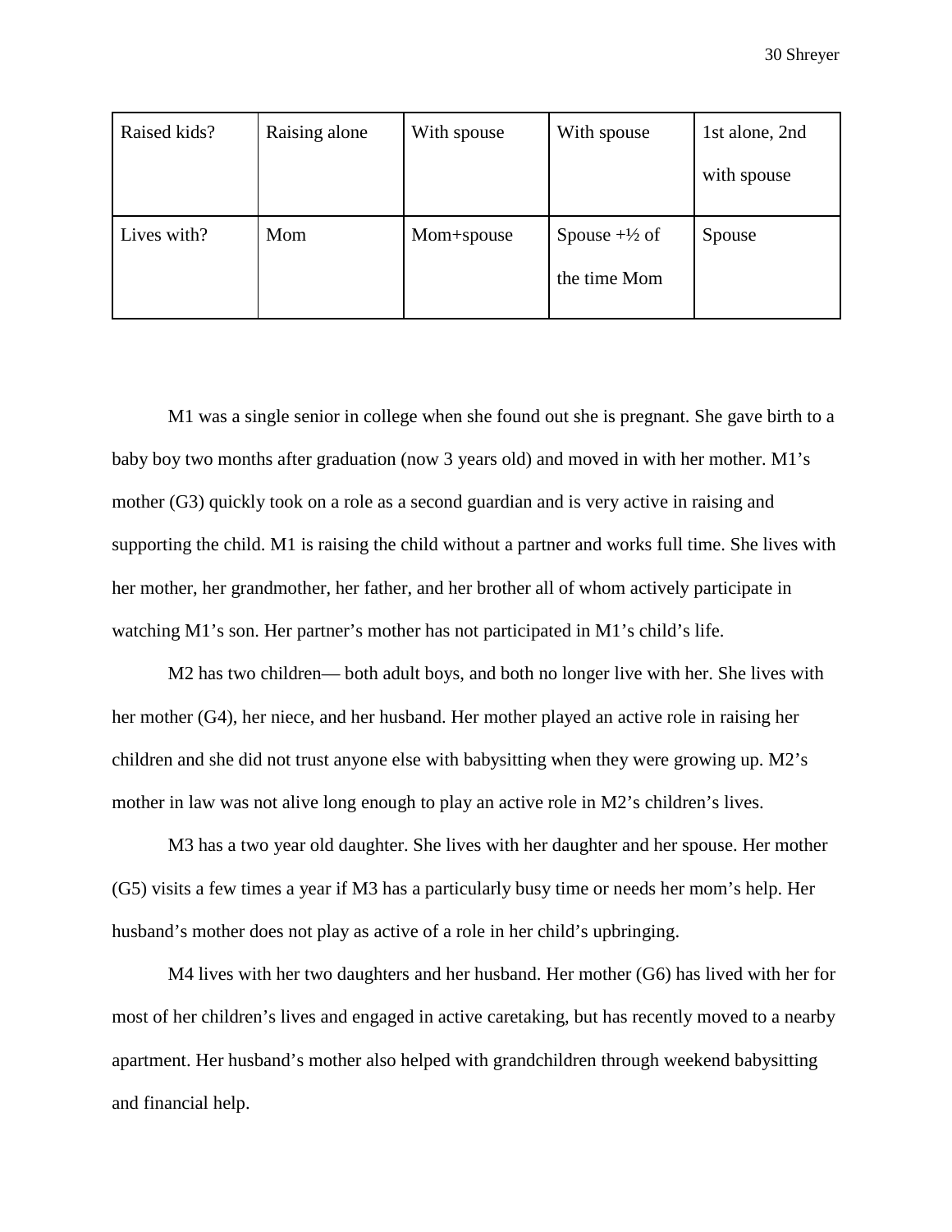| Raised kids? | Raising alone | With spouse | With spouse | 1st alone, 2nd with spouse |
|---|---|---|---|---|
| Lives with? | Mom | Mom+spouse | Spouse +½ of the time Mom | Spouse |

M1 was a single senior in college when she found out she is pregnant. She gave birth to a baby boy two months after graduation (now 3 years old) and moved in with her mother. M1's mother (G3) quickly took on a role as a second guardian and is very active in raising and supporting the child. M1 is raising the child without a partner and works full time. She lives with her mother, her grandmother, her father, and her brother all of whom actively participate in watching M1's son. Her partner's mother has not participated in M1's child's life.

M2 has two children— both adult boys, and both no longer live with her. She lives with her mother (G4), her niece, and her husband. Her mother played an active role in raising her children and she did not trust anyone else with babysitting when they were growing up. M2's mother in law was not alive long enough to play an active role in M2's children's lives.

M3 has a two year old daughter. She lives with her daughter and her spouse. Her mother (G5) visits a few times a year if M3 has a particularly busy time or needs her mom's help. Her husband's mother does not play as active of a role in her child's upbringing.

M4 lives with her two daughters and her husband. Her mother (G6) has lived with her for most of her children's lives and engaged in active caretaking, but has recently moved to a nearby apartment. Her husband's mother also helped with grandchildren through weekend babysitting and financial help.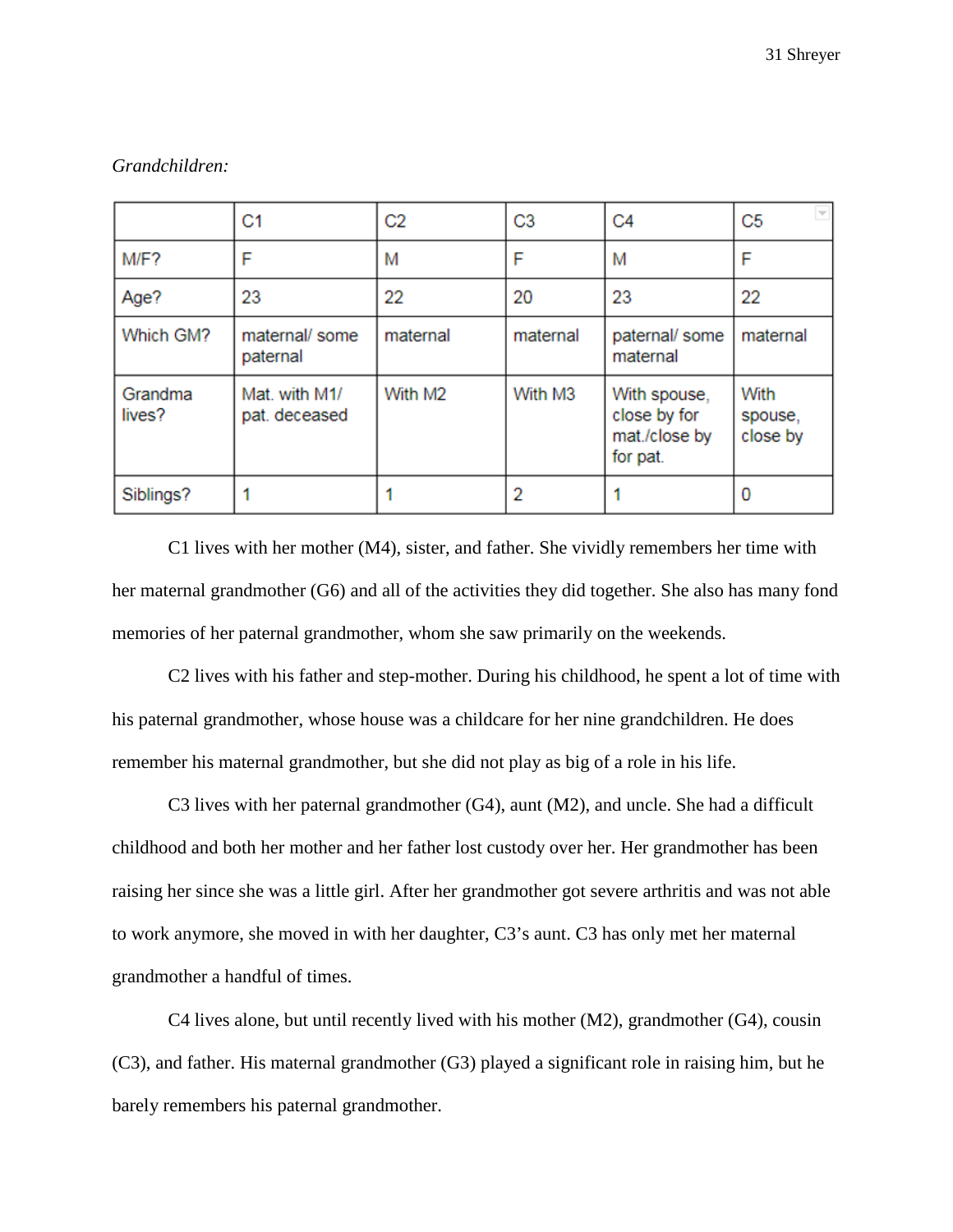*Grandchildren:*

| | C1 | C2 | C3 | C4 | C5 |
|---|---|---|---|---|---|
| M/F? | F | M | F | M | F |
| Age? | 23 | 22 | 20 | 23 | 22 |
| Which GM? | maternal/ some paternal | maternal | maternal | paternal/ some maternal | maternal |
| Grandma lives? | Mat. with M1/ pat. deceased | With M2 | With M3 | With spouse, close by for mat./close by for pat. | With spouse, close by |
| Siblings? | 1 | 1 | 2 | 1 | 0 |

C1 lives with her mother (M4), sister, and father. She vividly remembers her time with her maternal grandmother (G6) and all of the activities they did together. She also has many fond memories of her paternal grandmother, whom she saw primarily on the weekends.

C2 lives with his father and step-mother. During his childhood, he spent a lot of time with his paternal grandmother, whose house was a childcare for her nine grandchildren. He does remember his maternal grandmother, but she did not play as big of a role in his life.

C3 lives with her paternal grandmother (G4), aunt (M2), and uncle. She had a difficult childhood and both her mother and her father lost custody over her. Her grandmother has been raising her since she was a little girl. After her grandmother got severe arthritis and was not able to work anymore, she moved in with her daughter, C3's aunt. C3 has only met her maternal grandmother a handful of times.

C4 lives alone, but until recently lived with his mother (M2), grandmother (G4), cousin (C3), and father. His maternal grandmother (G3) played a significant role in raising him, but he barely remembers his paternal grandmother.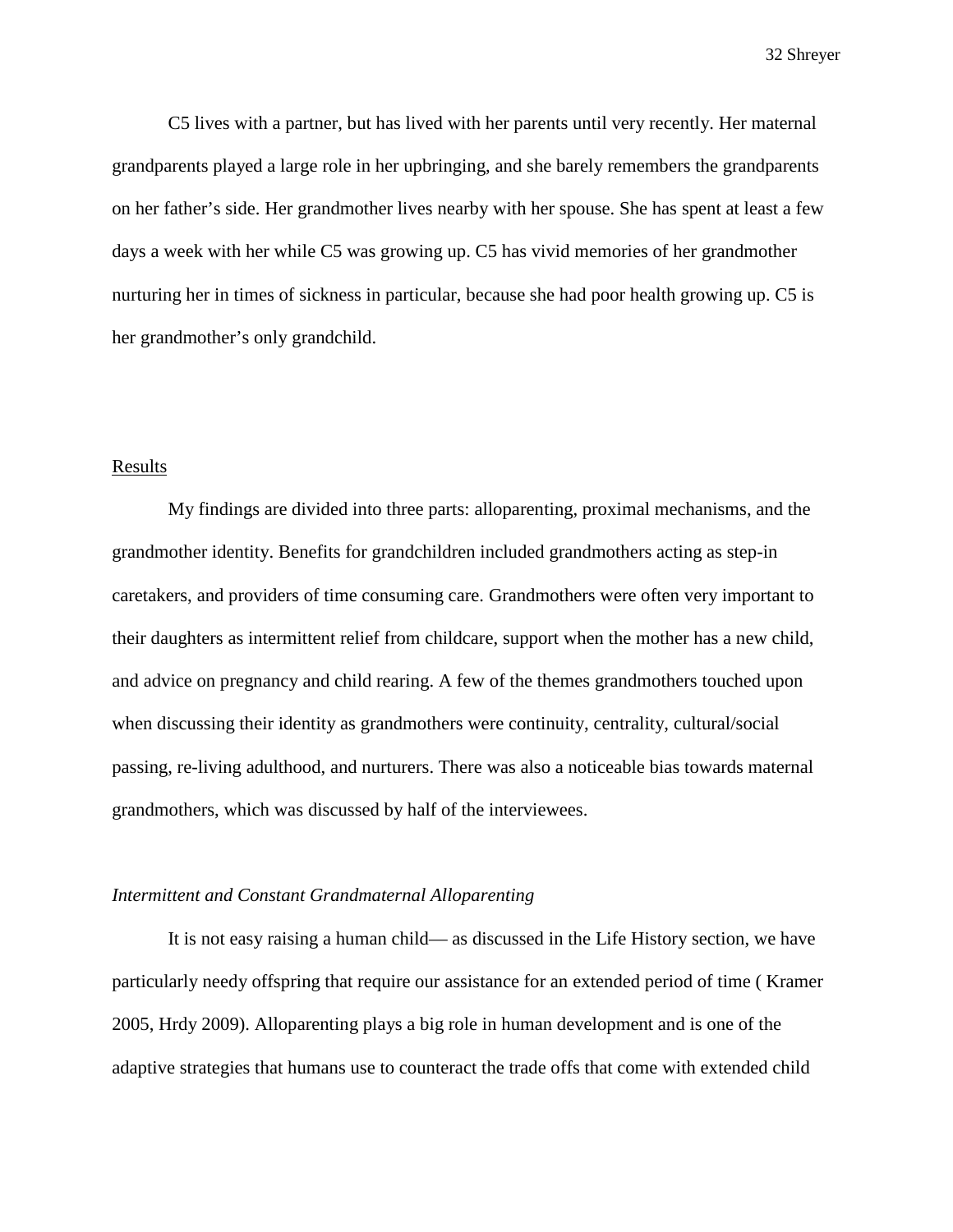C5 lives with a partner, but has lived with her parents until very recently. Her maternal grandparents played a large role in her upbringing, and she barely remembers the grandparents on her father's side. Her grandmother lives nearby with her spouse. She has spent at least a few days a week with her while C5 was growing up. C5 has vivid memories of her grandmother nurturing her in times of sickness in particular, because she had poor health growing up. C5 is her grandmother's only grandchild.

## Results

My findings are divided into three parts: alloparenting, proximal mechanisms, and the grandmother identity. Benefits for grandchildren included grandmothers acting as step-in caretakers, and providers of time consuming care. Grandmothers were often very important to their daughters as intermittent relief from childcare, support when the mother has a new child, and advice on pregnancy and child rearing. A few of the themes grandmothers touched upon when discussing their identity as grandmothers were continuity, centrality, cultural/social passing, re-living adulthood, and nurturers. There was also a noticeable bias towards maternal grandmothers, which was discussed by half of the interviewees.

### *Intermittent and Constant Grandmaternal Alloparenting*

It is not easy raising a human child— as discussed in the Life History section, we have particularly needy offspring that require our assistance for an extended period of time ( Kramer 2005, Hrdy 2009). Alloparenting plays a big role in human development and is one of the adaptive strategies that humans use to counteract the trade offs that come with extended child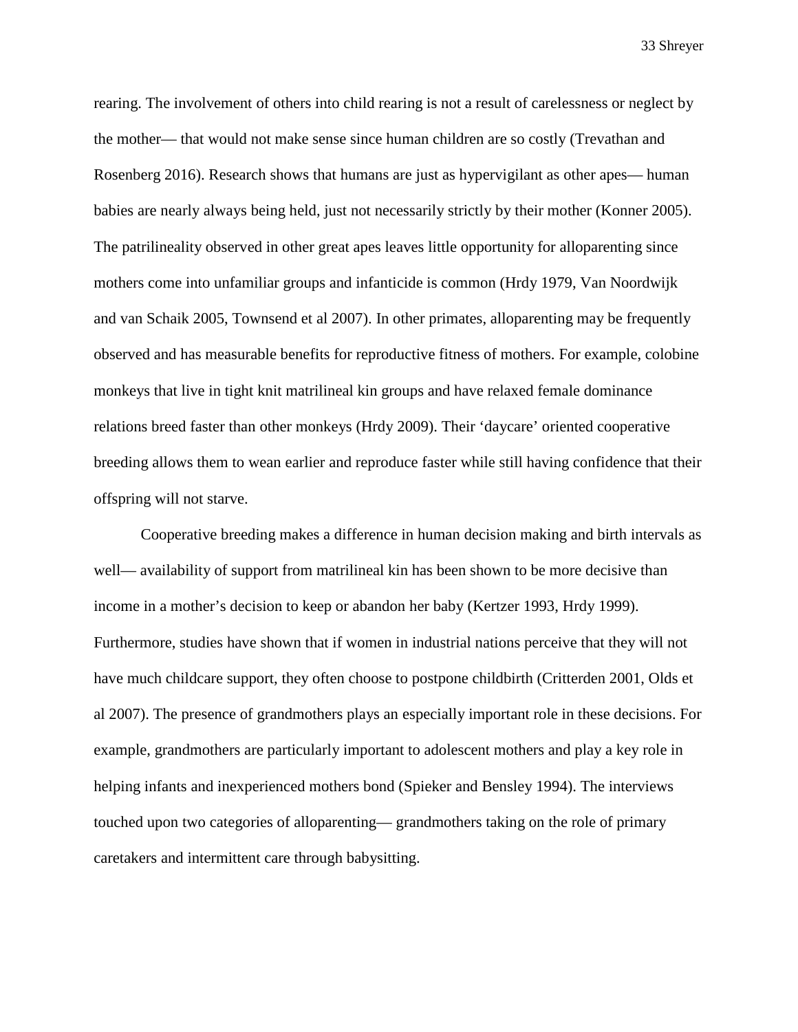rearing. The involvement of others into child rearing is not a result of carelessness or neglect by the mother— that would not make sense since human children are so costly (Trevathan and Rosenberg 2016). Research shows that humans are just as hypervigilant as other apes— human babies are nearly always being held, just not necessarily strictly by their mother (Konner 2005). The patrilineality observed in other great apes leaves little opportunity for alloparenting since mothers come into unfamiliar groups and infanticide is common (Hrdy 1979, Van Noordwijk and van Schaik 2005, Townsend et al 2007). In other primates, alloparenting may be frequently observed and has measurable benefits for reproductive fitness of mothers. For example, colobine monkeys that live in tight knit matrilineal kin groups and have relaxed female dominance relations breed faster than other monkeys (Hrdy 2009). Their 'daycare' oriented cooperative breeding allows them to wean earlier and reproduce faster while still having confidence that their offspring will not starve.

Cooperative breeding makes a difference in human decision making and birth intervals as well— availability of support from matrilineal kin has been shown to be more decisive than income in a mother's decision to keep or abandon her baby (Kertzer 1993, Hrdy 1999). Furthermore, studies have shown that if women in industrial nations perceive that they will not have much childcare support, they often choose to postpone childbirth (Critterden 2001, Olds et al 2007). The presence of grandmothers plays an especially important role in these decisions. For example, grandmothers are particularly important to adolescent mothers and play a key role in helping infants and inexperienced mothers bond (Spieker and Bensley 1994). The interviews touched upon two categories of alloparenting— grandmothers taking on the role of primary caretakers and intermittent care through babysitting.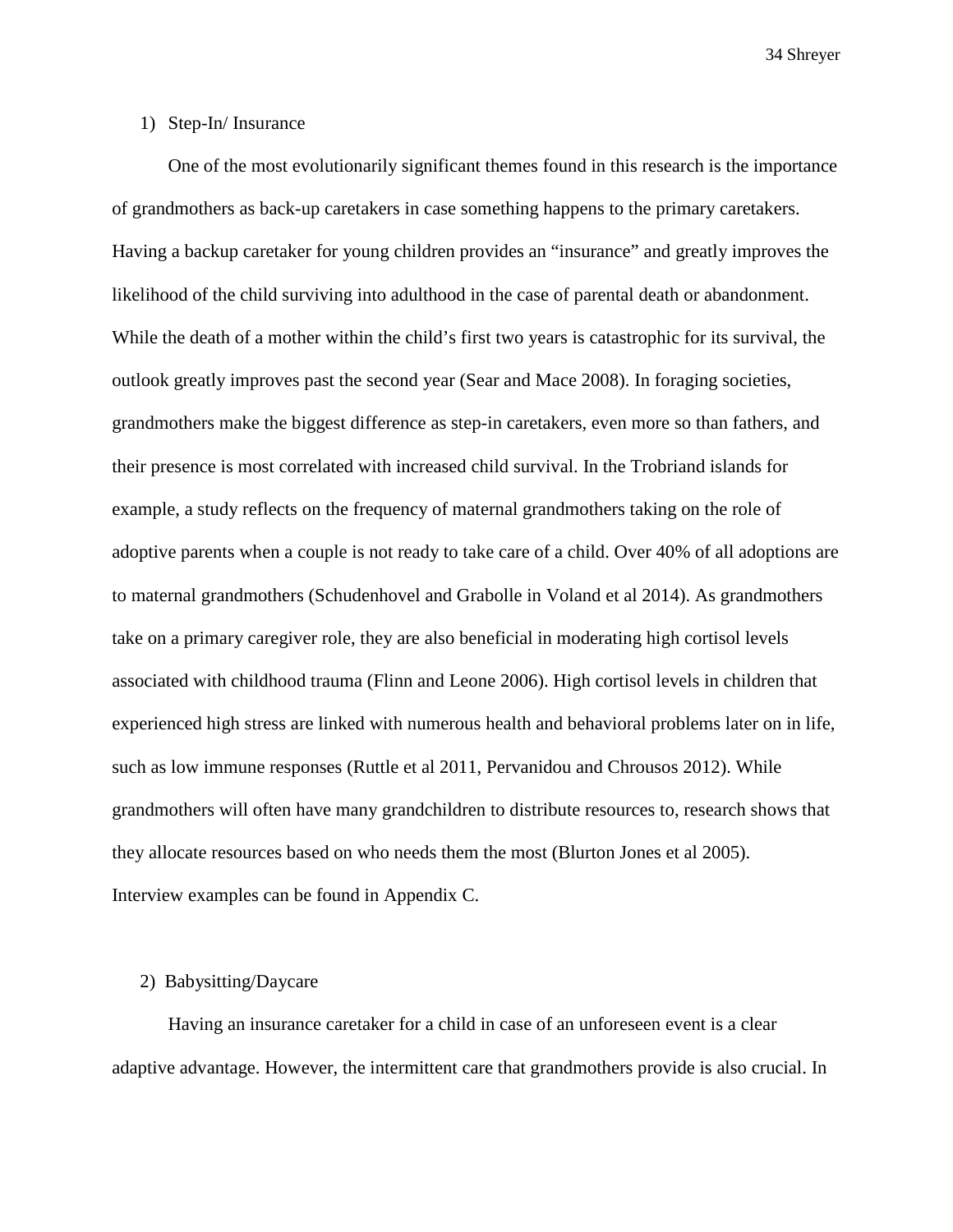1) Step-In/ Insurance

One of the most evolutionarily significant themes found in this research is the importance of grandmothers as back-up caretakers in case something happens to the primary caretakers. Having a backup caretaker for young children provides an "insurance" and greatly improves the likelihood of the child surviving into adulthood in the case of parental death or abandonment. While the death of a mother within the child's first two years is catastrophic for its survival, the outlook greatly improves past the second year (Sear and Mace 2008). In foraging societies, grandmothers make the biggest difference as step-in caretakers, even more so than fathers, and their presence is most correlated with increased child survival. In the Trobriand islands for example, a study reflects on the frequency of maternal grandmothers taking on the role of adoptive parents when a couple is not ready to take care of a child. Over 40% of all adoptions are to maternal grandmothers (Schudenhovel and Grabolle in Voland et al 2014). As grandmothers take on a primary caregiver role, they are also beneficial in moderating high cortisol levels associated with childhood trauma (Flinn and Leone 2006). High cortisol levels in children that experienced high stress are linked with numerous health and behavioral problems later on in life, such as low immune responses (Ruttle et al 2011, Pervanidou and Chrousos 2012). While grandmothers will often have many grandchildren to distribute resources to, research shows that they allocate resources based on who needs them the most (Blurton Jones et al 2005). Interview examples can be found in Appendix C.

2) Babysitting/Daycare

Having an insurance caretaker for a child in case of an unforeseen event is a clear adaptive advantage. However, the intermittent care that grandmothers provide is also crucial. In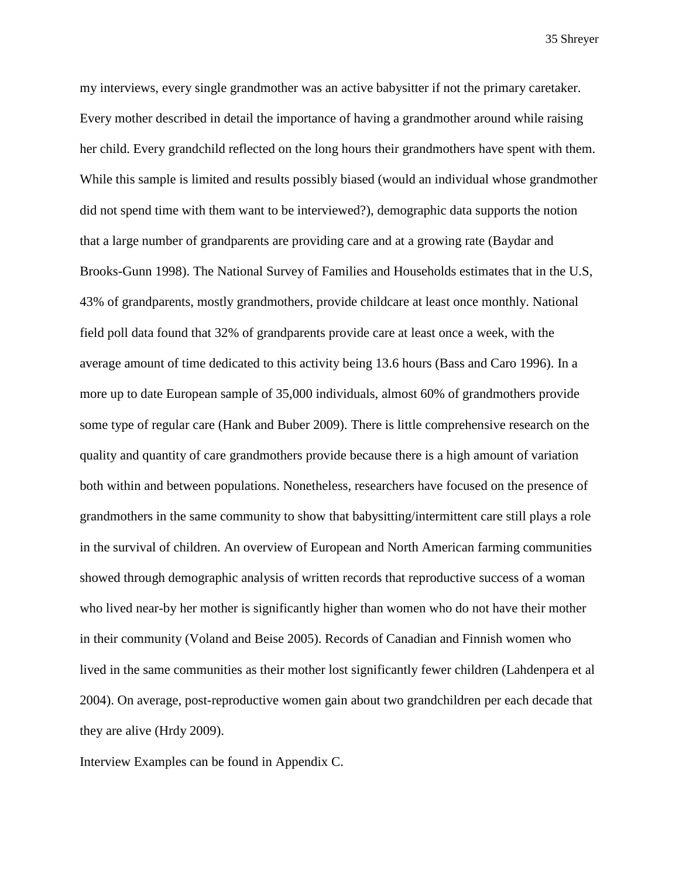my interviews, every single grandmother was an active babysitter if not the primary caretaker. Every mother described in detail the importance of having a grandmother around while raising her child. Every grandchild reflected on the long hours their grandmothers have spent with them. While this sample is limited and results possibly biased (would an individual whose grandmother did not spend time with them want to be interviewed?), demographic data supports the notion that a large number of grandparents are providing care and at a growing rate (Baydar and Brooks-Gunn 1998). The National Survey of Families and Households estimates that in the U.S, 43% of grandparents, mostly grandmothers, provide childcare at least once monthly. National field poll data found that 32% of grandparents provide care at least once a week, with the average amount of time dedicated to this activity being 13.6 hours (Bass and Caro 1996). In a more up to date European sample of 35,000 individuals, almost 60% of grandmothers provide some type of regular care (Hank and Buber 2009). There is little comprehensive research on the quality and quantity of care grandmothers provide because there is a high amount of variation both within and between populations. Nonetheless, researchers have focused on the presence of grandmothers in the same community to show that babysitting/intermittent care still plays a role in the survival of children. An overview of European and North American farming communities showed through demographic analysis of written records that reproductive success of a woman who lived near-by her mother is significantly higher than women who do not have their mother in their community (Voland and Beise 2005). Records of Canadian and Finnish women who lived in the same communities as their mother lost significantly fewer children (Lahdenpera et al 2004). On average, post-reproductive women gain about two grandchildren per each decade that they are alive (Hrdy 2009).

Interview Examples can be found in Appendix C.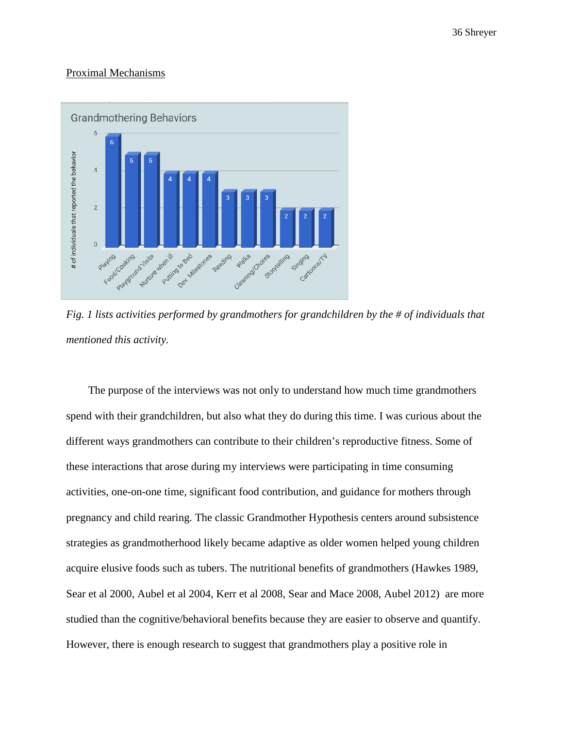## Proximal Mechanisms

*Fig. 1 lists activities performed by grandmothers for grandchildren by the # of individuals that mentioned this activity.*

The purpose of the interviews was not only to understand how much time grandmothers spend with their grandchildren, but also what they do during this time. I was curious about the different ways grandmothers can contribute to their children's reproductive fitness. Some of these interactions that arose during my interviews were participating in time consuming activities, one-on-one time, significant food contribution, and guidance for mothers through pregnancy and child rearing. The classic Grandmother Hypothesis centers around subsistence strategies as grandmotherhood likely became adaptive as older women helped young children acquire elusive foods such as tubers. The nutritional benefits of grandmothers (Hawkes 1989, Sear et al 2000, Aubel et al 2004, Kerr et al 2008, Sear and Mace 2008, Aubel 2012) are more studied than the cognitive/behavioral benefits because they are easier to observe and quantify. However, there is enough research to suggest that grandmothers play a positive role in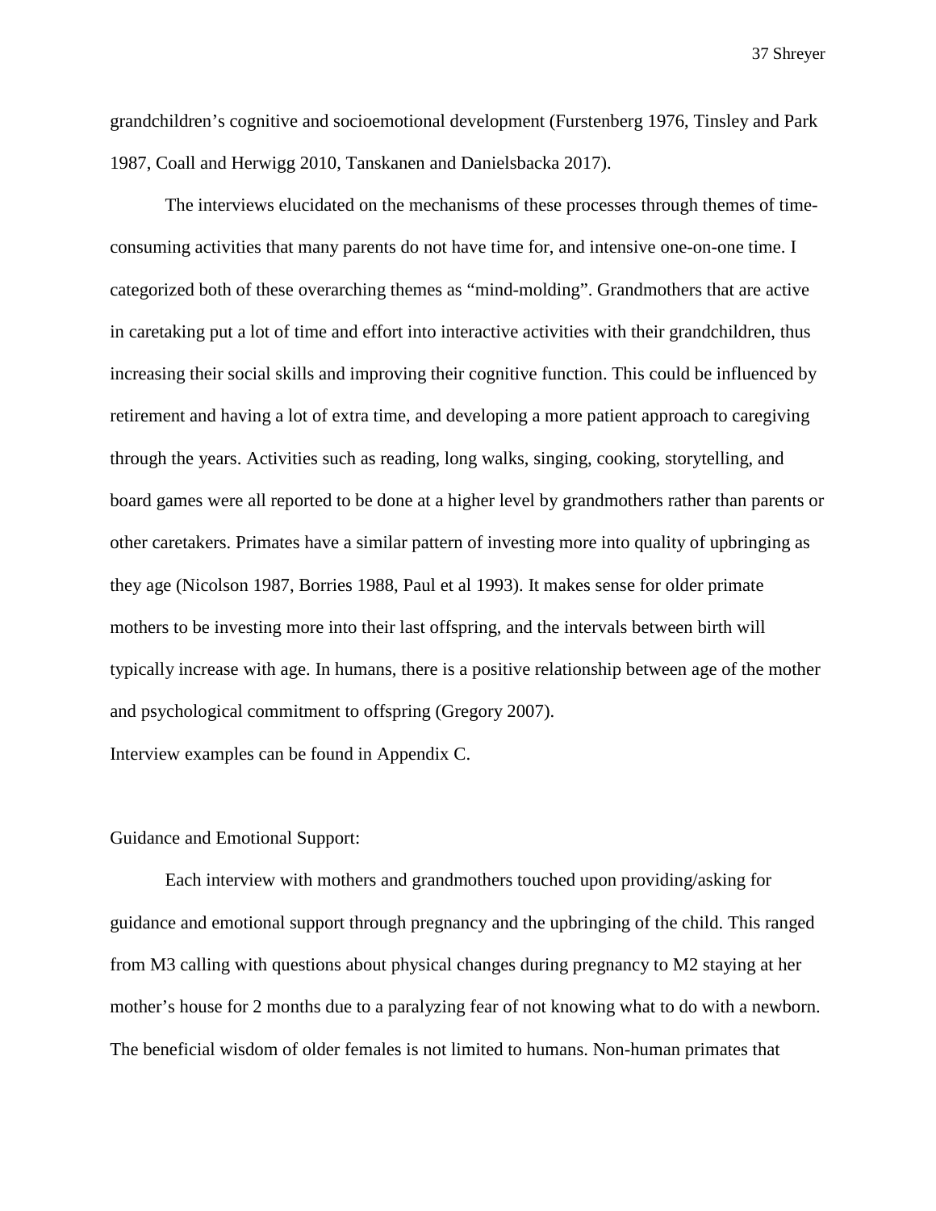grandchildren's cognitive and socioemotional development (Furstenberg 1976, Tinsley and Park 1987, Coall and Herwigg 2010, Tanskanen and Danielsbacka 2017).

The interviews elucidated on the mechanisms of these processes through themes of time-consuming activities that many parents do not have time for, and intensive one-on-one time. I categorized both of these overarching themes as "mind-molding". Grandmothers that are active in caretaking put a lot of time and effort into interactive activities with their grandchildren, thus increasing their social skills and improving their cognitive function. This could be influenced by retirement and having a lot of extra time, and developing a more patient approach to caregiving through the years. Activities such as reading, long walks, singing, cooking, storytelling, and board games were all reported to be done at a higher level by grandmothers rather than parents or other caretakers. Primates have a similar pattern of investing more into quality of upbringing as they age (Nicolson 1987, Borries 1988, Paul et al 1993). It makes sense for older primate mothers to be investing more into their last offspring, and the intervals between birth will typically increase with age. In humans, there is a positive relationship between age of the mother and psychological commitment to offspring (Gregory 2007).

Interview examples can be found in Appendix C.

Guidance and Emotional Support:

Each interview with mothers and grandmothers touched upon providing/asking for guidance and emotional support through pregnancy and the upbringing of the child. This ranged from M3 calling with questions about physical changes during pregnancy to M2 staying at her mother's house for 2 months due to a paralyzing fear of not knowing what to do with a newborn. The beneficial wisdom of older females is not limited to humans. Non-human primates that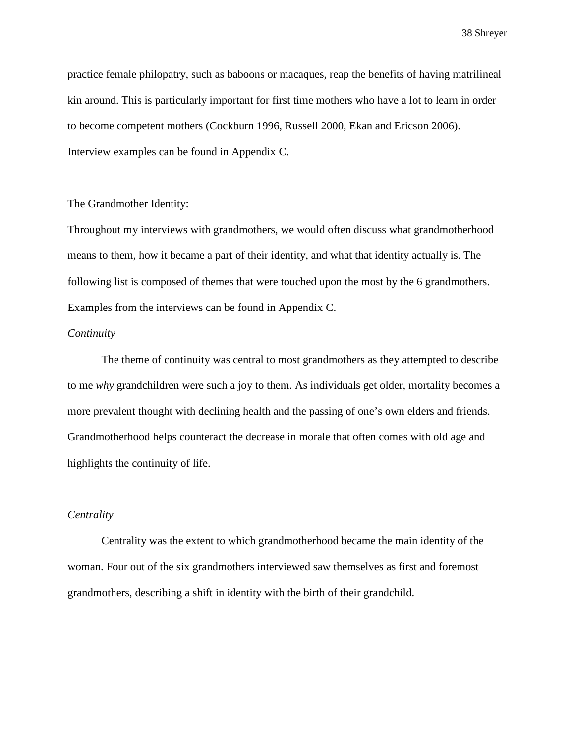practice female philopatry, such as baboons or macaques, reap the benefits of having matrilineal kin around. This is particularly important for first time mothers who have a lot to learn in order to become competent mothers (Cockburn 1996, Russell 2000, Ekan and Ericson 2006). Interview examples can be found in Appendix C.

<u>The Grandmother Identity</u>:

Throughout my interviews with grandmothers, we would often discuss what grandmotherhood means to them, how it became a part of their identity, and what that identity actually is. The following list is composed of themes that were touched upon the most by the 6 grandmothers. Examples from the interviews can be found in Appendix C.

*Continuity*

The theme of continuity was central to most grandmothers as they attempted to describe to me *why* grandchildren were such a joy to them. As individuals get older, mortality becomes a more prevalent thought with declining health and the passing of one's own elders and friends. Grandmotherhood helps counteract the decrease in morale that often comes with old age and highlights the continuity of life.

*Centrality*

Centrality was the extent to which grandmotherhood became the main identity of the woman. Four out of the six grandmothers interviewed saw themselves as first and foremost grandmothers, describing a shift in identity with the birth of their grandchild.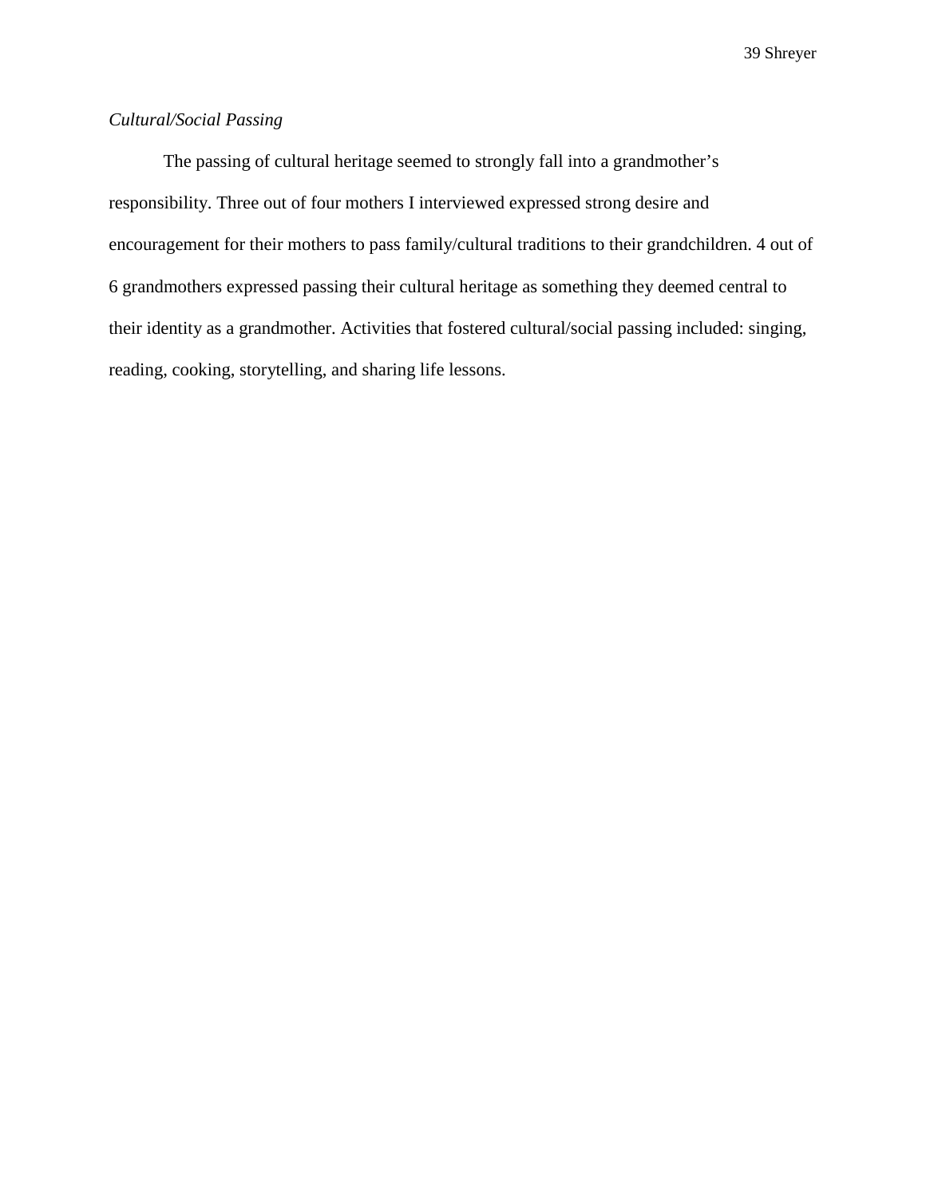*Cultural/Social Passing*

The passing of cultural heritage seemed to strongly fall into a grandmother's responsibility. Three out of four mothers I interviewed expressed strong desire and encouragement for their mothers to pass family/cultural traditions to their grandchildren. 4 out of 6 grandmothers expressed passing their cultural heritage as something they deemed central to their identity as a grandmother. Activities that fostered cultural/social passing included: singing, reading, cooking, storytelling, and sharing life lessons.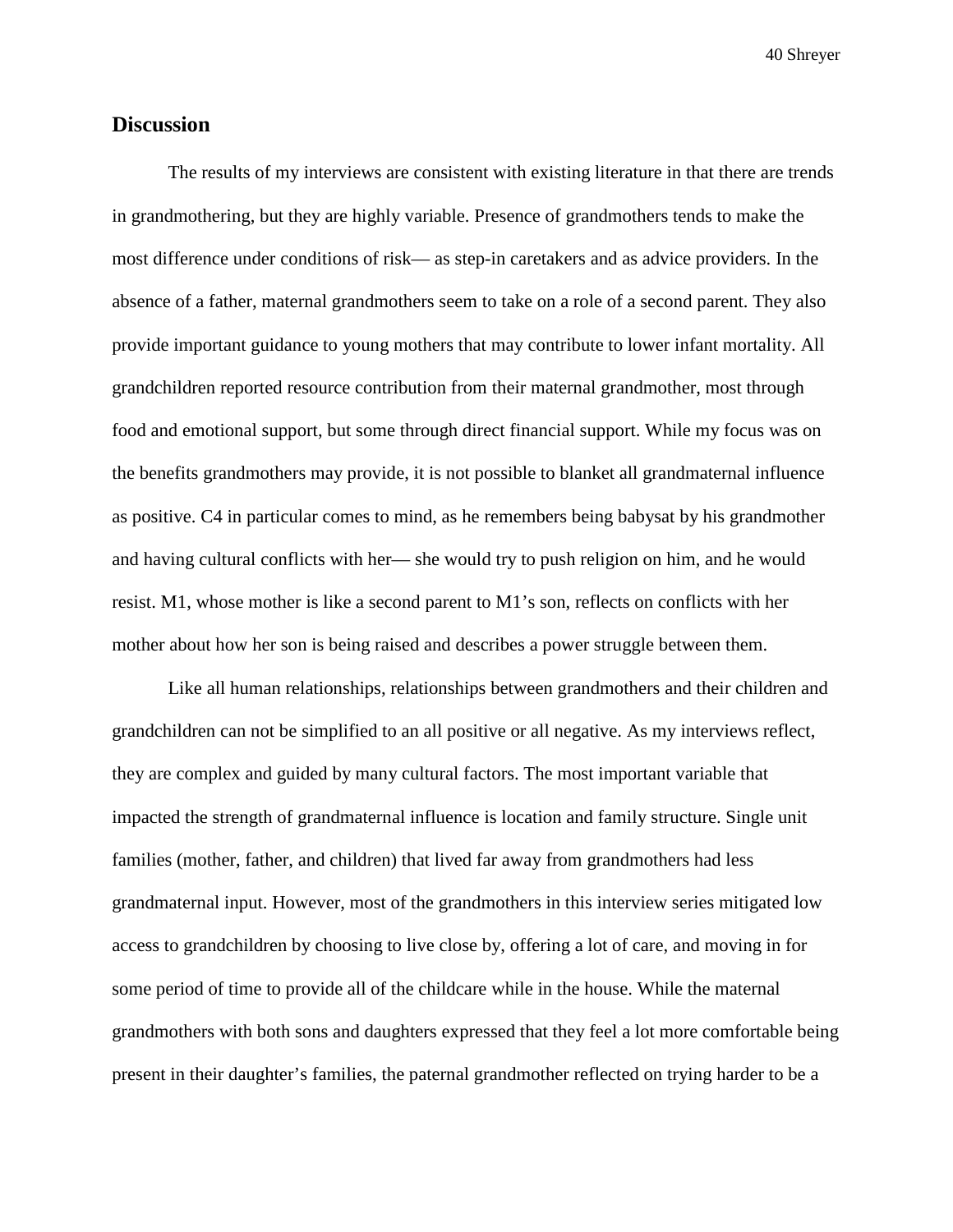## Discussion

The results of my interviews are consistent with existing literature in that there are trends in grandmothering, but they are highly variable. Presence of grandmothers tends to make the most difference under conditions of risk— as step-in caretakers and as advice providers. In the absence of a father, maternal grandmothers seem to take on a role of a second parent. They also provide important guidance to young mothers that may contribute to lower infant mortality. All grandchildren reported resource contribution from their maternal grandmother, most through food and emotional support, but some through direct financial support. While my focus was on the benefits grandmothers may provide, it is not possible to blanket all grandmaternal influence as positive. C4 in particular comes to mind, as he remembers being babysat by his grandmother and having cultural conflicts with her— she would try to push religion on him, and he would resist. M1, whose mother is like a second parent to M1's son, reflects on conflicts with her mother about how her son is being raised and describes a power struggle between them.

Like all human relationships, relationships between grandmothers and their children and grandchildren can not be simplified to an all positive or all negative. As my interviews reflect, they are complex and guided by many cultural factors. The most important variable that impacted the strength of grandmaternal influence is location and family structure. Single unit families (mother, father, and children) that lived far away from grandmothers had less grandmaternal input. However, most of the grandmothers in this interview series mitigated low access to grandchildren by choosing to live close by, offering a lot of care, and moving in for some period of time to provide all of the childcare while in the house. While the maternal grandmothers with both sons and daughters expressed that they feel a lot more comfortable being present in their daughter's families, the paternal grandmother reflected on trying harder to be a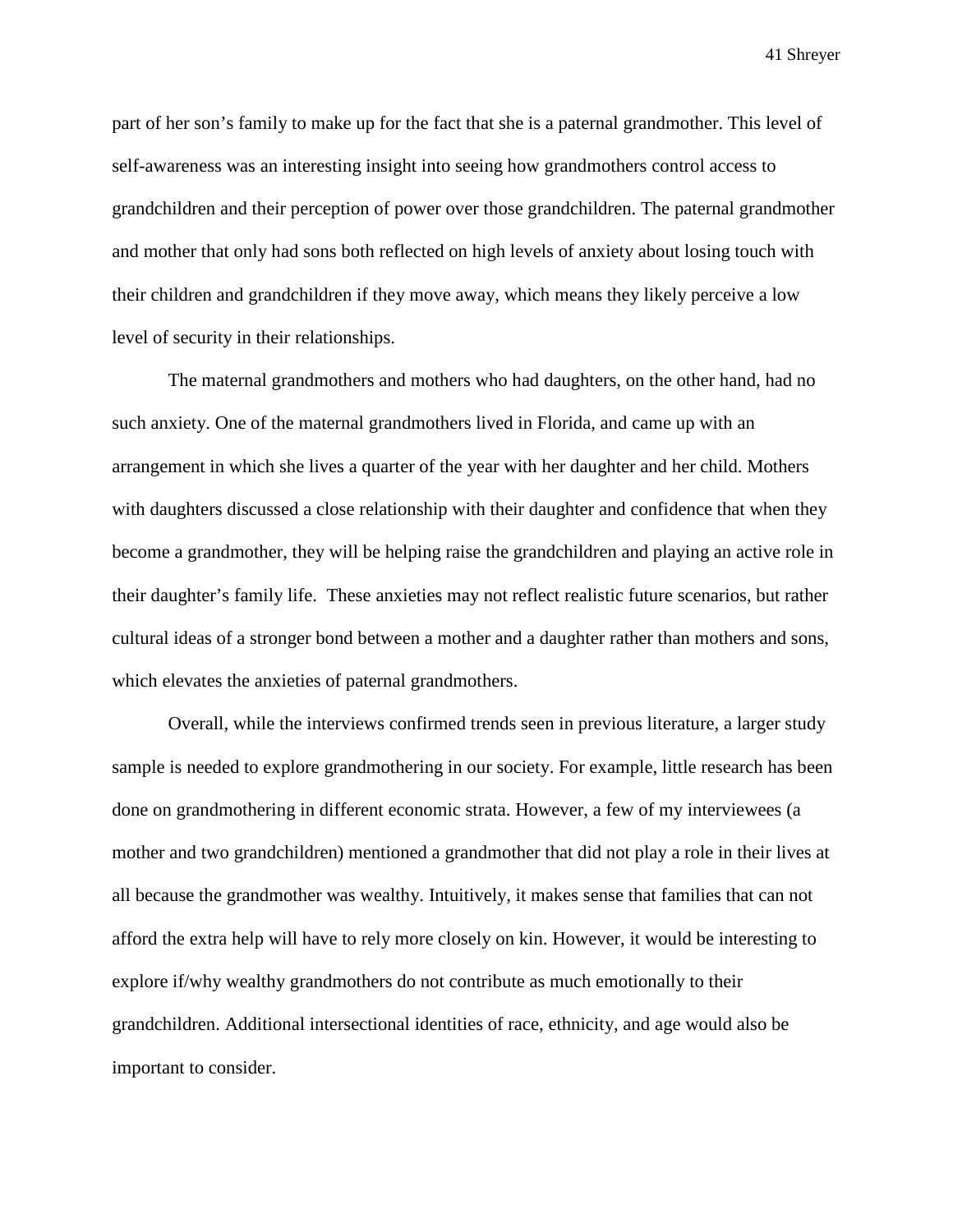part of her son's family to make up for the fact that she is a paternal grandmother. This level of self-awareness was an interesting insight into seeing how grandmothers control access to grandchildren and their perception of power over those grandchildren. The paternal grandmother and mother that only had sons both reflected on high levels of anxiety about losing touch with their children and grandchildren if they move away, which means they likely perceive a low level of security in their relationships.

The maternal grandmothers and mothers who had daughters, on the other hand, had no such anxiety. One of the maternal grandmothers lived in Florida, and came up with an arrangement in which she lives a quarter of the year with her daughter and her child. Mothers with daughters discussed a close relationship with their daughter and confidence that when they become a grandmother, they will be helping raise the grandchildren and playing an active role in their daughter's family life. These anxieties may not reflect realistic future scenarios, but rather cultural ideas of a stronger bond between a mother and a daughter rather than mothers and sons, which elevates the anxieties of paternal grandmothers.

Overall, while the interviews confirmed trends seen in previous literature, a larger study sample is needed to explore grandmothering in our society. For example, little research has been done on grandmothering in different economic strata. However, a few of my interviewees (a mother and two grandchildren) mentioned a grandmother that did not play a role in their lives at all because the grandmother was wealthy. Intuitively, it makes sense that families that can not afford the extra help will have to rely more closely on kin. However, it would be interesting to explore if/why wealthy grandmothers do not contribute as much emotionally to their grandchildren. Additional intersectional identities of race, ethnicity, and age would also be important to consider.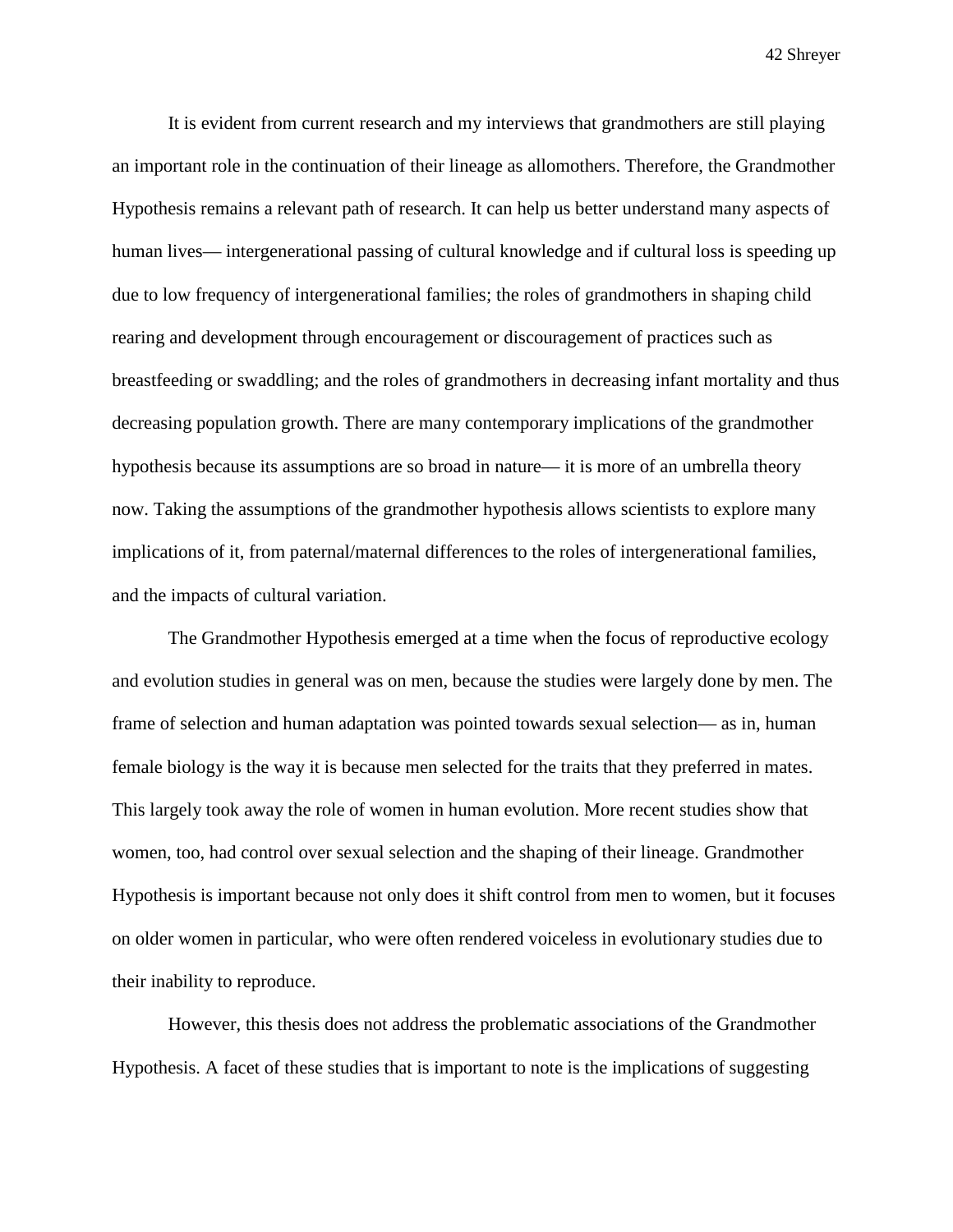It is evident from current research and my interviews that grandmothers are still playing an important role in the continuation of their lineage as allomothers. Therefore, the Grandmother Hypothesis remains a relevant path of research. It can help us better understand many aspects of human lives— intergenerational passing of cultural knowledge and if cultural loss is speeding up due to low frequency of intergenerational families; the roles of grandmothers in shaping child rearing and development through encouragement or discouragement of practices such as breastfeeding or swaddling; and the roles of grandmothers in decreasing infant mortality and thus decreasing population growth. There are many contemporary implications of the grandmother hypothesis because its assumptions are so broad in nature— it is more of an umbrella theory now. Taking the assumptions of the grandmother hypothesis allows scientists to explore many implications of it, from paternal/maternal differences to the roles of intergenerational families, and the impacts of cultural variation.

The Grandmother Hypothesis emerged at a time when the focus of reproductive ecology and evolution studies in general was on men, because the studies were largely done by men. The frame of selection and human adaptation was pointed towards sexual selection— as in, human female biology is the way it is because men selected for the traits that they preferred in mates. This largely took away the role of women in human evolution. More recent studies show that women, too, had control over sexual selection and the shaping of their lineage. Grandmother Hypothesis is important because not only does it shift control from men to women, but it focuses on older women in particular, who were often rendered voiceless in evolutionary studies due to their inability to reproduce.

However, this thesis does not address the problematic associations of the Grandmother Hypothesis. A facet of these studies that is important to note is the implications of suggesting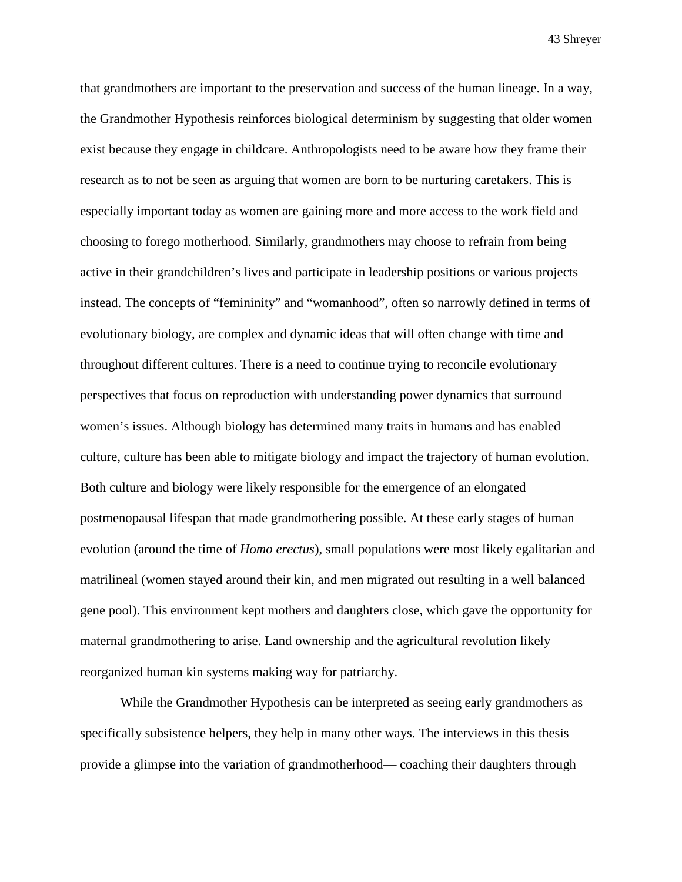that grandmothers are important to the preservation and success of the human lineage. In a way, the Grandmother Hypothesis reinforces biological determinism by suggesting that older women exist because they engage in childcare. Anthropologists need to be aware how they frame their research as to not be seen as arguing that women are born to be nurturing caretakers. This is especially important today as women are gaining more and more access to the work field and choosing to forego motherhood. Similarly, grandmothers may choose to refrain from being active in their grandchildren's lives and participate in leadership positions or various projects instead. The concepts of "femininity" and "womanhood", often so narrowly defined in terms of evolutionary biology, are complex and dynamic ideas that will often change with time and throughout different cultures. There is a need to continue trying to reconcile evolutionary perspectives that focus on reproduction with understanding power dynamics that surround women's issues. Although biology has determined many traits in humans and has enabled culture, culture has been able to mitigate biology and impact the trajectory of human evolution. Both culture and biology were likely responsible for the emergence of an elongated postmenopausal lifespan that made grandmothering possible. At these early stages of human evolution (around the time of *Homo erectus*), small populations were most likely egalitarian and matrilineal (women stayed around their kin, and men migrated out resulting in a well balanced gene pool). This environment kept mothers and daughters close, which gave the opportunity for maternal grandmothering to arise. Land ownership and the agricultural revolution likely reorganized human kin systems making way for patriarchy.

While the Grandmother Hypothesis can be interpreted as seeing early grandmothers as specifically subsistence helpers, they help in many other ways. The interviews in this thesis provide a glimpse into the variation of grandmotherhood— coaching their daughters through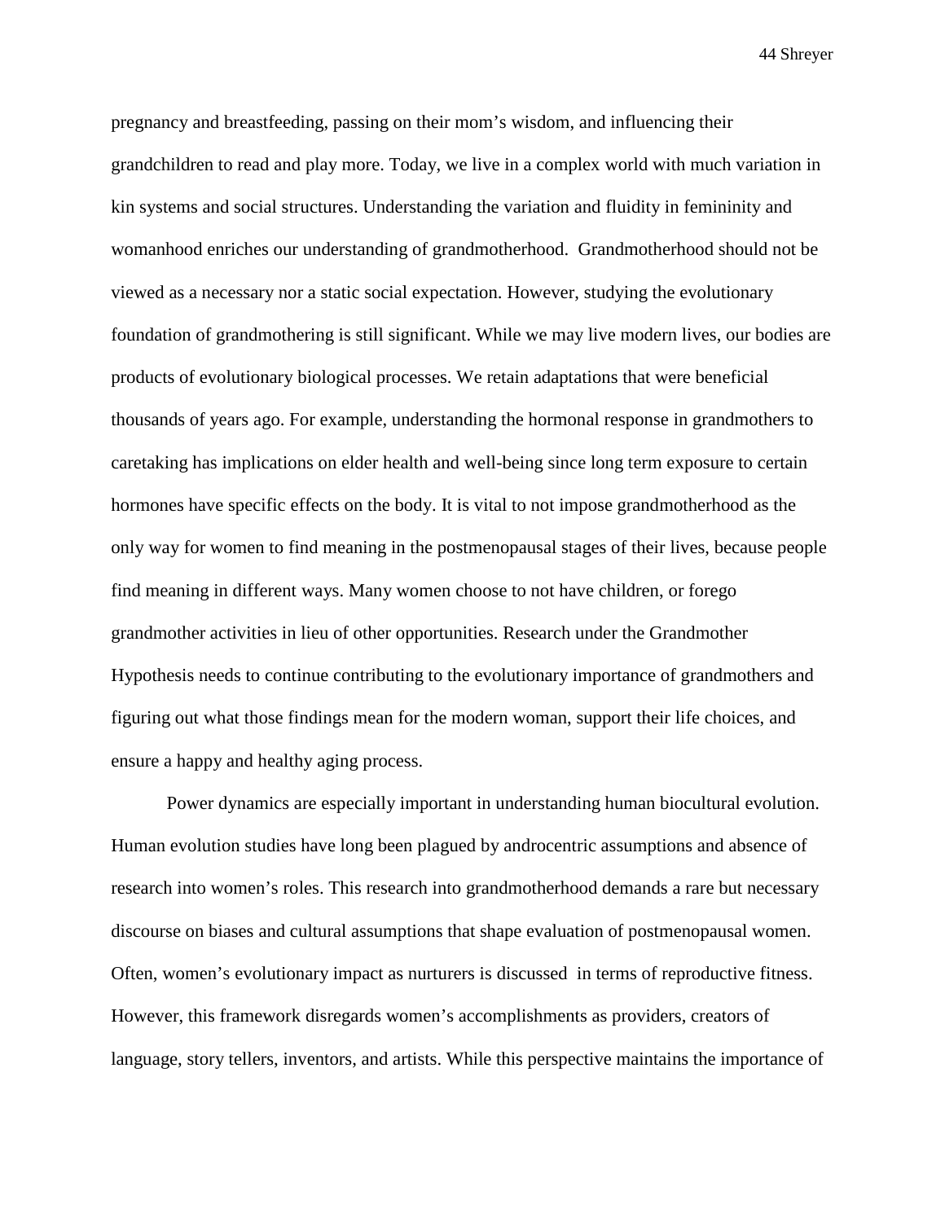pregnancy and breastfeeding, passing on their mom's wisdom, and influencing their grandchildren to read and play more. Today, we live in a complex world with much variation in kin systems and social structures. Understanding the variation and fluidity in femininity and womanhood enriches our understanding of grandmotherhood. Grandmotherhood should not be viewed as a necessary nor a static social expectation. However, studying the evolutionary foundation of grandmothering is still significant. While we may live modern lives, our bodies are products of evolutionary biological processes. We retain adaptations that were beneficial thousands of years ago. For example, understanding the hormonal response in grandmothers to caretaking has implications on elder health and well-being since long term exposure to certain hormones have specific effects on the body. It is vital to not impose grandmotherhood as the only way for women to find meaning in the postmenopausal stages of their lives, because people find meaning in different ways. Many women choose to not have children, or forego grandmother activities in lieu of other opportunities. Research under the Grandmother Hypothesis needs to continue contributing to the evolutionary importance of grandmothers and figuring out what those findings mean for the modern woman, support their life choices, and ensure a happy and healthy aging process.

Power dynamics are especially important in understanding human biocultural evolution. Human evolution studies have long been plagued by androcentric assumptions and absence of research into women's roles. This research into grandmotherhood demands a rare but necessary discourse on biases and cultural assumptions that shape evaluation of postmenopausal women. Often, women's evolutionary impact as nurturers is discussed in terms of reproductive fitness. However, this framework disregards women's accomplishments as providers, creators of language, story tellers, inventors, and artists. While this perspective maintains the importance of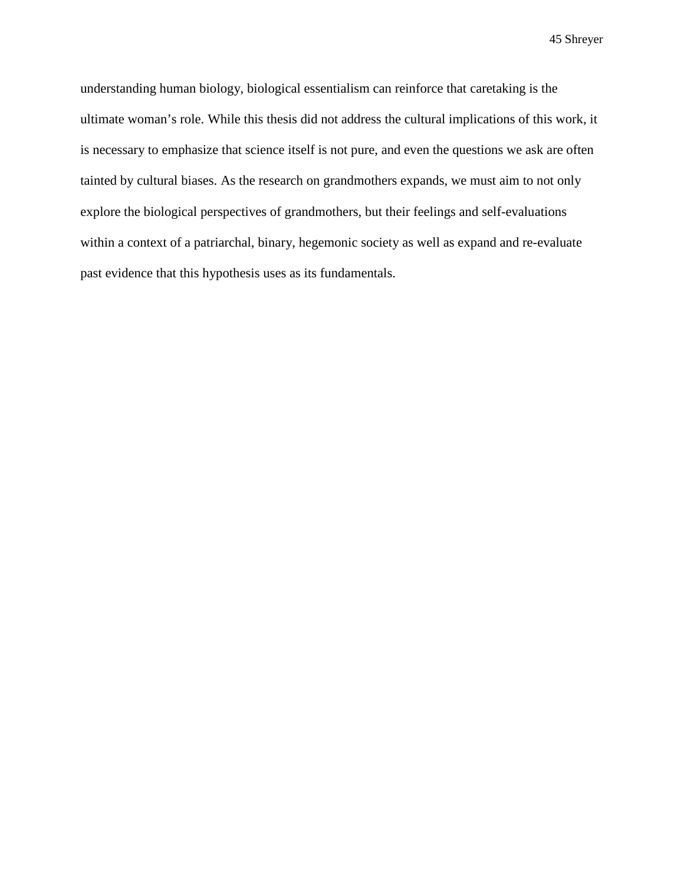understanding human biology, biological essentialism can reinforce that caretaking is the ultimate woman's role. While this thesis did not address the cultural implications of this work, it is necessary to emphasize that science itself is not pure, and even the questions we ask are often tainted by cultural biases. As the research on grandmothers expands, we must aim to not only explore the biological perspectives of grandmothers, but their feelings and self-evaluations within a context of a patriarchal, binary, hegemonic society as well as expand and re-evaluate past evidence that this hypothesis uses as its fundamentals.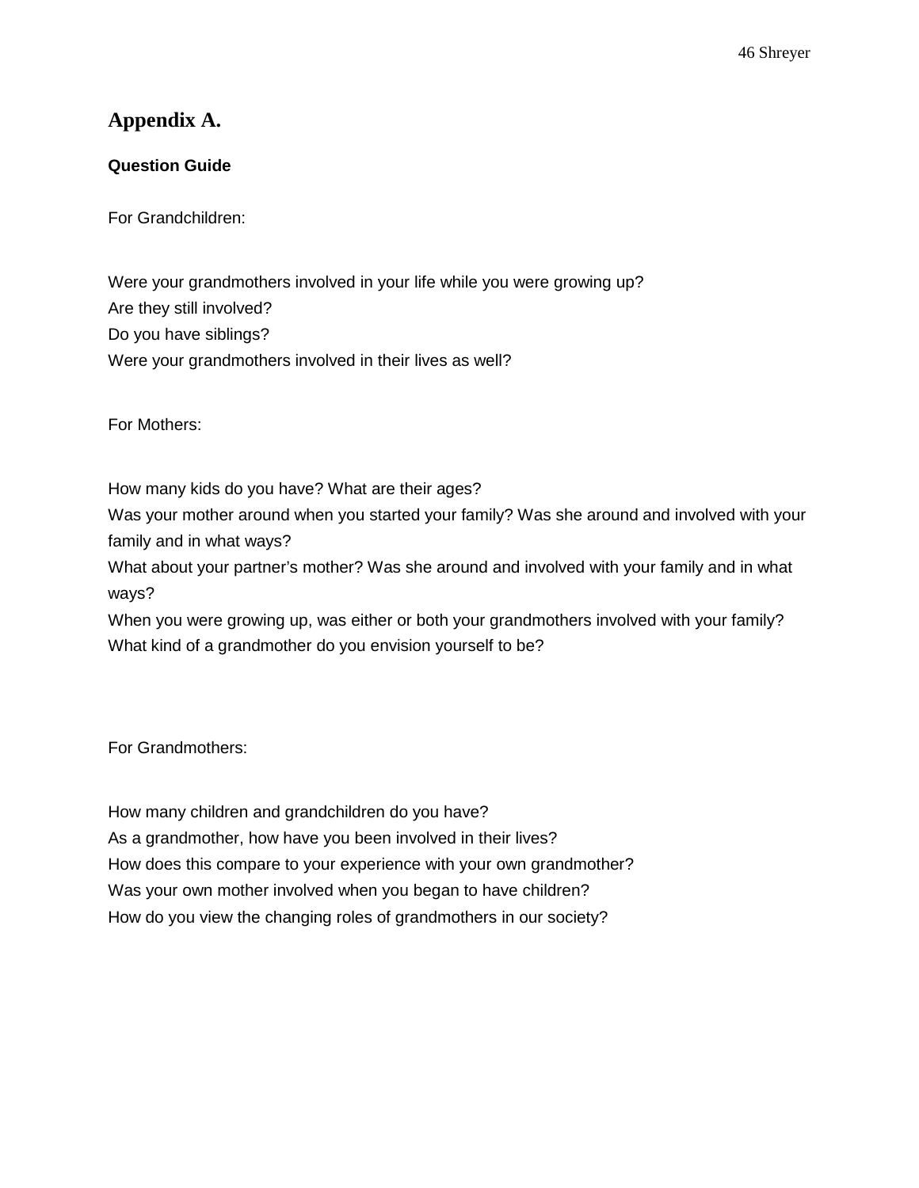# Appendix A.

**Question Guide**

For Grandchildren:

Were your grandmothers involved in your life while you were growing up?
Are they still involved?
Do you have siblings?
Were your grandmothers involved in their lives as well?

For Mothers:

How many kids do you have? What are their ages?
Was your mother around when you started your family? Was she around and involved with your family and in what ways?
What about your partner's mother? Was she around and involved with your family and in what ways?
When you were growing up, was either or both your grandmothers involved with your family?
What kind of a grandmother do you envision yourself to be?

For Grandmothers:

How many children and grandchildren do you have?
As a grandmother, how have you been involved in their lives?
How does this compare to your experience with your own grandmother?
Was your own mother involved when you began to have children?
How do you view the changing roles of grandmothers in our society?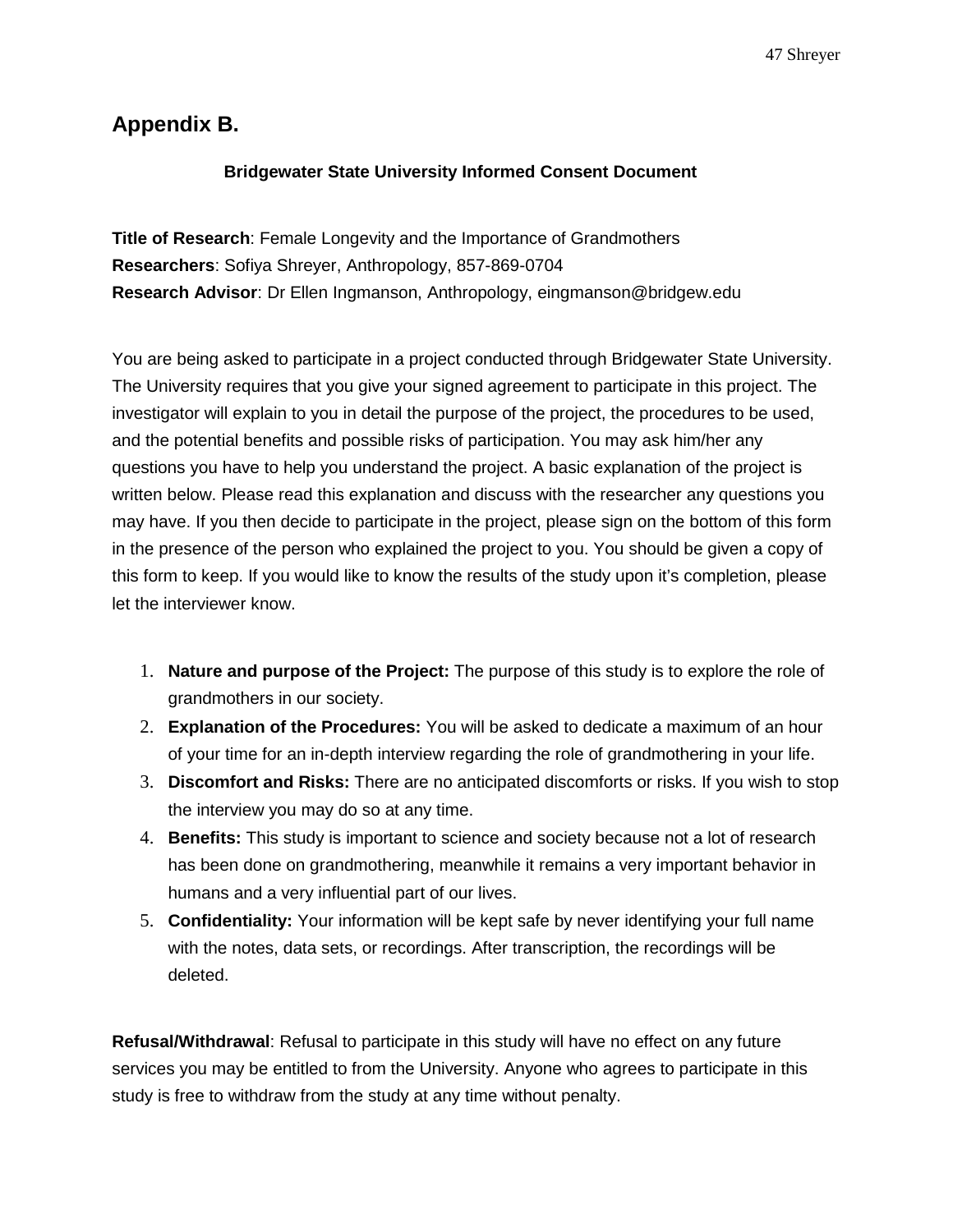## Appendix B.

**Bridgewater State University Informed Consent Document**

**Title of Research**: Female Longevity and the Importance of Grandmothers
**Researchers**: Sofiya Shreyer, Anthropology, 857-869-0704
**Research Advisor**: Dr Ellen Ingmanson, Anthropology, eingmanson@bridgew.edu

You are being asked to participate in a project conducted through Bridgewater State University. The University requires that you give your signed agreement to participate in this project. The investigator will explain to you in detail the purpose of the project, the procedures to be used, and the potential benefits and possible risks of participation. You may ask him/her any questions you have to help you understand the project. A basic explanation of the project is written below. Please read this explanation and discuss with the researcher any questions you may have. If you then decide to participate in the project, please sign on the bottom of this form in the presence of the person who explained the project to you. You should be given a copy of this form to keep. If you would like to know the results of the study upon it's completion, please let the interviewer know.

1. **Nature and purpose of the Project:** The purpose of this study is to explore the role of grandmothers in our society.
2. **Explanation of the Procedures:** You will be asked to dedicate a maximum of an hour of your time for an in-depth interview regarding the role of grandmothering in your life.
3. **Discomfort and Risks:** There are no anticipated discomforts or risks. If you wish to stop the interview you may do so at any time.
4. **Benefits:** This study is important to science and society because not a lot of research has been done on grandmothering, meanwhile it remains a very important behavior in humans and a very influential part of our lives.
5. **Confidentiality:** Your information will be kept safe by never identifying your full name with the notes, data sets, or recordings. After transcription, the recordings will be deleted.

**Refusal/Withdrawal**: Refusal to participate in this study will have no effect on any future services you may be entitled to from the University. Anyone who agrees to participate in this study is free to withdraw from the study at any time without penalty.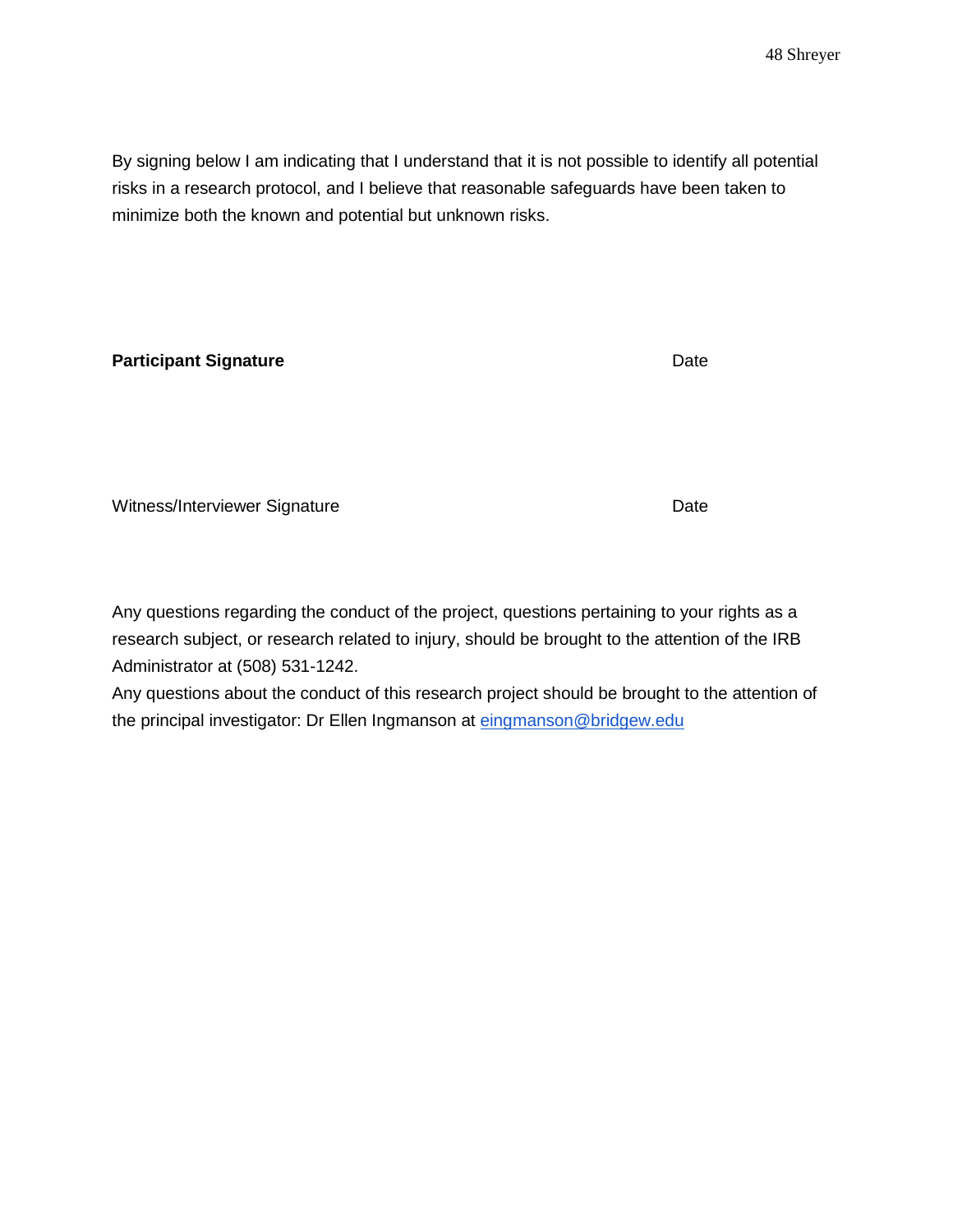By signing below I am indicating that I understand that it is not possible to identify all potential risks in a research protocol, and I believe that reasonable safeguards have been taken to minimize both the known and potential but unknown risks.

**Participant Signature** Date

Witness/Interviewer Signature Date

Any questions regarding the conduct of the project, questions pertaining to your rights as a research subject, or research related to injury, should be brought to the attention of the IRB Administrator at (508) 531-1242.

Any questions about the conduct of this research project should be brought to the attention of the principal investigator: Dr Ellen Ingmanson at eingmanson@bridgew.edu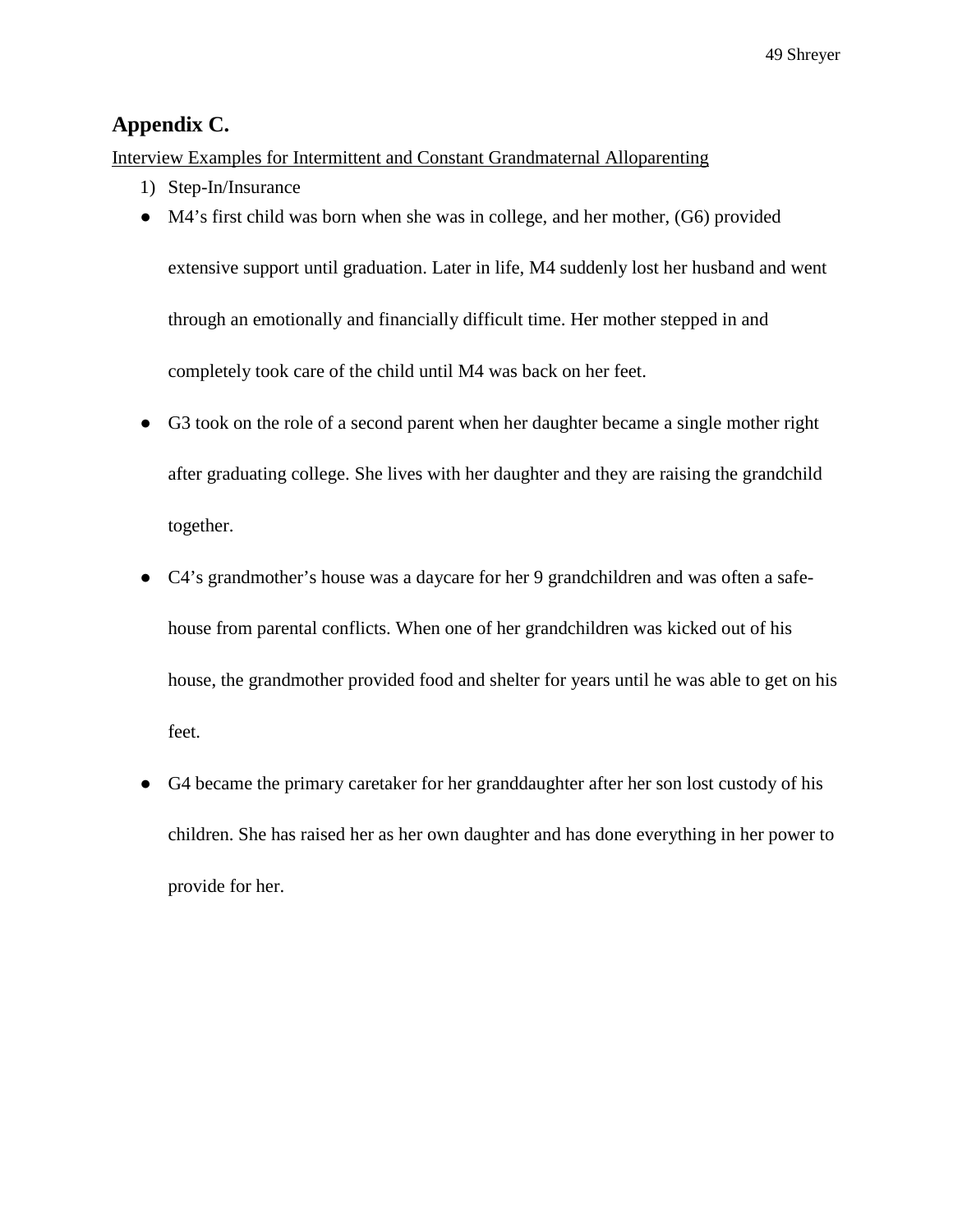## Appendix C.

Interview Examples for Intermittent and Constant Grandmaternal Alloparenting

1) Step-In/Insurance

- M4's first child was born when she was in college, and her mother, (G6) provided extensive support until graduation. Later in life, M4 suddenly lost her husband and went through an emotionally and financially difficult time. Her mother stepped in and completely took care of the child until M4 was back on her feet.
- G3 took on the role of a second parent when her daughter became a single mother right after graduating college. She lives with her daughter and they are raising the grandchild together.
- C4's grandmother's house was a daycare for her 9 grandchildren and was often a safe-house from parental conflicts. When one of her grandchildren was kicked out of his house, the grandmother provided food and shelter for years until he was able to get on his feet.
- G4 became the primary caretaker for her granddaughter after her son lost custody of his children. She has raised her as her own daughter and has done everything in her power to provide for her.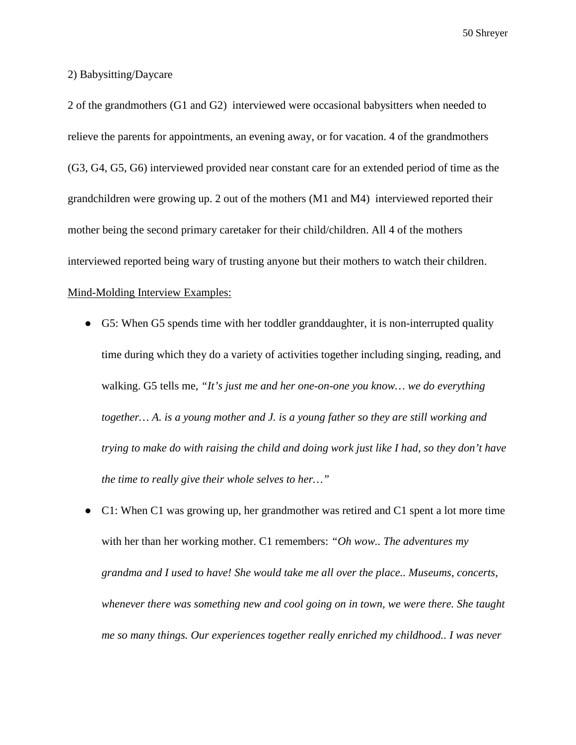2) Babysitting/Daycare

2 of the grandmothers (G1 and G2) interviewed were occasional babysitters when needed to relieve the parents for appointments, an evening away, or for vacation. 4 of the grandmothers (G3, G4, G5, G6) interviewed provided near constant care for an extended period of time as the grandchildren were growing up. 2 out of the mothers (M1 and M4) interviewed reported their mother being the second primary caretaker for their child/children. All 4 of the mothers interviewed reported being wary of trusting anyone but their mothers to watch their children.

<u>Mind-Molding Interview Examples:</u>

- G5: When G5 spends time with her toddler granddaughter, it is non-interrupted quality time during which they do a variety of activities together including singing, reading, and walking. G5 tells me, *"It's just me and her one-on-one you know… we do everything together… A. is a young mother and J. is a young father so they are still working and trying to make do with raising the child and doing work just like I had, so they don't have the time to really give their whole selves to her…"*
- C1: When C1 was growing up, her grandmother was retired and C1 spent a lot more time with her than her working mother. C1 remembers: *"Oh wow.. The adventures my grandma and I used to have! She would take me all over the place.. Museums, concerts, whenever there was something new and cool going on in town, we were there. She taught me so many things. Our experiences together really enriched my childhood.. I was never*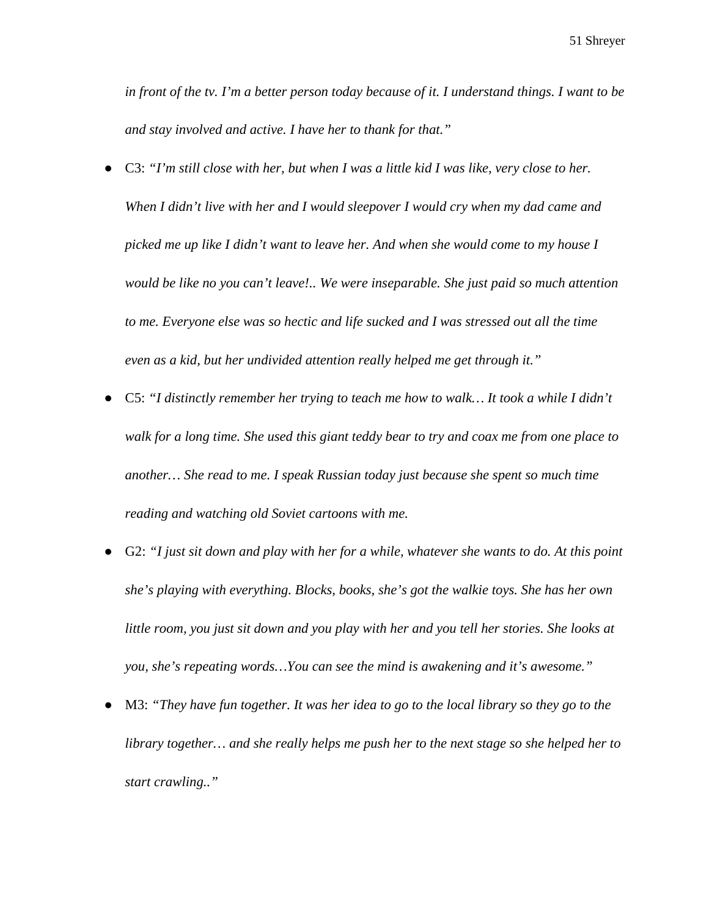*in front of the tv. I'm a better person today because of it. I understand things. I want to be and stay involved and active. I have her to thank for that."*

- C3: *"I'm still close with her, but when I was a little kid I was like, very close to her. When I didn't live with her and I would sleepover I would cry when my dad came and picked me up like I didn't want to leave her. And when she would come to my house I would be like no you can't leave!.. We were inseparable. She just paid so much attention to me. Everyone else was so hectic and life sucked and I was stressed out all the time even as a kid, but her undivided attention really helped me get through it."*
- C5: *"I distinctly remember her trying to teach me how to walk… It took a while I didn't walk for a long time. She used this giant teddy bear to try and coax me from one place to another… She read to me. I speak Russian today just because she spent so much time reading and watching old Soviet cartoons with me.*
- G2: *"I just sit down and play with her for a while, whatever she wants to do. At this point she's playing with everything. Blocks, books, she's got the walkie toys. She has her own little room, you just sit down and you play with her and you tell her stories. She looks at you, she's repeating words…You can see the mind is awakening and it's awesome."*
- M3: *"They have fun together. It was her idea to go to the local library so they go to the library together… and she really helps me push her to the next stage so she helped her to start crawling.."*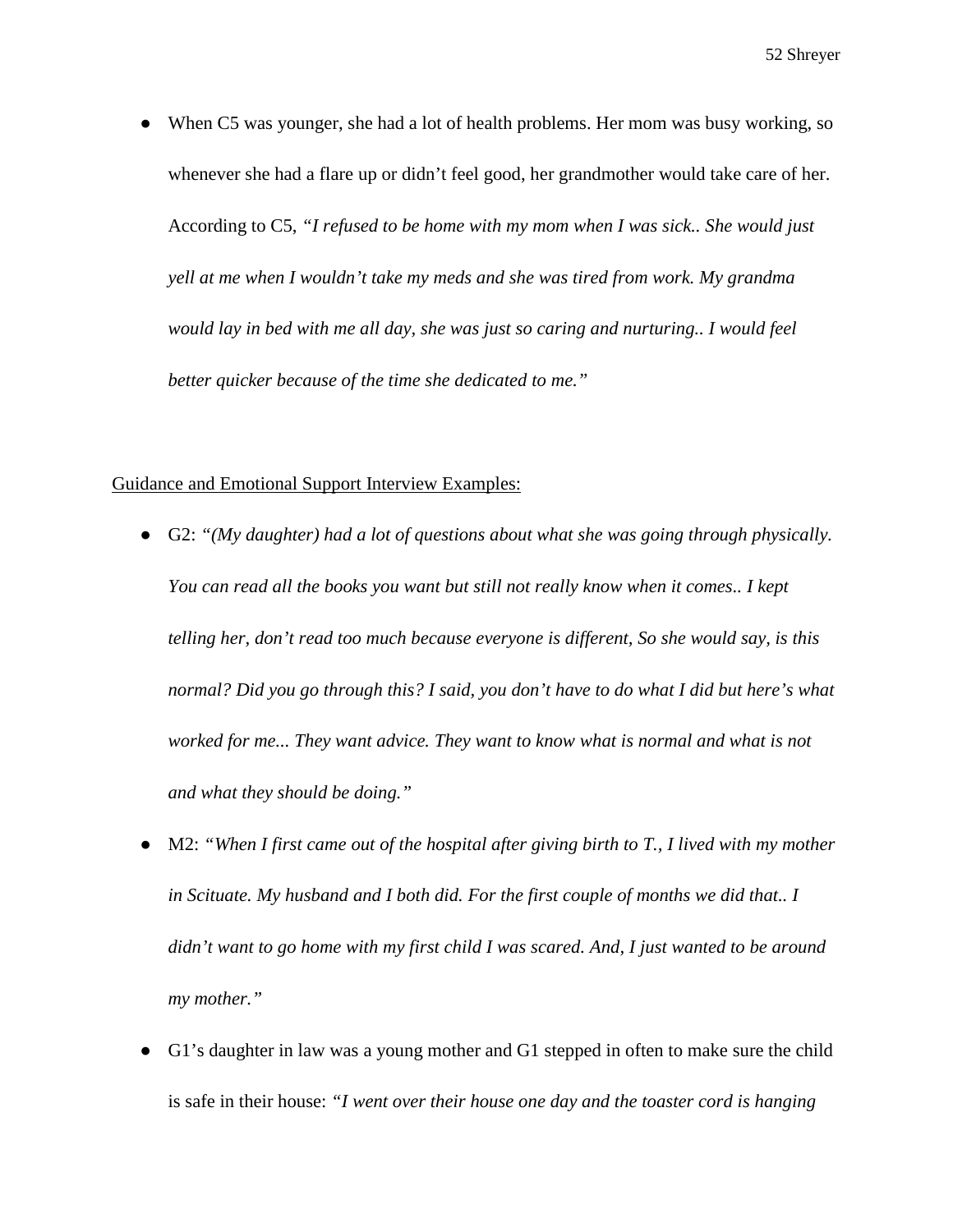- When C5 was younger, she had a lot of health problems. Her mom was busy working, so whenever she had a flare up or didn't feel good, her grandmother would take care of her. According to C5, *"I refused to be home with my mom when I was sick.. She would just yell at me when I wouldn't take my meds and she was tired from work. My grandma would lay in bed with me all day, she was just so caring and nurturing.. I would feel better quicker because of the time she dedicated to me."*

<u>Guidance and Emotional Support Interview Examples:</u>

- G2: *"(My daughter) had a lot of questions about what she was going through physically. You can read all the books you want but still not really know when it comes.. I kept telling her, don't read too much because everyone is different, So she would say, is this normal? Did you go through this? I said, you don't have to do what I did but here's what worked for me... They want advice. They want to know what is normal and what is not and what they should be doing."*
- M2: *"When I first came out of the hospital after giving birth to T., I lived with my mother in Scituate. My husband and I both did. For the first couple of months we did that.. I didn't want to go home with my first child I was scared. And, I just wanted to be around my mother."*
- G1's daughter in law was a young mother and G1 stepped in often to make sure the child is safe in their house: *"I went over their house one day and the toaster cord is hanging*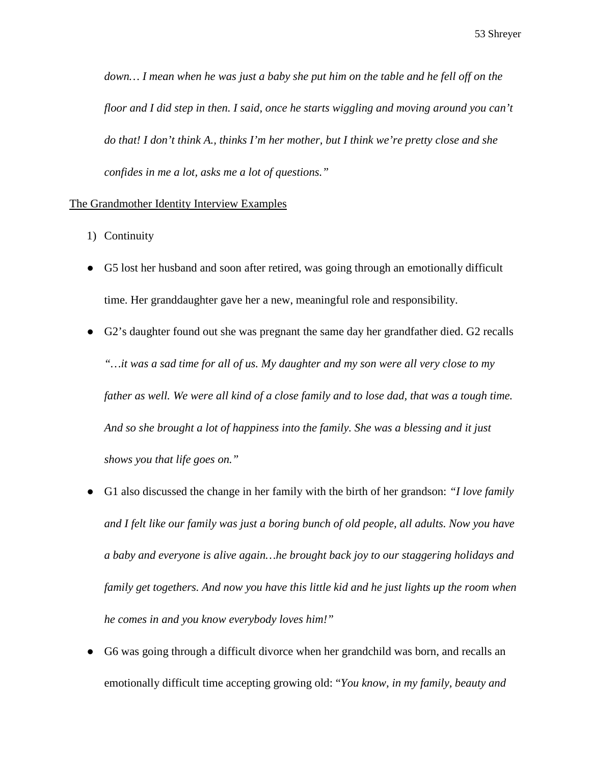*down… I mean when he was just a baby she put him on the table and he fell off on the floor and I did step in then. I said, once he starts wiggling and moving around you can't do that! I don't think A., thinks I'm her mother, but I think we're pretty close and she confides in me a lot, asks me a lot of questions."*

<u>The Grandmother Identity Interview Examples</u>

1) Continuity

- G5 lost her husband and soon after retired, was going through an emotionally difficult time. Her granddaughter gave her a new, meaningful role and responsibility.
- G2's daughter found out she was pregnant the same day her grandfather died. G2 recalls *"…it was a sad time for all of us. My daughter and my son were all very close to my father as well. We were all kind of a close family and to lose dad, that was a tough time. And so she brought a lot of happiness into the family. She was a blessing and it just shows you that life goes on."*
- G1 also discussed the change in her family with the birth of her grandson: *"I love family and I felt like our family was just a boring bunch of old people, all adults. Now you have a baby and everyone is alive again…he brought back joy to our staggering holidays and family get togethers. And now you have this little kid and he just lights up the room when he comes in and you know everybody loves him!"*
- G6 was going through a difficult divorce when her grandchild was born, and recalls an emotionally difficult time accepting growing old: "*You know, in my family, beauty and*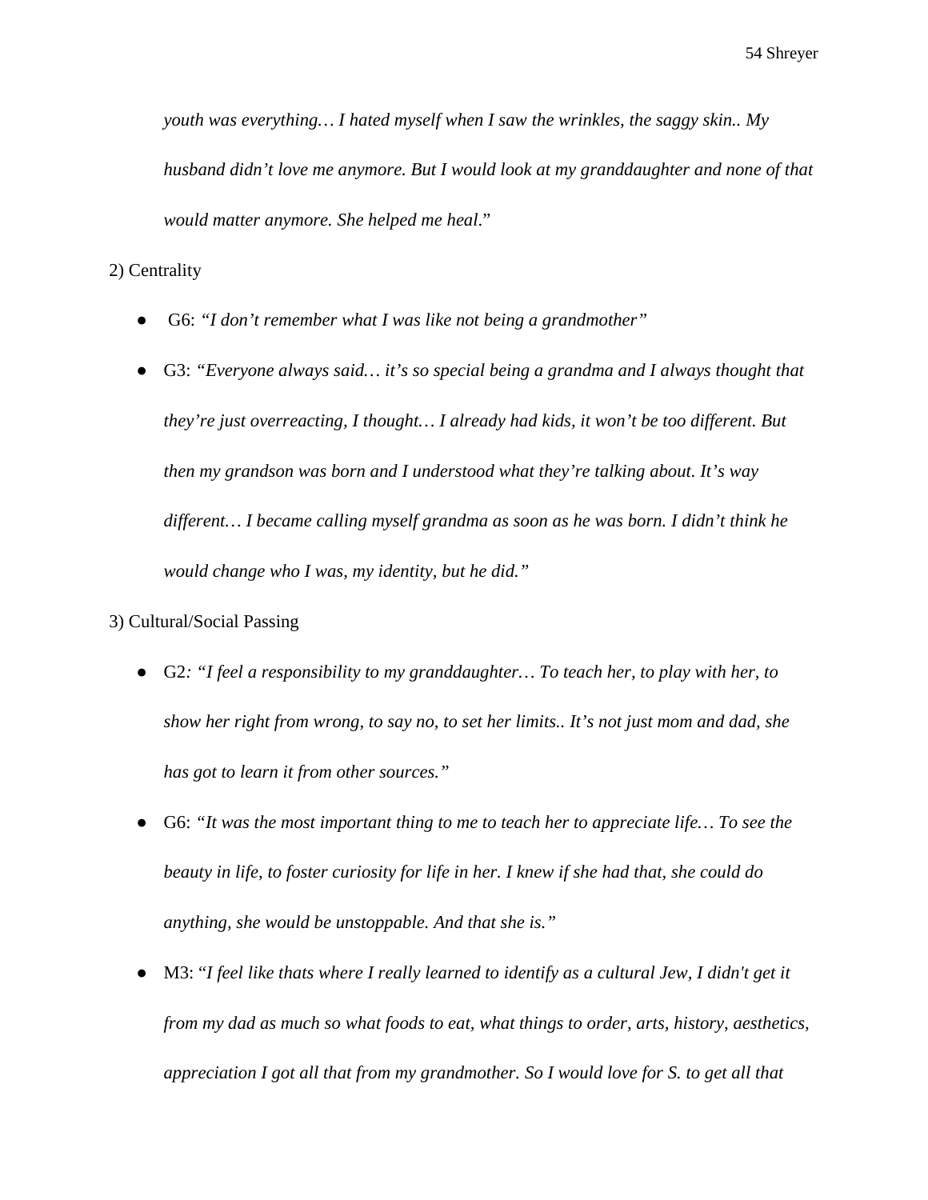*youth was everything… I hated myself when I saw the wrinkles, the saggy skin.. My husband didn't love me anymore. But I would look at my granddaughter and none of that would matter anymore. She helped me heal*."

2) Centrality

- G6: *"I don't remember what I was like not being a grandmother"*
- G3: *"Everyone always said… it's so special being a grandma and I always thought that they're just overreacting, I thought… I already had kids, it won't be too different. But then my grandson was born and I understood what they're talking about. It's way different… I became calling myself grandma as soon as he was born. I didn't think he would change who I was, my identity, but he did."*

3) Cultural/Social Passing

- G2*: "I feel a responsibility to my granddaughter… To teach her, to play with her, to show her right from wrong, to say no, to set her limits.. It's not just mom and dad, she has got to learn it from other sources."*
- G6: *"It was the most important thing to me to teach her to appreciate life… To see the beauty in life, to foster curiosity for life in her. I knew if she had that, she could do anything, she would be unstoppable. And that she is."*
- M3: "*I feel like thats where I really learned to identify as a cultural Jew, I didn't get it from my dad as much so what foods to eat, what things to order, arts, history, aesthetics, appreciation I got all that from my grandmother. So I would love for S. to get all that*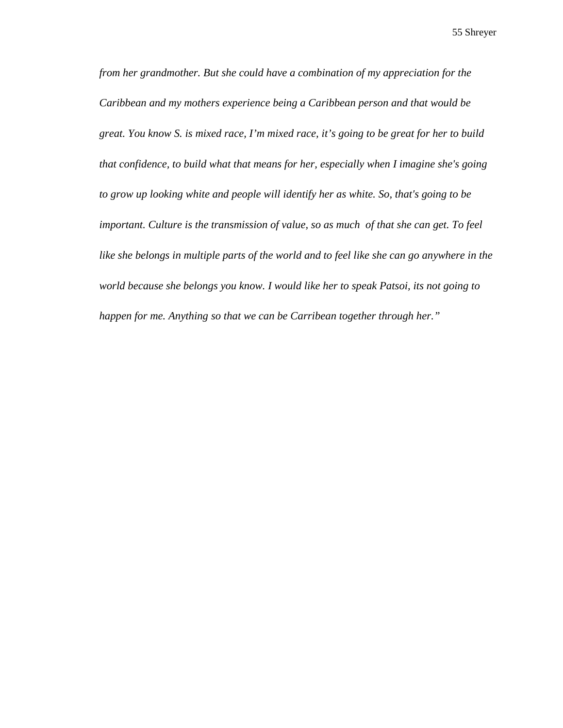*from her grandmother. But she could have a combination of my appreciation for the Caribbean and my mothers experience being a Caribbean person and that would be great. You know S. is mixed race, I'm mixed race, it's going to be great for her to build that confidence, to build what that means for her, especially when I imagine she's going to grow up looking white and people will identify her as white. So, that's going to be important. Culture is the transmission of value, so as much  of that she can get. To feel like she belongs in multiple parts of the world and to feel like she can go anywhere in the world because she belongs you know. I would like her to speak Patsoi, its not going to happen for me. Anything so that we can be Carribean together through her."*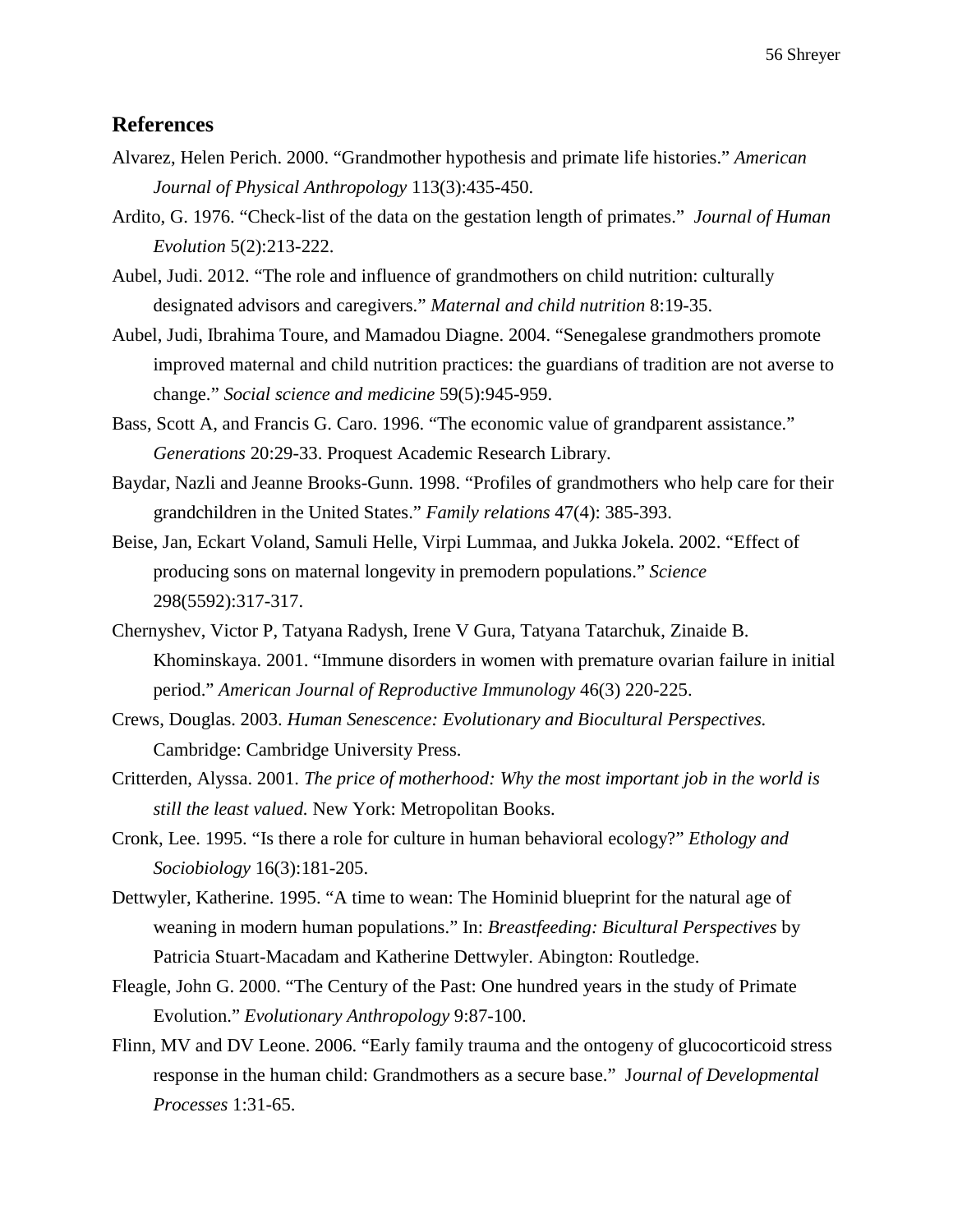## References

Alvarez, Helen Perich. 2000. "Grandmother hypothesis and primate life histories." *American Journal of Physical Anthropology* 113(3):435-450.

Ardito, G. 1976. "Check-list of the data on the gestation length of primates." *Journal of Human Evolution* 5(2):213-222.

Aubel, Judi. 2012. "The role and influence of grandmothers on child nutrition: culturally designated advisors and caregivers." *Maternal and child nutrition* 8:19-35.

Aubel, Judi, Ibrahima Toure, and Mamadou Diagne. 2004. "Senegalese grandmothers promote improved maternal and child nutrition practices: the guardians of tradition are not averse to change." *Social science and medicine* 59(5):945-959.

Bass, Scott A, and Francis G. Caro. 1996. "The economic value of grandparent assistance." *Generations* 20:29-33. Proquest Academic Research Library.

Baydar, Nazli and Jeanne Brooks-Gunn. 1998. "Profiles of grandmothers who help care for their grandchildren in the United States." *Family relations* 47(4): 385-393.

Beise, Jan, Eckart Voland, Samuli Helle, Virpi Lummaa, and Jukka Jokela. 2002. "Effect of producing sons on maternal longevity in premodern populations." *Science* 298(5592):317-317.

Chernyshev, Victor P, Tatyana Radysh, Irene V Gura, Tatyana Tatarchuk, Zinaide B. Khominskaya. 2001. "Immune disorders in women with premature ovarian failure in initial period." *American Journal of Reproductive Immunology* 46(3) 220-225.

Crews, Douglas. 2003. *Human Senescence: Evolutionary and Biocultural Perspectives.* Cambridge: Cambridge University Press.

Critterden, Alyssa. 2001. *The price of motherhood: Why the most important job in the world is still the least valued.* New York: Metropolitan Books.

Cronk, Lee. 1995. "Is there a role for culture in human behavioral ecology?" *Ethology and Sociobiology* 16(3):181-205.

Dettwyler, Katherine. 1995. "A time to wean: The Hominid blueprint for the natural age of weaning in modern human populations." In: *Breastfeeding: Bicultural Perspectives* by Patricia Stuart-Macadam and Katherine Dettwyler. Abington: Routledge.

Fleagle, John G. 2000. "The Century of the Past: One hundred years in the study of Primate Evolution." *Evolutionary Anthropology* 9:87-100.

Flinn, MV and DV Leone. 2006. "Early family trauma and the ontogeny of glucocorticoid stress response in the human child: Grandmothers as a secure base." *Journal of Developmental Processes* 1:31-65.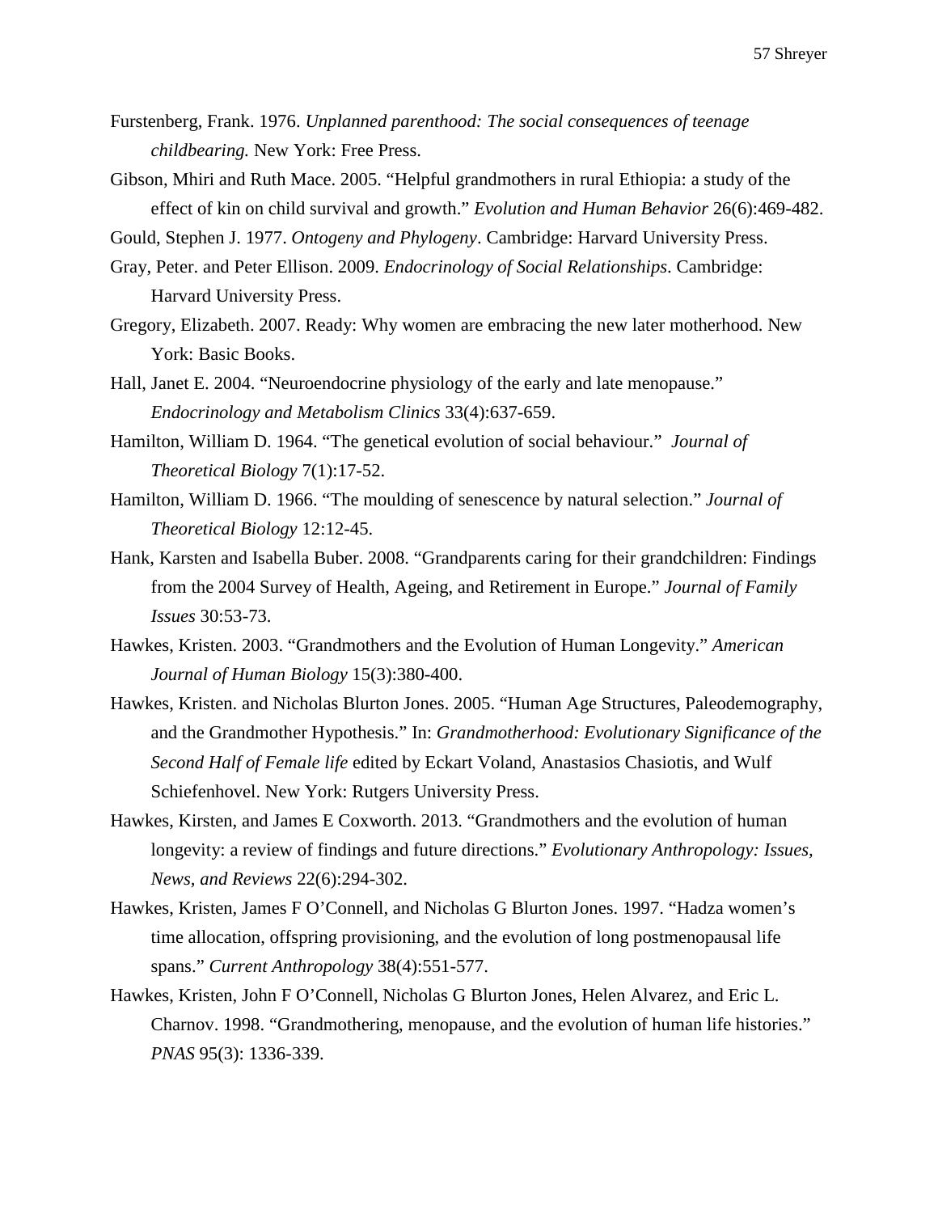Furstenberg, Frank. 1976. *Unplanned parenthood: The social consequences of teenage childbearing.* New York: Free Press.

Gibson, Mhiri and Ruth Mace. 2005. "Helpful grandmothers in rural Ethiopia: a study of the effect of kin on child survival and growth." *Evolution and Human Behavior* 26(6):469-482.

Gould, Stephen J. 1977. *Ontogeny and Phylogeny*. Cambridge: Harvard University Press.

Gray, Peter. and Peter Ellison. 2009. *Endocrinology of Social Relationships*. Cambridge: Harvard University Press.

Gregory, Elizabeth. 2007. Ready: Why women are embracing the new later motherhood. New York: Basic Books.

Hall, Janet E. 2004. "Neuroendocrine physiology of the early and late menopause." *Endocrinology and Metabolism Clinics* 33(4):637-659.

Hamilton, William D. 1964. "The genetical evolution of social behaviour." *Journal of Theoretical Biology* 7(1):17-52.

Hamilton, William D. 1966. "The moulding of senescence by natural selection." *Journal of Theoretical Biology* 12:12-45.

Hank, Karsten and Isabella Buber. 2008. "Grandparents caring for their grandchildren: Findings from the 2004 Survey of Health, Ageing, and Retirement in Europe." *Journal of Family Issues* 30:53-73.

Hawkes, Kristen. 2003. "Grandmothers and the Evolution of Human Longevity." *American Journal of Human Biology* 15(3):380-400.

Hawkes, Kristen. and Nicholas Blurton Jones. 2005. "Human Age Structures, Paleodemography, and the Grandmother Hypothesis." In: *Grandmotherhood: Evolutionary Significance of the Second Half of Female life* edited by Eckart Voland, Anastasios Chasiotis, and Wulf Schiefenhovel. New York: Rutgers University Press.

Hawkes, Kirsten, and James E Coxworth. 2013. "Grandmothers and the evolution of human longevity: a review of findings and future directions." *Evolutionary Anthropology: Issues, News, and Reviews* 22(6):294-302.

Hawkes, Kristen, James F O'Connell, and Nicholas G Blurton Jones. 1997. "Hadza women's time allocation, offspring provisioning, and the evolution of long postmenopausal life spans." *Current Anthropology* 38(4):551-577.

Hawkes, Kristen, John F O'Connell, Nicholas G Blurton Jones, Helen Alvarez, and Eric L. Charnov. 1998. "Grandmothering, menopause, and the evolution of human life histories." *PNAS* 95(3): 1336-339.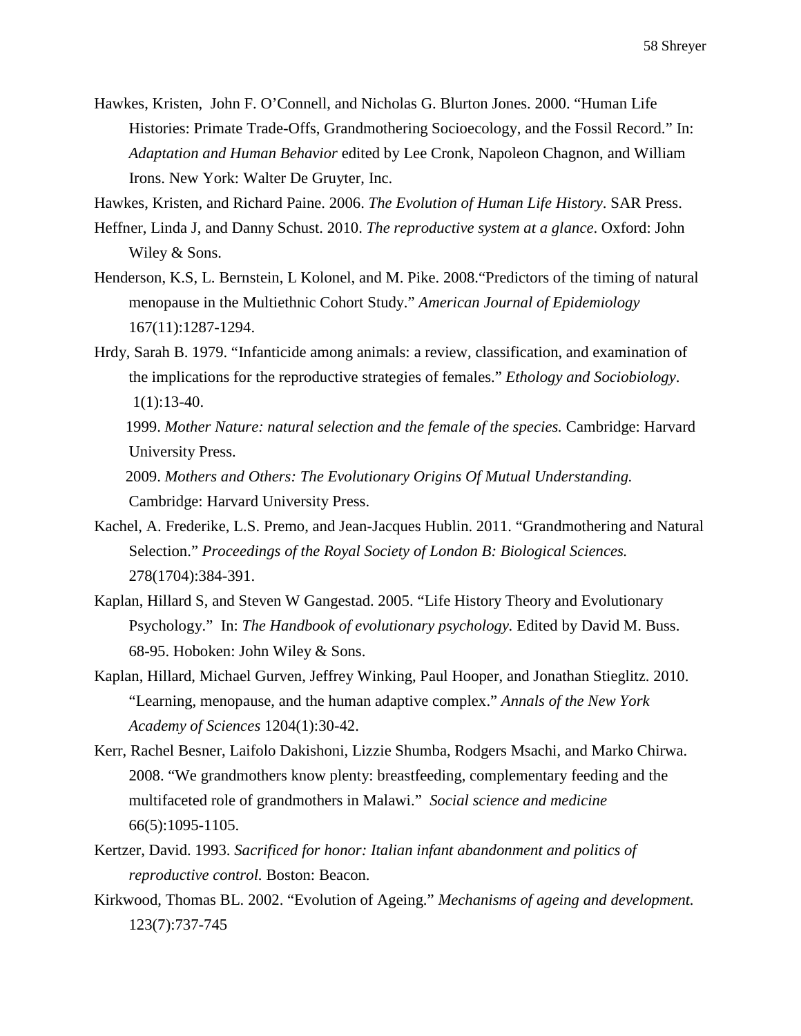Hawkes, Kristen, John F. O'Connell, and Nicholas G. Blurton Jones. 2000. "Human Life Histories: Primate Trade-Offs, Grandmothering Socioecology, and the Fossil Record." In: *Adaptation and Human Behavior* edited by Lee Cronk, Napoleon Chagnon, and William Irons. New York: Walter De Gruyter, Inc.

Hawkes, Kristen, and Richard Paine. 2006. *The Evolution of Human Life History*. SAR Press.

Heffner, Linda J, and Danny Schust. 2010. *The reproductive system at a glance*. Oxford: John Wiley & Sons.

Henderson, K.S, L. Bernstein, L Kolonel, and M. Pike. 2008."Predictors of the timing of natural menopause in the Multiethnic Cohort Study." *American Journal of Epidemiology* 167(11):1287-1294.

Hrdy, Sarah B. 1979. "Infanticide among animals: a review, classification, and examination of the implications for the reproductive strategies of females." *Ethology and Sociobiology*. 1(1):13-40.

1999. *Mother Nature: natural selection and the female of the species.* Cambridge: Harvard University Press.

2009. *Mothers and Others: The Evolutionary Origins Of Mutual Understanding.* Cambridge: Harvard University Press.

Kachel, A. Frederike, L.S. Premo, and Jean-Jacques Hublin. 2011. "Grandmothering and Natural Selection." *Proceedings of the Royal Society of London B: Biological Sciences.* 278(1704):384-391.

Kaplan, Hillard S, and Steven W Gangestad. 2005. "Life History Theory and Evolutionary Psychology." In: *The Handbook of evolutionary psychology.* Edited by David M. Buss. 68-95. Hoboken: John Wiley & Sons.

Kaplan, Hillard, Michael Gurven, Jeffrey Winking, Paul Hooper, and Jonathan Stieglitz. 2010. "Learning, menopause, and the human adaptive complex." *Annals of the New York Academy of Sciences* 1204(1):30-42.

Kerr, Rachel Besner, Laifolo Dakishoni, Lizzie Shumba, Rodgers Msachi, and Marko Chirwa. 2008. "We grandmothers know plenty: breastfeeding, complementary feeding and the multifaceted role of grandmothers in Malawi." *Social science and medicine* 66(5):1095-1105.

Kertzer, David. 1993. *Sacrificed for honor: Italian infant abandonment and politics of reproductive control*. Boston: Beacon.

Kirkwood, Thomas BL. 2002. "Evolution of Ageing." *Mechanisms of ageing and development.* 123(7):737-745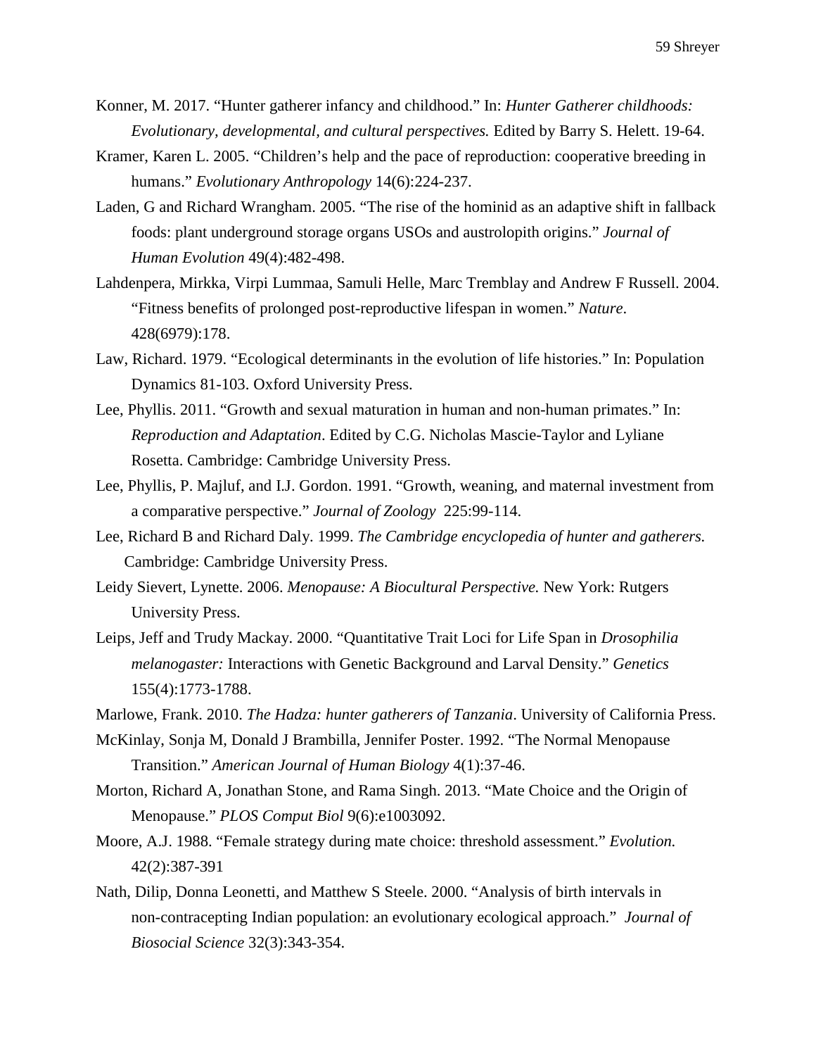Konner, M. 2017. “Hunter gatherer infancy and childhood.” In: *Hunter Gatherer childhoods: Evolutionary, developmental, and cultural perspectives.* Edited by Barry S. Helett. 19-64.

Kramer, Karen L. 2005. “Children’s help and the pace of reproduction: cooperative breeding in humans.” *Evolutionary Anthropology* 14(6):224-237.

Laden, G and Richard Wrangham. 2005. “The rise of the hominid as an adaptive shift in fallback foods: plant underground storage organs USOs and austrolopith origins.” *Journal of Human Evolution* 49(4):482-498.

Lahdenpera, Mirkka, Virpi Lummaa, Samuli Helle, Marc Tremblay and Andrew F Russell. 2004. “Fitness benefits of prolonged post-reproductive lifespan in women.” *Nature*. 428(6979):178.

Law, Richard. 1979. “Ecological determinants in the evolution of life histories.” In: Population Dynamics 81-103. Oxford University Press.

Lee, Phyllis. 2011. “Growth and sexual maturation in human and non-human primates.” In: *Reproduction and Adaptation*. Edited by C.G. Nicholas Mascie-Taylor and Lyliane Rosetta. Cambridge: Cambridge University Press.

Lee, Phyllis, P. Majluf, and I.J. Gordon. 1991. “Growth, weaning, and maternal investment from a comparative perspective.” *Journal of Zoology* 225:99-114.

Lee, Richard B and Richard Daly. 1999. *The Cambridge encyclopedia of hunter and gatherers.* Cambridge: Cambridge University Press.

Leidy Sievert, Lynette. 2006. *Menopause: A Biocultural Perspective.* New York: Rutgers University Press.

Leips, Jeff and Trudy Mackay. 2000. “Quantitative Trait Loci for Life Span in *Drosophilia melanogaster:* Interactions with Genetic Background and Larval Density.” *Genetics* 155(4):1773-1788.

Marlowe, Frank. 2010. *The Hadza: hunter gatherers of Tanzania*. University of California Press.

McKinlay, Sonja M, Donald J Brambilla, Jennifer Poster. 1992. “The Normal Menopause Transition.” *American Journal of Human Biology* 4(1):37-46.

Morton, Richard A, Jonathan Stone, and Rama Singh. 2013. “Mate Choice and the Origin of Menopause.” *PLOS Comput Biol* 9(6):e1003092.

Moore, A.J. 1988. “Female strategy during mate choice: threshold assessment.” *Evolution.* 42(2):387-391

Nath, Dilip, Donna Leonetti, and Matthew S Steele. 2000. “Analysis of birth intervals in non-contracepting Indian population: an evolutionary ecological approach.” *Journal of Biosocial Science* 32(3):343-354.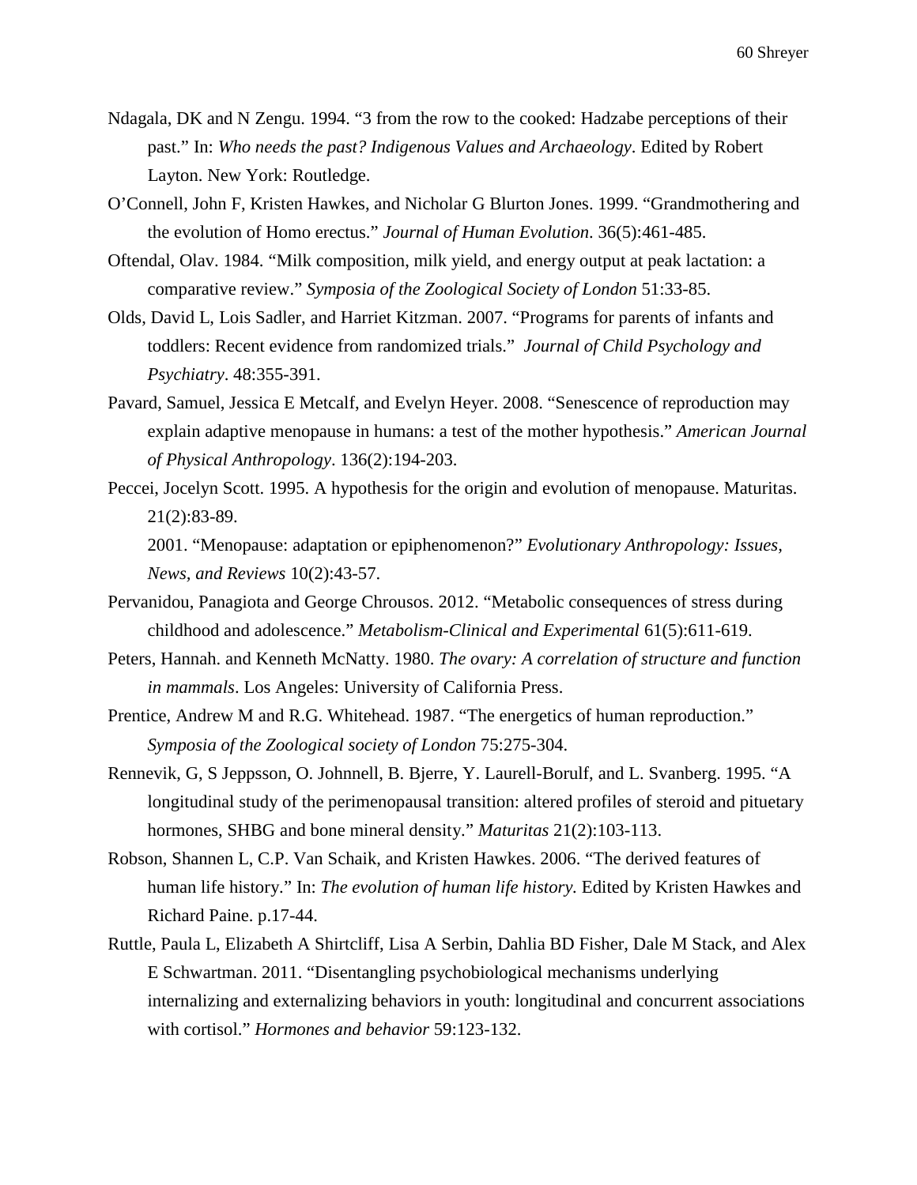Ndagala, DK and N Zengu. 1994. "3 from the row to the cooked: Hadzabe perceptions of their past." In: *Who needs the past? Indigenous Values and Archaeology*. Edited by Robert Layton. New York: Routledge.

O'Connell, John F, Kristen Hawkes, and Nicholar G Blurton Jones. 1999. "Grandmothering and the evolution of Homo erectus." *Journal of Human Evolution*. 36(5):461-485.

Oftendal, Olav. 1984. "Milk composition, milk yield, and energy output at peak lactation: a comparative review." *Symposia of the Zoological Society of London* 51:33-85.

Olds, David L, Lois Sadler, and Harriet Kitzman. 2007. "Programs for parents of infants and toddlers: Recent evidence from randomized trials." *Journal of Child Psychology and Psychiatry*. 48:355-391.

Pavard, Samuel, Jessica E Metcalf, and Evelyn Heyer. 2008. "Senescence of reproduction may explain adaptive menopause in humans: a test of the mother hypothesis." *American Journal of Physical Anthropology*. 136(2):194-203.

Peccei, Jocelyn Scott. 1995. A hypothesis for the origin and evolution of menopause. Maturitas. 21(2):83-89.

2001. "Menopause: adaptation or epiphenomenon?" *Evolutionary Anthropology: Issues, News, and Reviews* 10(2):43-57.

Pervanidou, Panagiota and George Chrousos. 2012. "Metabolic consequences of stress during childhood and adolescence." *Metabolism-Clinical and Experimental* 61(5):611-619.

Peters, Hannah. and Kenneth McNatty. 1980. *The ovary: A correlation of structure and function in mammals*. Los Angeles: University of California Press.

Prentice, Andrew M and R.G. Whitehead. 1987. "The energetics of human reproduction." *Symposia of the Zoological society of London* 75:275-304.

Rennevik, G, S Jeppsson, O. Johnnell, B. Bjerre, Y. Laurell-Borulf, and L. Svanberg. 1995. "A longitudinal study of the perimenopausal transition: altered profiles of steroid and pituetary hormones, SHBG and bone mineral density." *Maturitas* 21(2):103-113.

Robson, Shannen L, C.P. Van Schaik, and Kristen Hawkes. 2006. "The derived features of human life history." In: *The evolution of human life history.* Edited by Kristen Hawkes and Richard Paine. p.17-44.

Ruttle, Paula L, Elizabeth A Shirtcliff, Lisa A Serbin, Dahlia BD Fisher, Dale M Stack, and Alex E Schwartman. 2011. "Disentangling psychobiological mechanisms underlying internalizing and externalizing behaviors in youth: longitudinal and concurrent associations with cortisol." *Hormones and behavior* 59:123-132.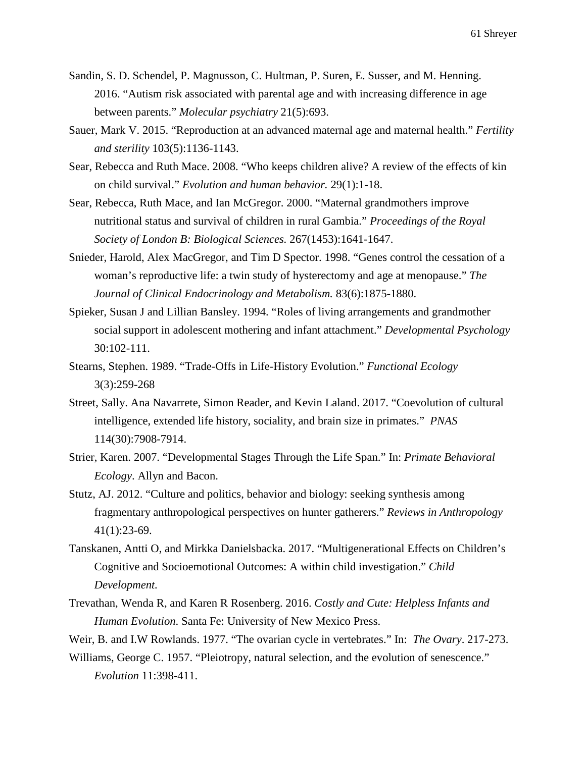Sandin, S. D. Schendel, P. Magnusson, C. Hultman, P. Suren, E. Susser, and M. Henning. 2016. "Autism risk associated with parental age and with increasing difference in age between parents." *Molecular psychiatry* 21(5):693.

Sauer, Mark V. 2015. "Reproduction at an advanced maternal age and maternal health." *Fertility and sterility* 103(5):1136-1143.

Sear, Rebecca and Ruth Mace. 2008. "Who keeps children alive? A review of the effects of kin on child survival." *Evolution and human behavior.* 29(1):1-18.

Sear, Rebecca, Ruth Mace, and Ian McGregor. 2000. "Maternal grandmothers improve nutritional status and survival of children in rural Gambia." *Proceedings of the Royal Society of London B: Biological Sciences.* 267(1453):1641-1647.

Snieder, Harold, Alex MacGregor, and Tim D Spector. 1998. "Genes control the cessation of a woman's reproductive life: a twin study of hysterectomy and age at menopause." *The Journal of Clinical Endocrinology and Metabolism.* 83(6):1875-1880.

Spieker, Susan J and Lillian Bansley. 1994. "Roles of living arrangements and grandmother social support in adolescent mothering and infant attachment." *Developmental Psychology* 30:102-111.

Stearns, Stephen. 1989. "Trade-Offs in Life-History Evolution." *Functional Ecology* 3(3):259-268

Street, Sally. Ana Navarrete, Simon Reader, and Kevin Laland. 2017. "Coevolution of cultural intelligence, extended life history, sociality, and brain size in primates." *PNAS* 114(30):7908-7914.

Strier, Karen. 2007. "Developmental Stages Through the Life Span." In: *Primate Behavioral Ecology*. Allyn and Bacon.

Stutz, AJ. 2012. "Culture and politics, behavior and biology: seeking synthesis among fragmentary anthropological perspectives on hunter gatherers." *Reviews in Anthropology* 41(1):23-69.

Tanskanen, Antti O, and Mirkka Danielsbacka. 2017. "Multigenerational Effects on Children's Cognitive and Socioemotional Outcomes: A within child investigation." *Child Development.*

Trevathan, Wenda R, and Karen R Rosenberg. 2016. *Costly and Cute: Helpless Infants and Human Evolution.* Santa Fe: University of New Mexico Press.

Weir, B. and I.W Rowlands. 1977. "The ovarian cycle in vertebrates." In: *The Ovary*. 217-273.

Williams, George C. 1957. "Pleiotropy, natural selection, and the evolution of senescence." *Evolution* 11:398-411.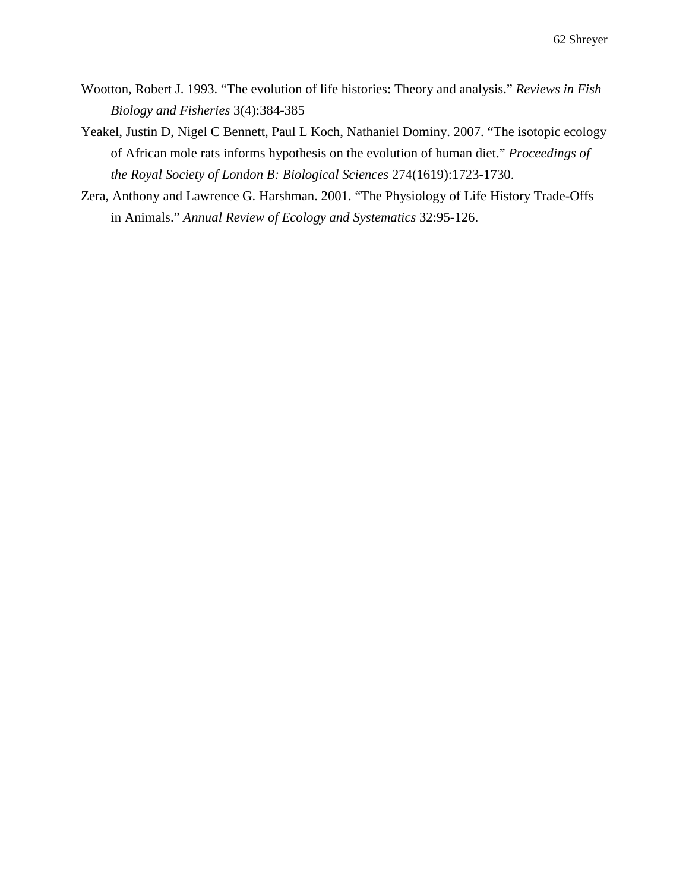Wootton, Robert J. 1993. "The evolution of life histories: Theory and analysis." *Reviews in Fish Biology and Fisheries* 3(4):384-385

Yeakel, Justin D, Nigel C Bennett, Paul L Koch, Nathaniel Dominy. 2007. "The isotopic ecology of African mole rats informs hypothesis on the evolution of human diet." *Proceedings of the Royal Society of London B: Biological Sciences* 274(1619):1723-1730.

Zera, Anthony and Lawrence G. Harshman. 2001. "The Physiology of Life History Trade-Offs in Animals." *Annual Review of Ecology and Systematics* 32:95-126.